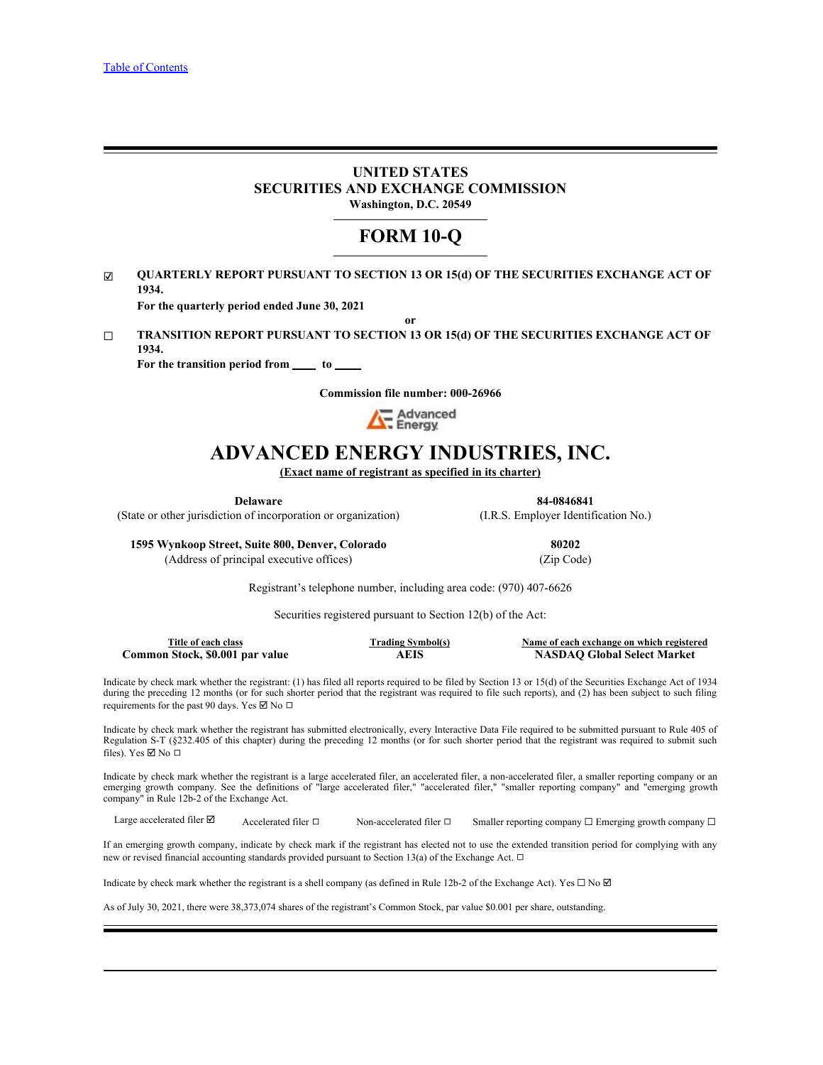Table of Contents

# UNITED STATES
# SECURITIES AND EXCHANGE COMMISSION
**Washington, D.C. 20549**

# FORM 10-Q

☑ **QUARTERLY REPORT PURSUANT TO SECTION 13 OR 15(d) OF THE SECURITIES EXCHANGE ACT OF 1934.**

**For the quarterly period ended June 30, 2021**

**or**

☐ **TRANSITION REPORT PURSUANT TO SECTION 13 OR 15(d) OF THE SECURITIES EXCHANGE ACT OF 1934.**

**For the transition period from \_\_\_\_ to \_\_\_\_**

**Commission file number: 000-26966**

# ADVANCED ENERGY INDUSTRIES, INC.

**(Exact name of registrant as specified in its charter)**

| **Delaware** | **84-0846841** |
|---|---|
| (State or other jurisdiction of incorporation or organization) | (I.R.S. Employer Identification No.) |
| **1595 Wynkoop Street, Suite 800, Denver, Colorado** | **80202** |
| (Address of principal executive offices) | (Zip Code) |

Registrant's telephone number, including area code: (970) 407-6626

Securities registered pursuant to Section 12(b) of the Act:

| Title of each class | Trading Symbol(s) | Name of each exchange on which registered |
|---|---|---|
| **Common Stock, $0.001 par value** | **AEIS** | **NASDAQ Global Select Market** |

Indicate by check mark whether the registrant: (1) has filed all reports required to be filed by Section 13 or 15(d) of the Securities Exchange Act of 1934 during the preceding 12 months (or for such shorter period that the registrant was required to file such reports), and (2) has been subject to such filing requirements for the past 90 days. Yes ☑ No ☐

Indicate by check mark whether the registrant has submitted electronically, every Interactive Data File required to be submitted pursuant to Rule 405 of Regulation S-T (§232.405 of this chapter) during the preceding 12 months (or for such shorter period that the registrant was required to submit such files). Yes ☑ No ☐

Indicate by check mark whether the registrant is a large accelerated filer, an accelerated filer, a non-accelerated filer, a smaller reporting company or an emerging growth company. See the definitions of "large accelerated filer," "accelerated filer," "smaller reporting company" and "emerging growth company" in Rule 12b-2 of the Exchange Act.

Large accelerated filer ☑ Accelerated filer ☐ Non-accelerated filer ☐ Smaller reporting company ☐ Emerging growth company ☐

If an emerging growth company, indicate by check mark if the registrant has elected not to use the extended transition period for complying with any new or revised financial accounting standards provided pursuant to Section 13(a) of the Exchange Act. ☐

Indicate by check mark whether the registrant is a shell company (as defined in Rule 12b-2 of the Exchange Act). Yes ☐ No ☑

As of July 30, 2021, there were 38,373,074 shares of the registrant's Common Stock, par value $0.001 per share, outstanding.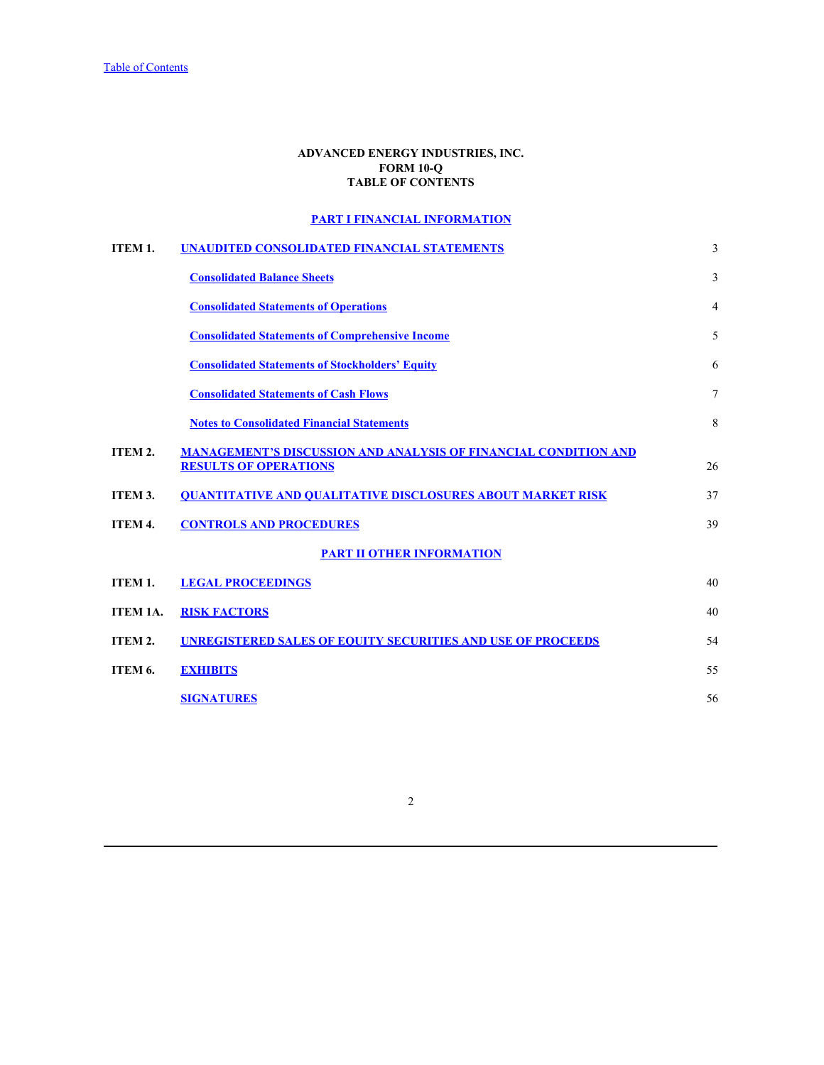**ADVANCED ENERGY INDUSTRIES, INC.**
**FORM 10-Q**
**TABLE OF CONTENTS**

**PART I FINANCIAL INFORMATION**

| | | |
|---|---|---|
| **ITEM 1.** | **UNAUDITED CONSOLIDATED FINANCIAL STATEMENTS** | 3 |
| | **Consolidated Balance Sheets** | 3 |
| | **Consolidated Statements of Operations** | 4 |
| | **Consolidated Statements of Comprehensive Income** | 5 |
| | **Consolidated Statements of Stockholders' Equity** | 6 |
| | **Consolidated Statements of Cash Flows** | 7 |
| | **Notes to Consolidated Financial Statements** | 8 |
| **ITEM 2.** | **MANAGEMENT'S DISCUSSION AND ANALYSIS OF FINANCIAL CONDITION AND RESULTS OF OPERATIONS** | 26 |
| **ITEM 3.** | **QUANTITATIVE AND QUALITATIVE DISCLOSURES ABOUT MARKET RISK** | 37 |
| **ITEM 4.** | **CONTROLS AND PROCEDURES** | 39 |

**PART II OTHER INFORMATION**

| | | |
|---|---|---|
| **ITEM 1.** | **LEGAL PROCEEDINGS** | 40 |
| **ITEM 1A.** | **RISK FACTORS** | 40 |
| **ITEM 2.** | **UNREGISTERED SALES OF EQUITY SECURITIES AND USE OF PROCEEDS** | 54 |
| **ITEM 6.** | **EXHIBITS** | 55 |
| | **SIGNATURES** | 56 |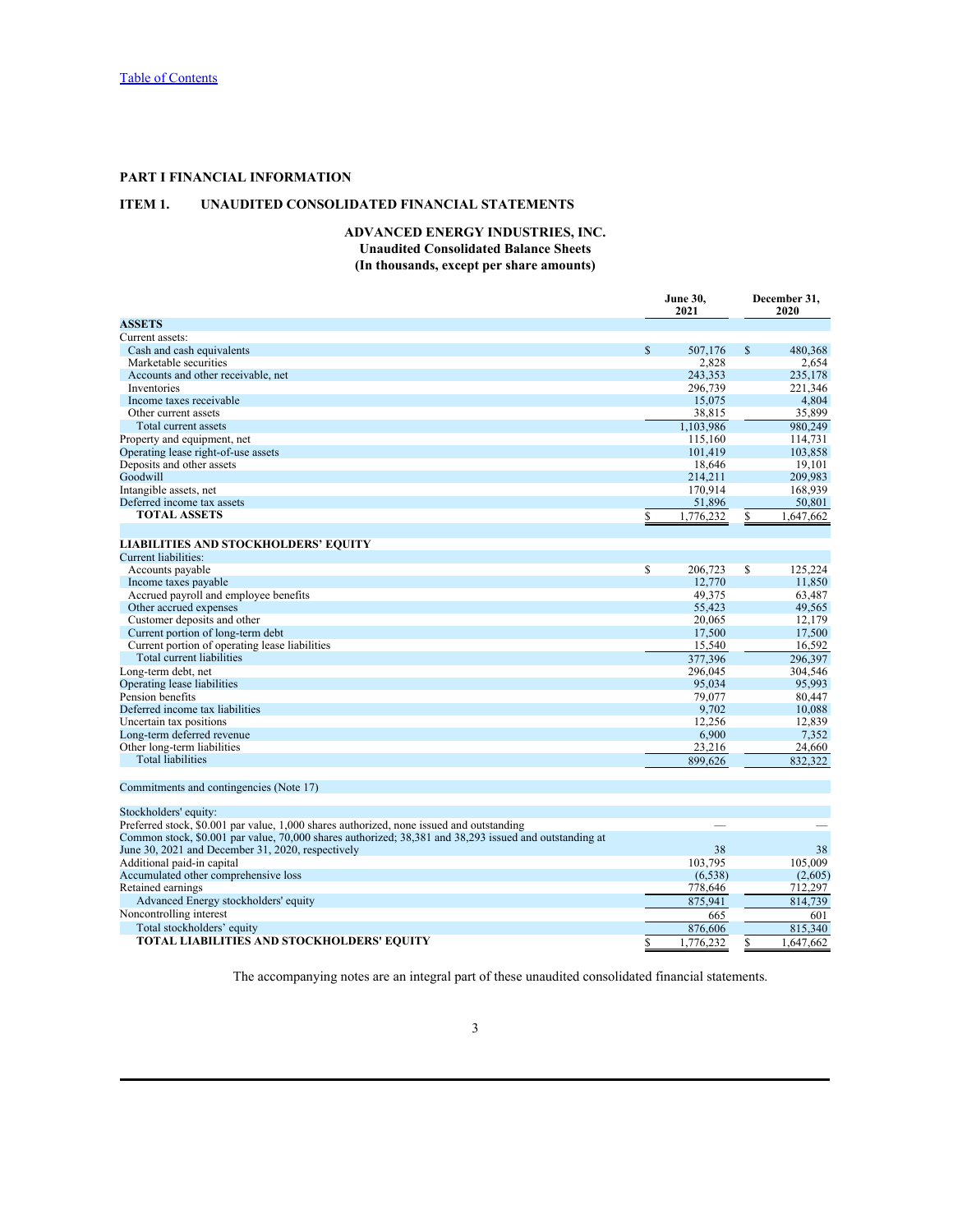[Table of Contents](#)

# PART I FINANCIAL INFORMATION

## ITEM 1. UNAUDITED CONSOLIDATED FINANCIAL STATEMENTS

### ADVANCED ENERGY INDUSTRIES, INC.
### Unaudited Consolidated Balance Sheets
### (In thousands, except per share amounts)

| | June 30, 2021 | December 31, 2020 |
|---|---|---|
| **ASSETS** | | |
| Current assets: | | |
| Cash and cash equivalents | $ 507,176 | $ 480,368 |
| Marketable securities | 2,828 | 2,654 |
| Accounts and other receivable, net | 243,353 | 235,178 |
| Inventories | 296,739 | 221,346 |
| Income taxes receivable | 15,075 | 4,804 |
| Other current assets | 38,815 | 35,899 |
| Total current assets | 1,103,986 | 980,249 |
| Property and equipment, net | 115,160 | 114,731 |
| Operating lease right-of-use assets | 101,419 | 103,858 |
| Deposits and other assets | 18,646 | 19,101 |
| Goodwill | 214,211 | 209,983 |
| Intangible assets, net | 170,914 | 168,939 |
| Deferred income tax assets | 51,896 | 50,801 |
| **TOTAL ASSETS** | $ 1,776,232 | $ 1,647,662 |
| | | |
| **LIABILITIES AND STOCKHOLDERS' EQUITY** | | |
| Current liabilities: | | |
| Accounts payable | $ 206,723 | $ 125,224 |
| Income taxes payable | 12,770 | 11,850 |
| Accrued payroll and employee benefits | 49,375 | 63,487 |
| Other accrued expenses | 55,423 | 49,565 |
| Customer deposits and other | 20,065 | 12,179 |
| Current portion of long-term debt | 17,500 | 17,500 |
| Current portion of operating lease liabilities | 15,540 | 16,592 |
| Total current liabilities | 377,396 | 296,397 |
| Long-term debt, net | 296,045 | 304,546 |
| Operating lease liabilities | 95,034 | 95,993 |
| Pension benefits | 79,077 | 80,447 |
| Deferred income tax liabilities | 9,702 | 10,088 |
| Uncertain tax positions | 12,256 | 12,839 |
| Long-term deferred revenue | 6,900 | 7,352 |
| Other long-term liabilities | 23,216 | 24,660 |
| Total liabilities | 899,626 | 832,322 |
| | | |
| Commitments and contingencies (Note 17) | | |
| | | |
| Stockholders' equity: | | |
| Preferred stock, $0.001 par value, 1,000 shares authorized, none issued and outstanding | — | — |
| Common stock, $0.001 par value, 70,000 shares authorized; 38,381 and 38,293 issued and outstanding at June 30, 2021 and December 31, 2020, respectively | 38 | 38 |
| Additional paid-in capital | 103,795 | 105,009 |
| Accumulated other comprehensive loss | (6,538) | (2,605) |
| Retained earnings | 778,646 | 712,297 |
| Advanced Energy stockholders' equity | 875,941 | 814,739 |
| Noncontrolling interest | 665 | 601 |
| Total stockholders' equity | 876,606 | 815,340 |
| **TOTAL LIABILITIES AND STOCKHOLDERS' EQUITY** | $ 1,776,232 | $ 1,647,662 |

The accompanying notes are an integral part of these unaudited consolidated financial statements.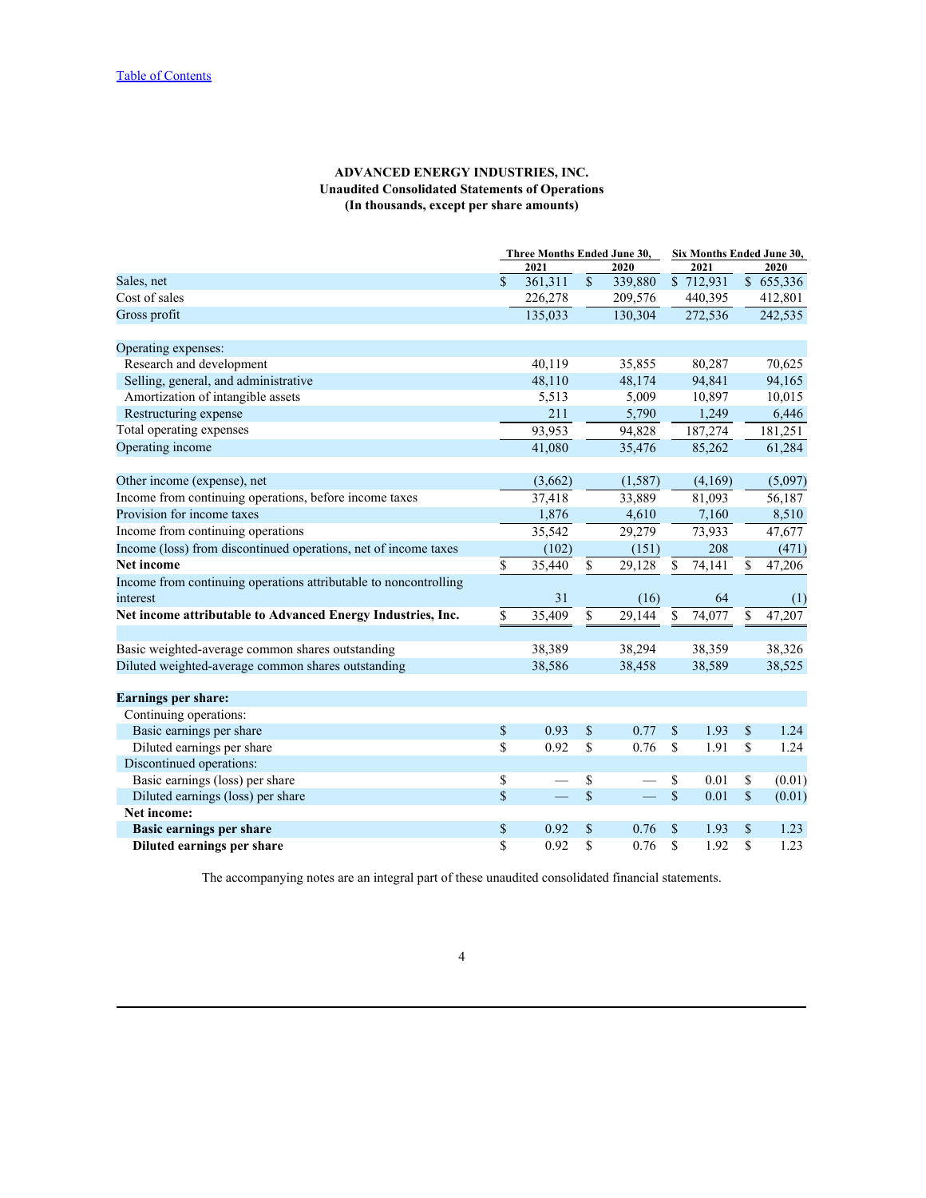**ADVANCED ENERGY INDUSTRIES, INC.**
**Unaudited Consolidated Statements of Operations**
**(In thousands, except per share amounts)**

| | Three Months Ended June 30, | | Six Months Ended June 30, | |
|---|---|---|---|---|
| | 2021 | 2020 | 2021 | 2020 |
| Sales, net | $ 361,311 | $ 339,880 | $ 712,931 | $ 655,336 |
| Cost of sales | 226,278 | 209,576 | 440,395 | 412,801 |
| Gross profit | 135,033 | 130,304 | 272,536 | 242,535 |
| | | | | |
| Operating expenses: | | | | |
| Research and development | 40,119 | 35,855 | 80,287 | 70,625 |
| Selling, general, and administrative | 48,110 | 48,174 | 94,841 | 94,165 |
| Amortization of intangible assets | 5,513 | 5,009 | 10,897 | 10,015 |
| Restructuring expense | 211 | 5,790 | 1,249 | 6,446 |
| Total operating expenses | 93,953 | 94,828 | 187,274 | 181,251 |
| Operating income | 41,080 | 35,476 | 85,262 | 61,284 |
| | | | | |
| Other income (expense), net | (3,662) | (1,587) | (4,169) | (5,097) |
| Income from continuing operations, before income taxes | 37,418 | 33,889 | 81,093 | 56,187 |
| Provision for income taxes | 1,876 | 4,610 | 7,160 | 8,510 |
| Income from continuing operations | 35,542 | 29,279 | 73,933 | 47,677 |
| Income (loss) from discontinued operations, net of income taxes | (102) | (151) | 208 | (471) |
| **Net income** | $ 35,440 | $ 29,128 | $ 74,141 | $ 47,206 |
| Income from continuing operations attributable to noncontrolling interest | 31 | (16) | 64 | (1) |
| **Net income attributable to Advanced Energy Industries, Inc.** | $ 35,409 | $ 29,144 | $ 74,077 | $ 47,207 |
| | | | | |
| Basic weighted-average common shares outstanding | 38,389 | 38,294 | 38,359 | 38,326 |
| Diluted weighted-average common shares outstanding | 38,586 | 38,458 | 38,589 | 38,525 |
| | | | | |
| **Earnings per share:** | | | | |
| Continuing operations: | | | | |
| Basic earnings per share | $ 0.93 | $ 0.77 | $ 1.93 | $ 1.24 |
| Diluted earnings per share | $ 0.92 | $ 0.76 | $ 1.91 | $ 1.24 |
| Discontinued operations: | | | | |
| Basic earnings (loss) per share | $ — | $ — | $ 0.01 | $ (0.01) |
| Diluted earnings (loss) per share | $ — | $ — | $ 0.01 | $ (0.01) |
| **Net income:** | | | | |
| **Basic earnings per share** | $ 0.92 | $ 0.76 | $ 1.93 | $ 1.23 |
| **Diluted earnings per share** | $ 0.92 | $ 0.76 | $ 1.92 | $ 1.23 |

The accompanying notes are an integral part of these unaudited consolidated financial statements.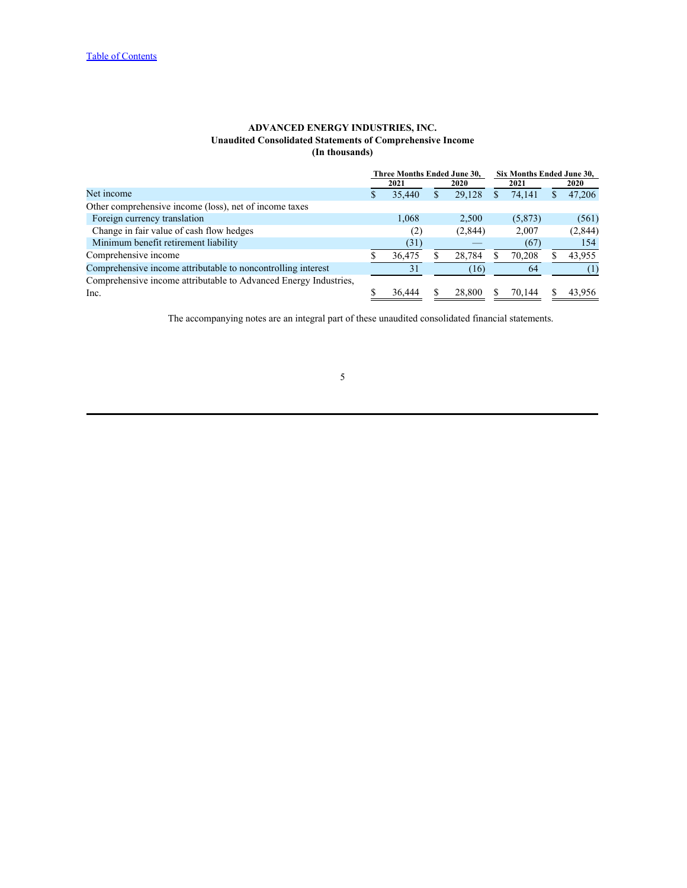# ADVANCED ENERGY INDUSTRIES, INC.
## Unaudited Consolidated Statements of Comprehensive Income
### (In thousands)

| | Three Months Ended June 30, | | Six Months Ended June 30, | |
|---|---|---|---|---|
| | 2021 | 2020 | 2021 | 2020 |
| Net income | $ 35,440 | $ 29,128 | $ 74,141 | $ 47,206 |
| Other comprehensive income (loss), net of income taxes | | | | |
| Foreign currency translation | 1,068 | 2,500 | (5,873) | (561) |
| Change in fair value of cash flow hedges | (2) | (2,844) | 2,007 | (2,844) |
| Minimum benefit retirement liability | (31) | — | (67) | 154 |
| Comprehensive income | $ 36,475 | $ 28,784 | $ 70,208 | $ 43,955 |
| Comprehensive income attributable to noncontrolling interest | 31 | (16) | 64 | (1) |
| Comprehensive income attributable to Advanced Energy Industries, Inc. | $ 36,444 | $ 28,800 | $ 70,144 | $ 43,956 |

The accompanying notes are an integral part of these unaudited consolidated financial statements.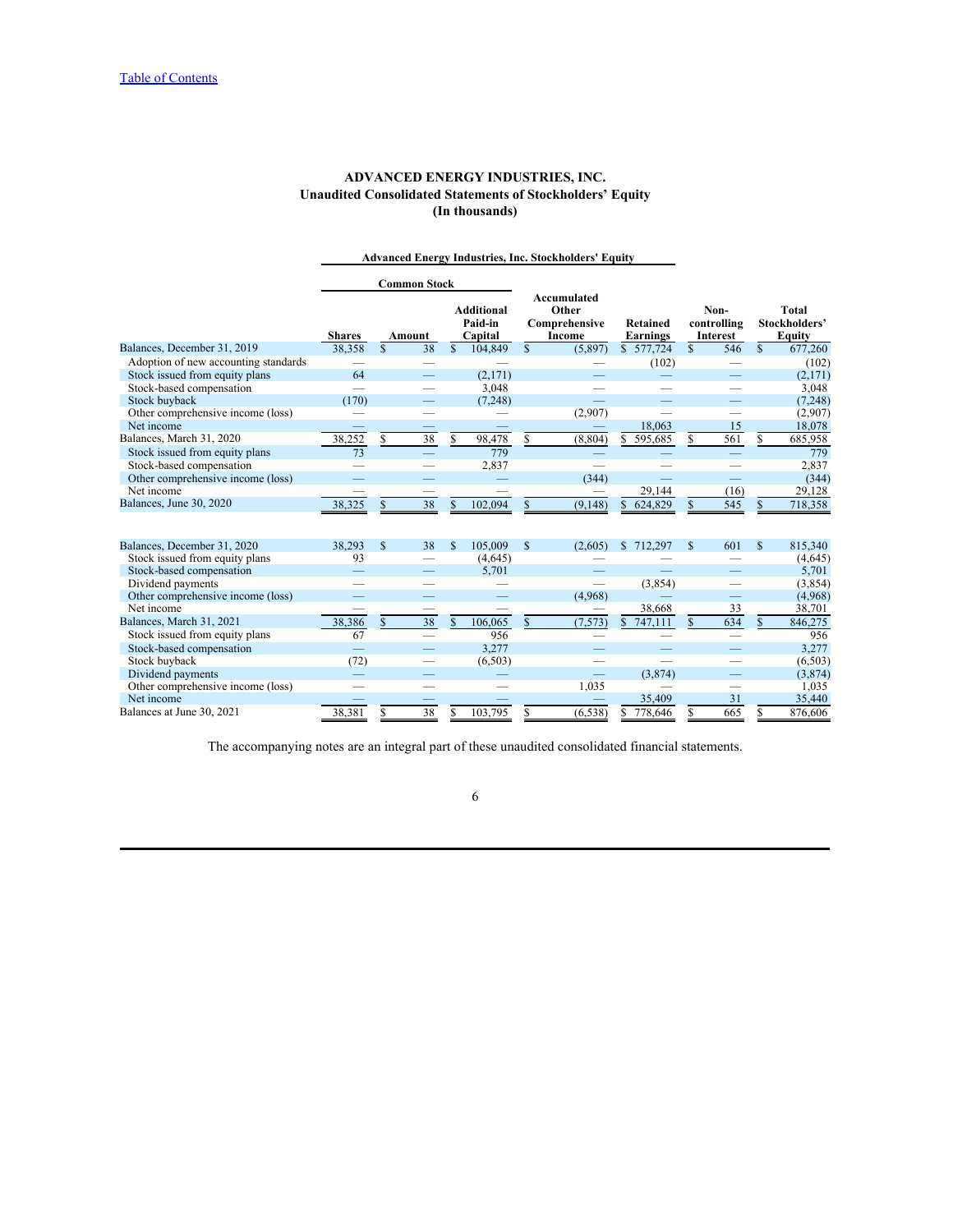Table of Contents

# ADVANCED ENERGY INDUSTRIES, INC.
## Unaudited Consolidated Statements of Stockholders' Equity
### (In thousands)

| | Advanced Energy Industries, Inc. Stockholders' Equity | | | | | | |
|---|---|---|---|---|---|---|---|
| | Common Stock | | | | | | |
| | Shares | Amount | Additional Paid-in Capital | Accumulated Other Comprehensive Income | Retained Earnings | Non-controlling Interest | Total Stockholders' Equity |
| Balances, December 31, 2019 | 38,358 | $ 38 | $ 104,849 | $ (5,897) | $ 577,724 | $ 546 | $ 677,260 |
| Adoption of new accounting standards | — | — | — | — | (102) | — | (102) |
| Stock issued from equity plans | 64 | — | (2,171) | — | — | — | (2,171) |
| Stock-based compensation | — | — | 3,048 | — | — | — | 3,048 |
| Stock buyback | (170) | — | (7,248) | — | — | — | (7,248) |
| Other comprehensive income (loss) | — | — | — | (2,907) | — | — | (2,907) |
| Net income | — | — | — | — | 18,063 | 15 | 18,078 |
| Balances, March 31, 2020 | 38,252 | $ 38 | $ 98,478 | $ (8,804) | $ 595,685 | $ 561 | $ 685,958 |
| Stock issued from equity plans | 73 | — | 779 | — | — | — | 779 |
| Stock-based compensation | — | — | 2,837 | — | — | — | 2,837 |
| Other comprehensive income (loss) | — | — | — | (344) | — | — | (344) |
| Net income | — | — | — | — | 29,144 | (16) | 29,128 |
| Balances, June 30, 2020 | 38,325 | $ 38 | $ 102,094 | $ (9,148) | $ 624,829 | $ 545 | $ 718,358 |
| | | | | | | | |
| Balances, December 31, 2020 | 38,293 | $ 38 | $ 105,009 | $ (2,605) | $ 712,297 | $ 601 | $ 815,340 |
| Stock issued from equity plans | 93 | — | (4,645) | — | — | — | (4,645) |
| Stock-based compensation | — | — | 5,701 | — | — | — | 5,701 |
| Dividend payments | — | — | — | — | (3,854) | — | (3,854) |
| Other comprehensive income (loss) | — | — | — | (4,968) | — | — | (4,968) |
| Net income | — | — | — | — | 38,668 | 33 | 38,701 |
| Balances, March 31, 2021 | 38,386 | $ 38 | $ 106,065 | $ (7,573) | $ 747,111 | $ 634 | $ 846,275 |
| Stock issued from equity plans | 67 | — | 956 | — | — | — | 956 |
| Stock-based compensation | — | — | 3,277 | — | — | — | 3,277 |
| Stock buyback | (72) | — | (6,503) | — | — | — | (6,503) |
| Dividend payments | — | — | — | — | (3,874) | — | (3,874) |
| Other comprehensive income (loss) | — | — | — | 1,035 | — | — | 1,035 |
| Net income | — | — | — | — | 35,409 | 31 | 35,440 |
| Balances at June 30, 2021 | 38,381 | $ 38 | $ 103,795 | $ (6,538) | $ 778,646 | $ 665 | $ 876,606 |

The accompanying notes are an integral part of these unaudited consolidated financial statements.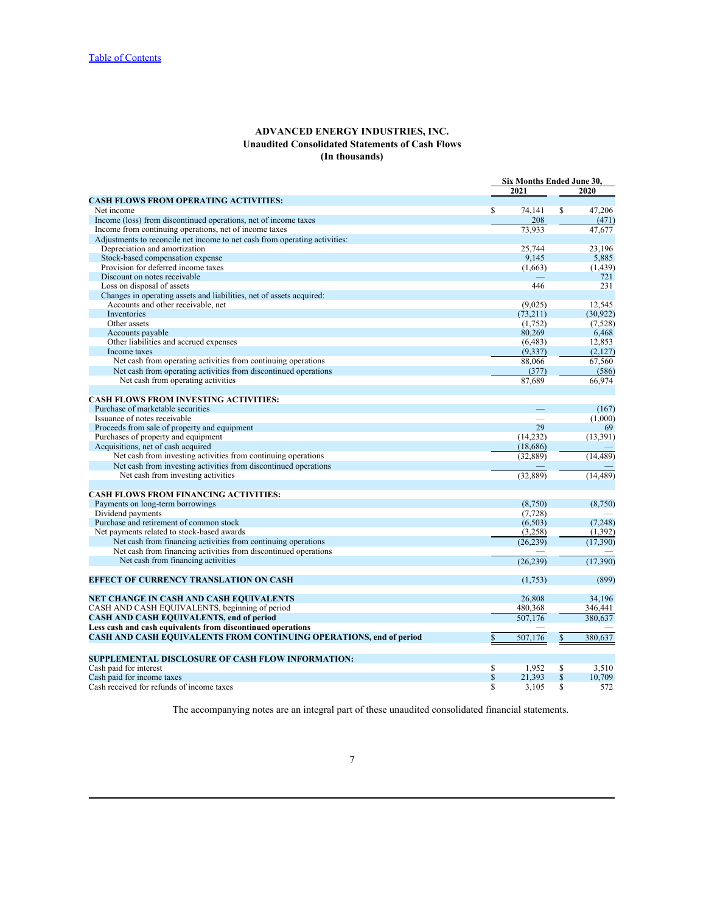Table of Contents

**ADVANCED ENERGY INDUSTRIES, INC.**
**Unaudited Consolidated Statements of Cash Flows**
**(In thousands)**

| | Six Months Ended June 30, | |
|---|---|---|
| | 2021 | 2020 |
| **CASH FLOWS FROM OPERATING ACTIVITIES:** | | |
| Net income | $ 74,141 | $ 47,206 |
| Income (loss) from discontinued operations, net of income taxes | 208 | (471) |
| Income from continuing operations, net of income taxes | 73,933 | 47,677 |
| Adjustments to reconcile net income to net cash from operating activities: | | |
| Depreciation and amortization | 25,744 | 23,196 |
| Stock-based compensation expense | 9,145 | 5,885 |
| Provision for deferred income taxes | (1,663) | (1,439) |
| Discount on notes receivable | — | 721 |
| Loss on disposal of assets | 446 | 231 |
| Changes in operating assets and liabilities, net of assets acquired: | | |
| Accounts and other receivable, net | (9,025) | 12,545 |
| Inventories | (73,211) | (30,922) |
| Other assets | (1,752) | (7,528) |
| Accounts payable | 80,269 | 6,468 |
| Other liabilities and accrued expenses | (6,483) | 12,853 |
| Income taxes | (9,337) | (2,127) |
| Net cash from operating activities from continuing operations | 88,066 | 67,560 |
| Net cash from operating activities from discontinued operations | (377) | (586) |
| Net cash from operating activities | 87,689 | 66,974 |
| | | |
| **CASH FLOWS FROM INVESTING ACTIVITIES:** | | |
| Purchase of marketable securities | — | (167) |
| Issuance of notes receivable | — | (1,000) |
| Proceeds from sale of property and equipment | 29 | 69 |
| Purchases of property and equipment | (14,232) | (13,391) |
| Acquisitions, net of cash acquired | (18,686) | — |
| Net cash from investing activities from continuing operations | (32,889) | (14,489) |
| Net cash from investing activities from discontinued operations | — | — |
| Net cash from investing activities | (32,889) | (14,489) |
| | | |
| **CASH FLOWS FROM FINANCING ACTIVITIES:** | | |
| Payments on long-term borrowings | (8,750) | (8,750) |
| Dividend payments | (7,728) | — |
| Purchase and retirement of common stock | (6,503) | (7,248) |
| Net payments related to stock-based awards | (3,258) | (1,392) |
| Net cash from financing activities from continuing operations | (26,239) | (17,390) |
| Net cash from financing activities from discontinued operations | — | — |
| Net cash from financing activities | (26,239) | (17,390) |
| | | |
| **EFFECT OF CURRENCY TRANSLATION ON CASH** | (1,753) | (899) |
| | | |
| **NET CHANGE IN CASH AND CASH EQUIVALENTS** | 26,808 | 34,196 |
| CASH AND CASH EQUIVALENTS, beginning of period | 480,368 | 346,441 |
| **CASH AND CASH EQUIVALENTS, end of period** | 507,176 | 380,637 |
| **Less cash and cash equivalents from discontinued operations** | — | — |
| **CASH AND CASH EQUIVALENTS FROM CONTINUING OPERATIONS, end of period** | $ 507,176 | $ 380,637 |
| | | |
| **SUPPLEMENTAL DISCLOSURE OF CASH FLOW INFORMATION:** | | |
| Cash paid for interest | $ 1,952 | $ 3,510 |
| Cash paid for income taxes | $ 21,393 | $ 10,709 |
| Cash received for refunds of income taxes | $ 3,105 | $ 572 |

The accompanying notes are an integral part of these unaudited consolidated financial statements.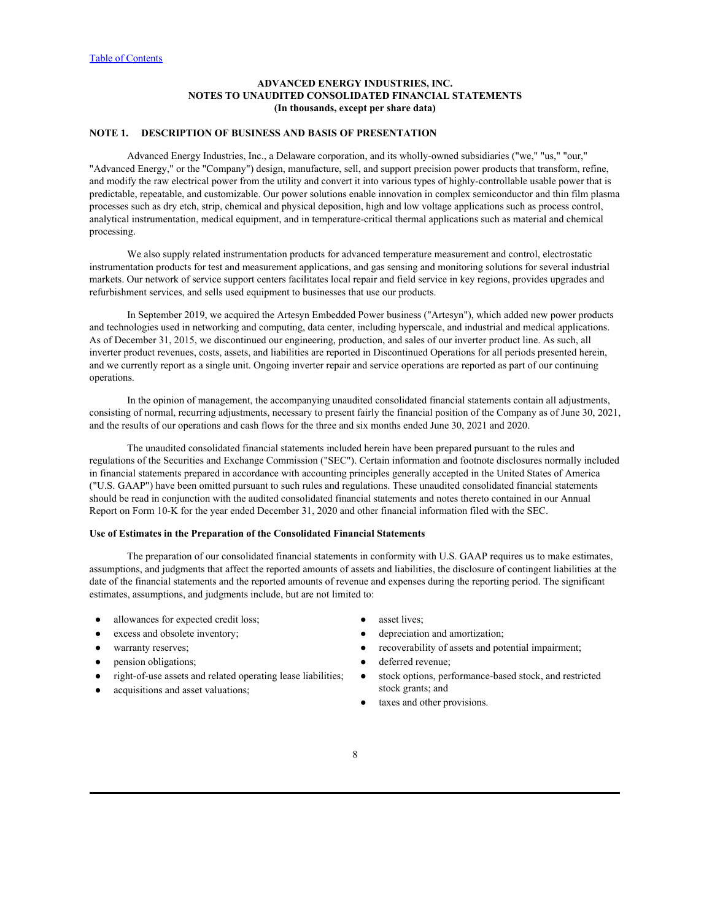**ADVANCED ENERGY INDUSTRIES, INC.**
**NOTES TO UNAUDITED CONSOLIDATED FINANCIAL STATEMENTS**
**(In thousands, except per share data)**

## NOTE 1. DESCRIPTION OF BUSINESS AND BASIS OF PRESENTATION

Advanced Energy Industries, Inc., a Delaware corporation, and its wholly-owned subsidiaries ("we," "us," "our," "Advanced Energy," or the "Company") design, manufacture, sell, and support precision power products that transform, refine, and modify the raw electrical power from the utility and convert it into various types of highly-controllable usable power that is predictable, repeatable, and customizable. Our power solutions enable innovation in complex semiconductor and thin film plasma processes such as dry etch, strip, chemical and physical deposition, high and low voltage applications such as process control, analytical instrumentation, medical equipment, and in temperature-critical thermal applications such as material and chemical processing.

We also supply related instrumentation products for advanced temperature measurement and control, electrostatic instrumentation products for test and measurement applications, and gas sensing and monitoring solutions for several industrial markets. Our network of service support centers facilitates local repair and field service in key regions, provides upgrades and refurbishment services, and sells used equipment to businesses that use our products.

In September 2019, we acquired the Artesyn Embedded Power business ("Artesyn"), which added new power products and technologies used in networking and computing, data center, including hyperscale, and industrial and medical applications. As of December 31, 2015, we discontinued our engineering, production, and sales of our inverter product line. As such, all inverter product revenues, costs, assets, and liabilities are reported in Discontinued Operations for all periods presented herein, and we currently report as a single unit. Ongoing inverter repair and service operations are reported as part of our continuing operations.

In the opinion of management, the accompanying unaudited consolidated financial statements contain all adjustments, consisting of normal, recurring adjustments, necessary to present fairly the financial position of the Company as of June 30, 2021, and the results of our operations and cash flows for the three and six months ended June 30, 2021 and 2020.

The unaudited consolidated financial statements included herein have been prepared pursuant to the rules and regulations of the Securities and Exchange Commission ("SEC"). Certain information and footnote disclosures normally included in financial statements prepared in accordance with accounting principles generally accepted in the United States of America ("U.S. GAAP") have been omitted pursuant to such rules and regulations. These unaudited consolidated financial statements should be read in conjunction with the audited consolidated financial statements and notes thereto contained in our Annual Report on Form 10-K for the year ended December 31, 2020 and other financial information filed with the SEC.

### Use of Estimates in the Preparation of the Consolidated Financial Statements

The preparation of our consolidated financial statements in conformity with U.S. GAAP requires us to make estimates, assumptions, and judgments that affect the reported amounts of assets and liabilities, the disclosure of contingent liabilities at the date of the financial statements and the reported amounts of revenue and expenses during the reporting period. The significant estimates, assumptions, and judgments include, but are not limited to:

- allowances for expected credit loss;
- excess and obsolete inventory;
- warranty reserves;
- pension obligations;
- right-of-use assets and related operating lease liabilities;
- acquisitions and asset valuations;
- asset lives;
- depreciation and amortization;
- recoverability of assets and potential impairment;
- deferred revenue;
- stock options, performance-based stock, and restricted stock grants; and
- taxes and other provisions.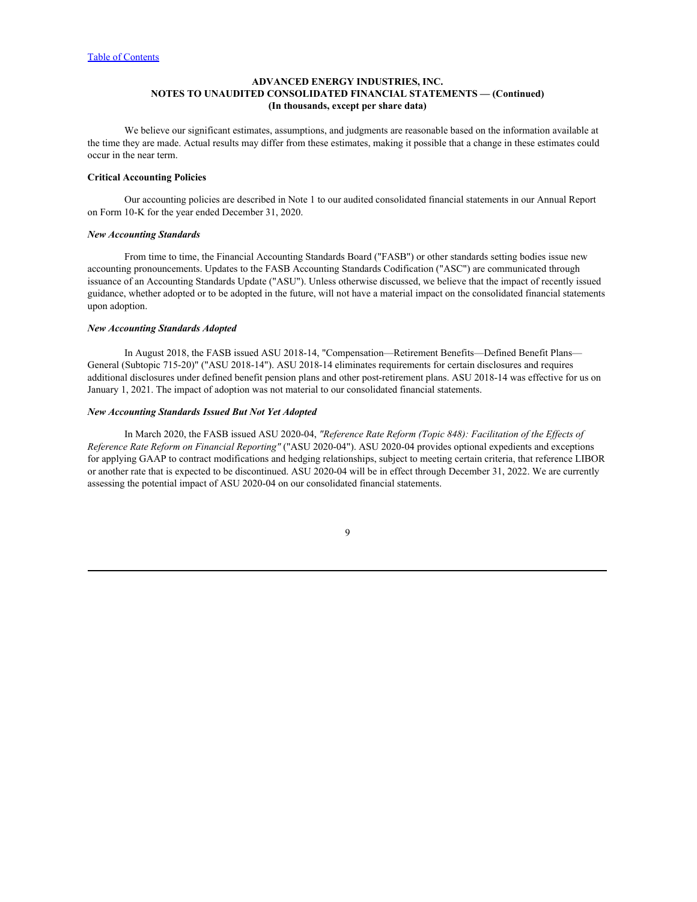We believe our significant estimates, assumptions, and judgments are reasonable based on the information available at the time they are made. Actual results may differ from these estimates, making it possible that a change in these estimates could occur in the near term.

**Critical Accounting Policies**

Our accounting policies are described in Note 1 to our audited consolidated financial statements in our Annual Report on Form 10-K for the year ended December 31, 2020.

***New Accounting Standards***

From time to time, the Financial Accounting Standards Board ("FASB") or other standards setting bodies issue new accounting pronouncements. Updates to the FASB Accounting Standards Codification ("ASC") are communicated through issuance of an Accounting Standards Update ("ASU"). Unless otherwise discussed, we believe that the impact of recently issued guidance, whether adopted or to be adopted in the future, will not have a material impact on the consolidated financial statements upon adoption.

***New Accounting Standards Adopted***

In August 2018, the FASB issued ASU 2018-14, "Compensation—Retirement Benefits—Defined Benefit Plans—General (Subtopic 715-20)" ("ASU 2018-14"). ASU 2018-14 eliminates requirements for certain disclosures and requires additional disclosures under defined benefit pension plans and other post-retirement plans. ASU 2018-14 was effective for us on January 1, 2021. The impact of adoption was not material to our consolidated financial statements.

***New Accounting Standards Issued But Not Yet Adopted***

In March 2020, the FASB issued ASU 2020-04, *"Reference Rate Reform (Topic 848): Facilitation of the Effects of Reference Rate Reform on Financial Reporting"* ("ASU 2020-04"). ASU 2020-04 provides optional expedients and exceptions for applying GAAP to contract modifications and hedging relationships, subject to meeting certain criteria, that reference LIBOR or another rate that is expected to be discontinued. ASU 2020-04 will be in effect through December 31, 2022. We are currently assessing the potential impact of ASU 2020-04 on our consolidated financial statements.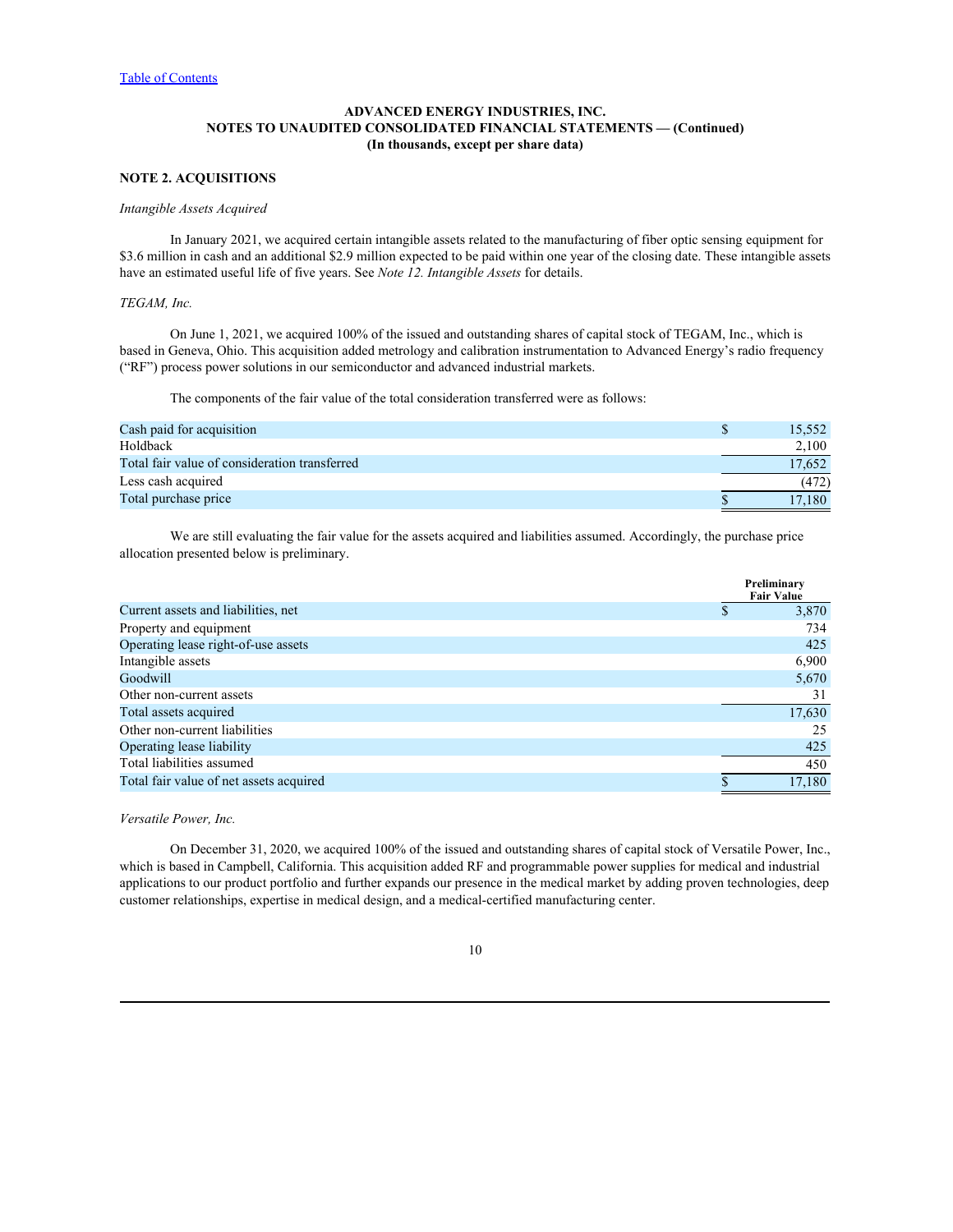[Table of Contents](#)

**ADVANCED ENERGY INDUSTRIES, INC.**
**NOTES TO UNAUDITED CONSOLIDATED FINANCIAL STATEMENTS — (Continued)**
**(In thousands, except per share data)**

## NOTE 2. ACQUISITIONS

*Intangible Assets Acquired*

In January 2021, we acquired certain intangible assets related to the manufacturing of fiber optic sensing equipment for $3.6 million in cash and an additional $2.9 million expected to be paid within one year of the closing date. These intangible assets have an estimated useful life of five years. See *Note 12. Intangible Assets* for details.

*TEGAM, Inc.*

On June 1, 2021, we acquired 100% of the issued and outstanding shares of capital stock of TEGAM, Inc., which is based in Geneva, Ohio. This acquisition added metrology and calibration instrumentation to Advanced Energy's radio frequency ("RF") process power solutions in our semiconductor and advanced industrial markets.

The components of the fair value of the total consideration transferred were as follows:

| | | |
|---|---|---|
| Cash paid for acquisition | $ | 15,552 |
| Holdback | | 2,100 |
| Total fair value of consideration transferred | | 17,652 |
| Less cash acquired | | (472) |
| Total purchase price | $ | 17,180 |

We are still evaluating the fair value for the assets acquired and liabilities assumed. Accordingly, the purchase price allocation presented below is preliminary.

| | | Preliminary Fair Value |
|---|---|---|
| Current assets and liabilities, net | $ | 3,870 |
| Property and equipment | | 734 |
| Operating lease right-of-use assets | | 425 |
| Intangible assets | | 6,900 |
| Goodwill | | 5,670 |
| Other non-current assets | | 31 |
| Total assets acquired | | 17,630 |
| Other non-current liabilities | | 25 |
| Operating lease liability | | 425 |
| Total liabilities assumed | | 450 |
| Total fair value of net assets acquired | $ | 17,180 |

*Versatile Power, Inc.*

On December 31, 2020, we acquired 100% of the issued and outstanding shares of capital stock of Versatile Power, Inc., which is based in Campbell, California. This acquisition added RF and programmable power supplies for medical and industrial applications to our product portfolio and further expands our presence in the medical market by adding proven technologies, deep customer relationships, expertise in medical design, and a medical-certified manufacturing center.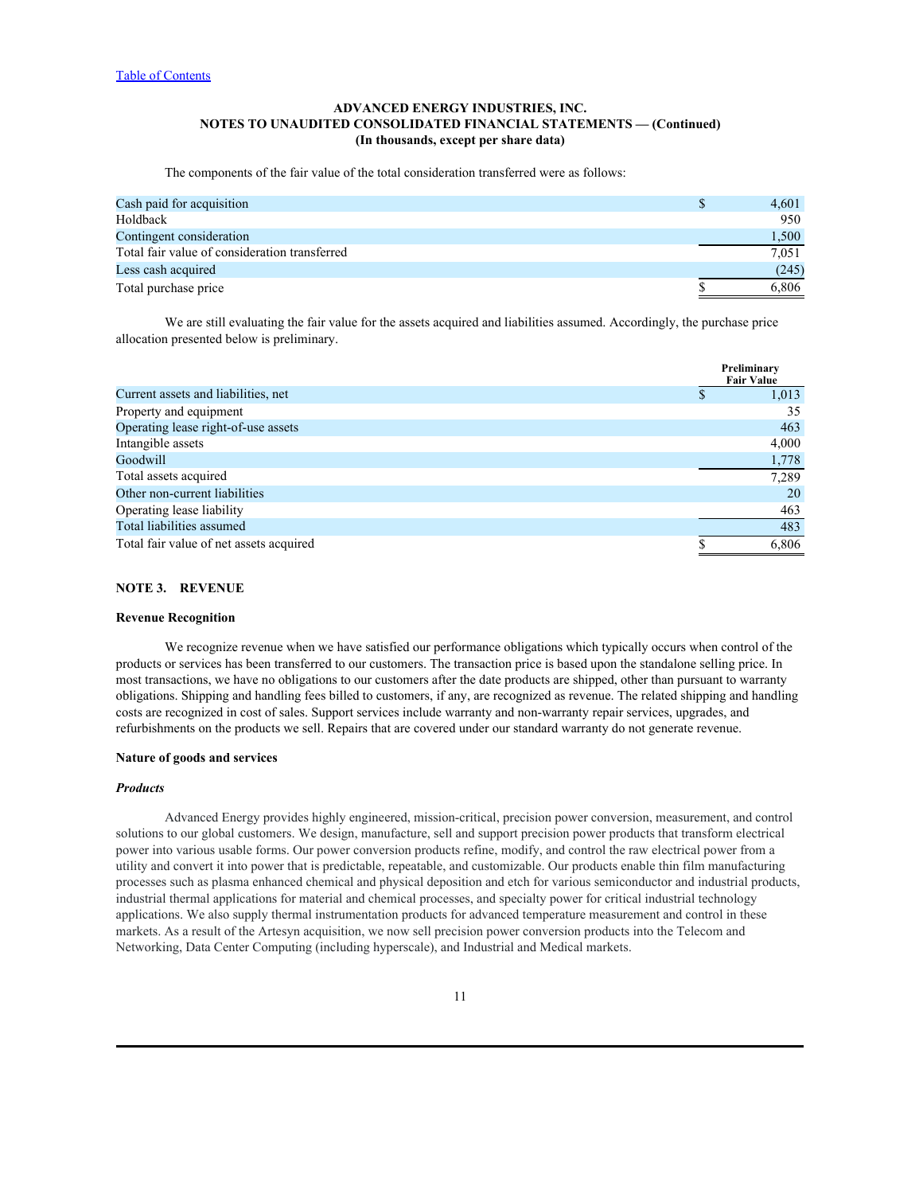ADVANCED ENERGY INDUSTRIES, INC.
NOTES TO UNAUDITED CONSOLIDATED FINANCIAL STATEMENTS — (Continued)
(In thousands, except per share data)

The components of the fair value of the total consideration transferred were as follows:

| | |
|---|---|
| Cash paid for acquisition | $ 4,601 |
| Holdback | 950 |
| Contingent consideration | 1,500 |
| Total fair value of consideration transferred | 7,051 |
| Less cash acquired | (245) |
| Total purchase price | $ 6,806 |

We are still evaluating the fair value for the assets acquired and liabilities assumed. Accordingly, the purchase price allocation presented below is preliminary.

| | Preliminary Fair Value |
|---|---|
| Current assets and liabilities, net | $ 1,013 |
| Property and equipment | 35 |
| Operating lease right-of-use assets | 463 |
| Intangible assets | 4,000 |
| Goodwill | 1,778 |
| Total assets acquired | 7,289 |
| Other non-current liabilities | 20 |
| Operating lease liability | 463 |
| Total liabilities assumed | 483 |
| Total fair value of net assets acquired | $ 6,806 |

## NOTE 3. REVENUE

### Revenue Recognition

We recognize revenue when we have satisfied our performance obligations which typically occurs when control of the products or services has been transferred to our customers. The transaction price is based upon the standalone selling price. In most transactions, we have no obligations to our customers after the date products are shipped, other than pursuant to warranty obligations. Shipping and handling fees billed to customers, if any, are recognized as revenue. The related shipping and handling costs are recognized in cost of sales. Support services include warranty and non-warranty repair services, upgrades, and refurbishments on the products we sell. Repairs that are covered under our standard warranty do not generate revenue.

### Nature of goods and services

#### *Products*

Advanced Energy provides highly engineered, mission-critical, precision power conversion, measurement, and control solutions to our global customers. We design, manufacture, sell and support precision power products that transform electrical power into various usable forms. Our power conversion products refine, modify, and control the raw electrical power from a utility and convert it into power that is predictable, repeatable, and customizable. Our products enable thin film manufacturing processes such as plasma enhanced chemical and physical deposition and etch for various semiconductor and industrial products, industrial thermal applications for material and chemical processes, and specialty power for critical industrial technology applications. We also supply thermal instrumentation products for advanced temperature measurement and control in these markets. As a result of the Artesyn acquisition, we now sell precision power conversion products into the Telecom and Networking, Data Center Computing (including hyperscale), and Industrial and Medical markets.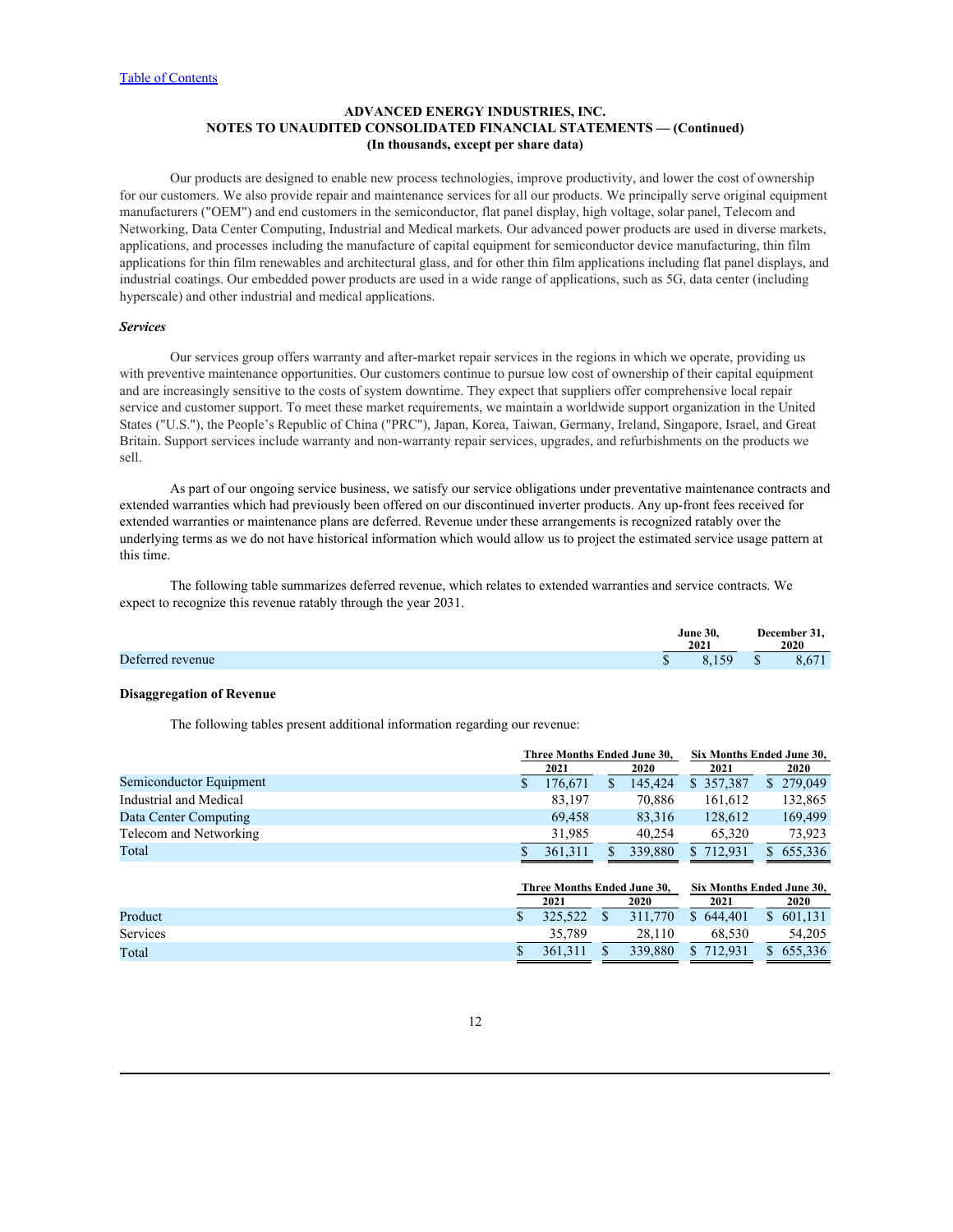[Table of Contents](#)

**ADVANCED ENERGY INDUSTRIES, INC.**
**NOTES TO UNAUDITED CONSOLIDATED FINANCIAL STATEMENTS — (Continued)**
**(In thousands, except per share data)**

Our products are designed to enable new process technologies, improve productivity, and lower the cost of ownership for our customers. We also provide repair and maintenance services for all our products. We principally serve original equipment manufacturers ("OEM") and end customers in the semiconductor, flat panel display, high voltage, solar panel, Telecom and Networking, Data Center Computing, Industrial and Medical markets. Our advanced power products are used in diverse markets, applications, and processes including the manufacture of capital equipment for semiconductor device manufacturing, thin film applications for thin film renewables and architectural glass, and for other thin film applications including flat panel displays, and industrial coatings. Our embedded power products are used in a wide range of applications, such as 5G, data center (including hyperscale) and other industrial and medical applications.

***Services***

Our services group offers warranty and after-market repair services in the regions in which we operate, providing us with preventive maintenance opportunities. Our customers continue to pursue low cost of ownership of their capital equipment and are increasingly sensitive to the costs of system downtime. They expect that suppliers offer comprehensive local repair service and customer support. To meet these market requirements, we maintain a worldwide support organization in the United States ("U.S."), the People's Republic of China ("PRC"), Japan, Korea, Taiwan, Germany, Ireland, Singapore, Israel, and Great Britain. Support services include warranty and non-warranty repair services, upgrades, and refurbishments on the products we sell.

As part of our ongoing service business, we satisfy our service obligations under preventative maintenance contracts and extended warranties which had previously been offered on our discontinued inverter products. Any up-front fees received for extended warranties or maintenance plans are deferred. Revenue under these arrangements is recognized ratably over the underlying terms as we do not have historical information which would allow us to project the estimated service usage pattern at this time.

The following table summarizes deferred revenue, which relates to extended warranties and service contracts. We expect to recognize this revenue ratably through the year 2031.

| | June 30, 2021 | December 31, 2020 |
|---|---|---|
| Deferred revenue | $ 8,159 | $ 8,671 |

**Disaggregation of Revenue**

The following tables present additional information regarding our revenue:

| | Three Months Ended June 30, | | Six Months Ended June 30, | |
|---|---|---|---|---|
| | 2021 | 2020 | 2021 | 2020 |
| Semiconductor Equipment | $ 176,671 | $ 145,424 | $ 357,387 | $ 279,049 |
| Industrial and Medical | 83,197 | 70,886 | 161,612 | 132,865 |
| Data Center Computing | 69,458 | 83,316 | 128,612 | 169,499 |
| Telecom and Networking | 31,985 | 40,254 | 65,320 | 73,923 |
| Total | $ 361,311 | $ 339,880 | $ 712,931 | $ 655,336 |

| | Three Months Ended June 30, | | Six Months Ended June 30, | |
|---|---|---|---|---|
| | 2021 | 2020 | 2021 | 2020 |
| Product | $ 325,522 | $ 311,770 | $ 644,401 | $ 601,131 |
| Services | 35,789 | 28,110 | 68,530 | 54,205 |
| Total | $ 361,311 | $ 339,880 | $ 712,931 | $ 655,336 |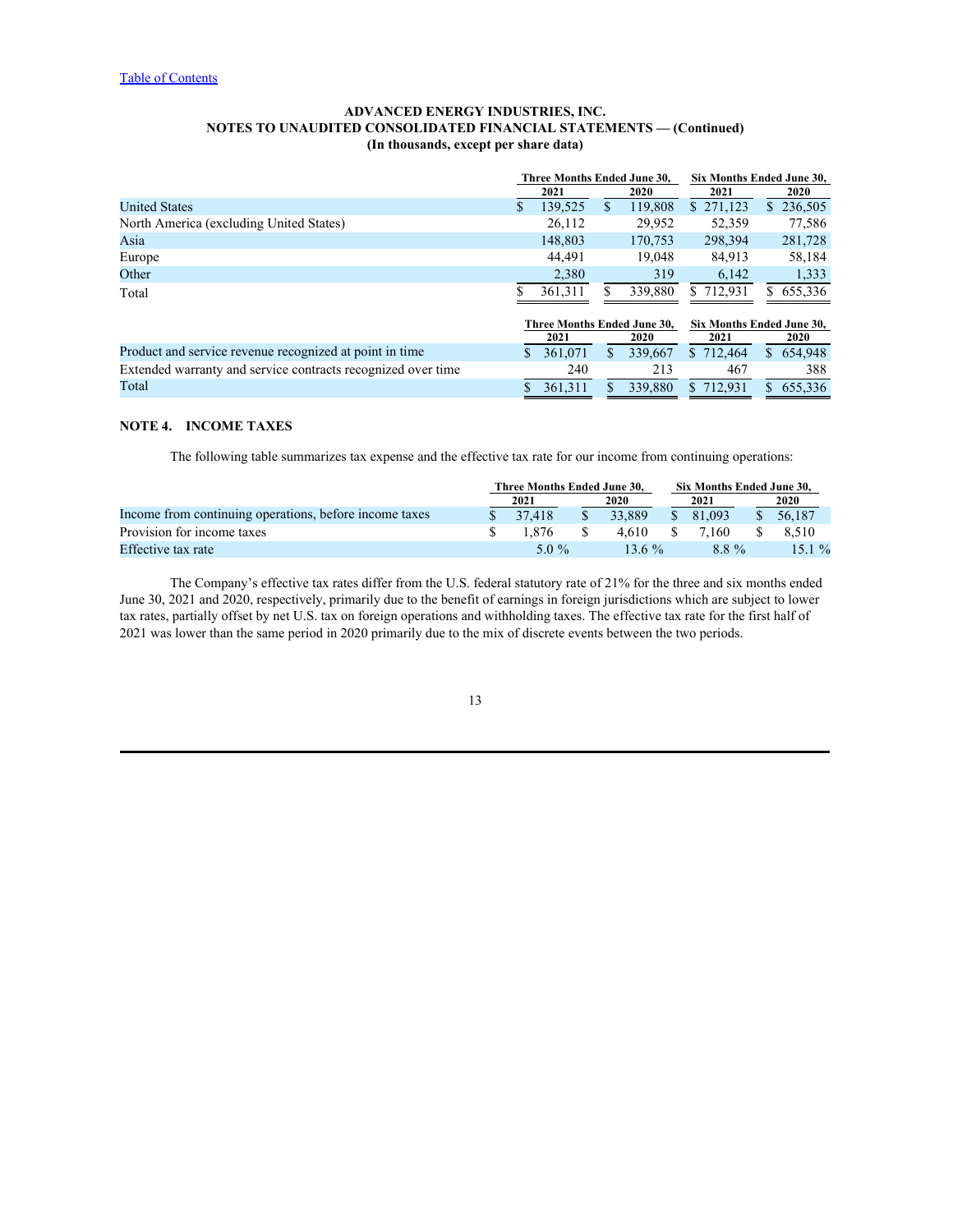**ADVANCED ENERGY INDUSTRIES, INC.**
**NOTES TO UNAUDITED CONSOLIDATED FINANCIAL STATEMENTS — (Continued)**
**(In thousands, except per share data)**

| | Three Months Ended June 30, | | Six Months Ended June 30, | |
|---|---|---|---|---|
| | 2021 | 2020 | 2021 | 2020 |
| United States | $ 139,525 | $ 119,808 | $ 271,123 | $ 236,505 |
| North America (excluding United States) | 26,112 | 29,952 | 52,359 | 77,586 |
| Asia | 148,803 | 170,753 | 298,394 | 281,728 |
| Europe | 44,491 | 19,048 | 84,913 | 58,184 |
| Other | 2,380 | 319 | 6,142 | 1,333 |
| Total | $ 361,311 | $ 339,880 | $ 712,931 | $ 655,336 |

| | Three Months Ended June 30, | | Six Months Ended June 30, | |
|---|---|---|---|---|
| | 2021 | 2020 | 2021 | 2020 |
| Product and service revenue recognized at point in time | $ 361,071 | $ 339,667 | $ 712,464 | $ 654,948 |
| Extended warranty and service contracts recognized over time | 240 | 213 | 467 | 388 |
| Total | $ 361,311 | $ 339,880 | $ 712,931 | $ 655,336 |

## NOTE 4. INCOME TAXES

The following table summarizes tax expense and the effective tax rate for our income from continuing operations:

| | Three Months Ended June 30, | | Six Months Ended June 30, | |
|---|---|---|---|---|
| | 2021 | 2020 | 2021 | 2020 |
| Income from continuing operations, before income taxes | $ 37,418 | $ 33,889 | $ 81,093 | $ 56,187 |
| Provision for income taxes | $ 1,876 | $ 4,610 | $ 7,160 | $ 8,510 |
| Effective tax rate | 5.0 % | 13.6 % | 8.8 % | 15.1 % |

The Company's effective tax rates differ from the U.S. federal statutory rate of 21% for the three and six months ended June 30, 2021 and 2020, respectively, primarily due to the benefit of earnings in foreign jurisdictions which are subject to lower tax rates, partially offset by net U.S. tax on foreign operations and withholding taxes. The effective tax rate for the first half of 2021 was lower than the same period in 2020 primarily due to the mix of discrete events between the two periods.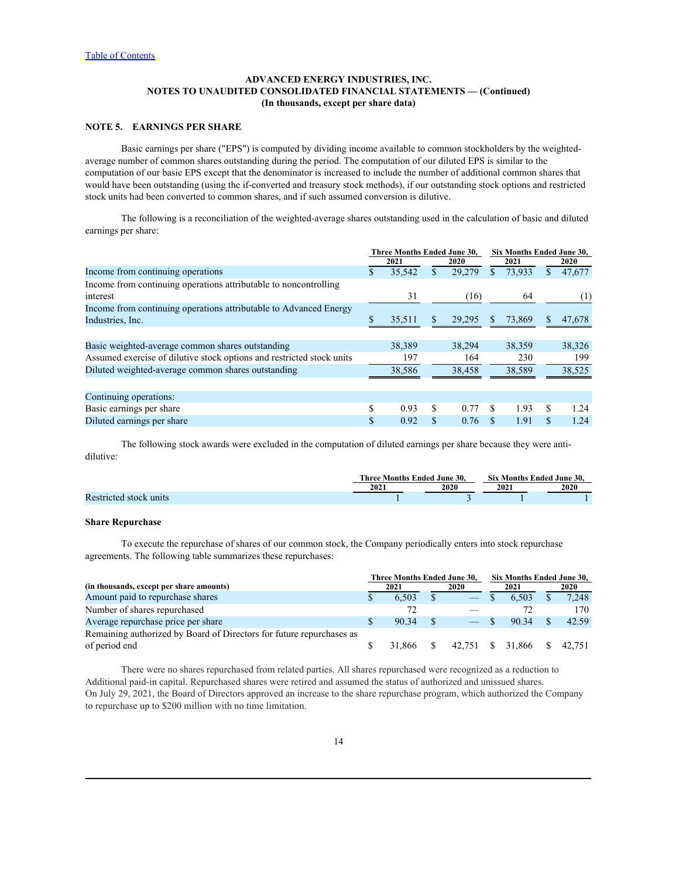[Table of Contents](#)

**ADVANCED ENERGY INDUSTRIES, INC.**
**NOTES TO UNAUDITED CONSOLIDATED FINANCIAL STATEMENTS — (Continued)**
**(In thousands, except per share data)**

## NOTE 5. EARNINGS PER SHARE

Basic earnings per share ("EPS") is computed by dividing income available to common stockholders by the weighted-average number of common shares outstanding during the period. The computation of our diluted EPS is similar to the computation of our basic EPS except that the denominator is increased to include the number of additional common shares that would have been outstanding (using the if-converted and treasury stock methods), if our outstanding stock options and restricted stock units had been converted to common shares, and if such assumed conversion is dilutive.

The following is a reconciliation of the weighted-average shares outstanding used in the calculation of basic and diluted earnings per share:

| | Three Months Ended June 30, | | Six Months Ended June 30, | |
|---|---|---|---|---|
| | 2021 | 2020 | 2021 | 2020 |
| Income from continuing operations | $ 35,542 | $ 29,279 | $ 73,933 | $ 47,677 |
| Income from continuing operations attributable to noncontrolling interest | 31 | (16) | 64 | (1) |
| Income from continuing operations attributable to Advanced Energy Industries, Inc. | $ 35,511 | $ 29,295 | $ 73,869 | $ 47,678 |
| | | | | |
| Basic weighted-average common shares outstanding | 38,389 | 38,294 | 38,359 | 38,326 |
| Assumed exercise of dilutive stock options and restricted stock units | 197 | 164 | 230 | 199 |
| Diluted weighted-average common shares outstanding | 38,586 | 38,458 | 38,589 | 38,525 |
| | | | | |
| Continuing operations: | | | | |
| Basic earnings per share | $ 0.93 | $ 0.77 | $ 1.93 | $ 1.24 |
| Diluted earnings per share | $ 0.92 | $ 0.76 | $ 1.91 | $ 1.24 |

The following stock awards were excluded in the computation of diluted earnings per share because they were anti-dilutive:

| | Three Months Ended June 30, | | Six Months Ended June 30, | |
|---|---|---|---|---|
| | 2021 | 2020 | 2021 | 2020 |
| Restricted stock units | 1 | 3 | 1 | 1 |

### Share Repurchase

To execute the repurchase of shares of our common stock, the Company periodically enters into stock repurchase agreements. The following table summarizes these repurchases:

| | Three Months Ended June 30, | | Six Months Ended June 30, | |
|---|---|---|---|---|
| **(in thousands, except per share amounts)** | 2021 | 2020 | 2021 | 2020 |
| Amount paid to repurchase shares | $ 6,503 | $ — | $ 6,503 | $ 7,248 |
| Number of shares repurchased | 72 | — | 72 | 170 |
| Average repurchase price per share | $ 90.34 | $ — | $ 90.34 | $ 42.59 |
| Remaining authorized by Board of Directors for future repurchases as of period end | $ 31,866 | $ 42,751 | $ 31,866 | $ 42,751 |

There were no shares repurchased from related parties. All shares repurchased were recognized as a reduction to Additional paid-in capital. Repurchased shares were retired and assumed the status of authorized and unissued shares. On July 29, 2021, the Board of Directors approved an increase to the share repurchase program, which authorized the Company to repurchase up to $200 million with no time limitation.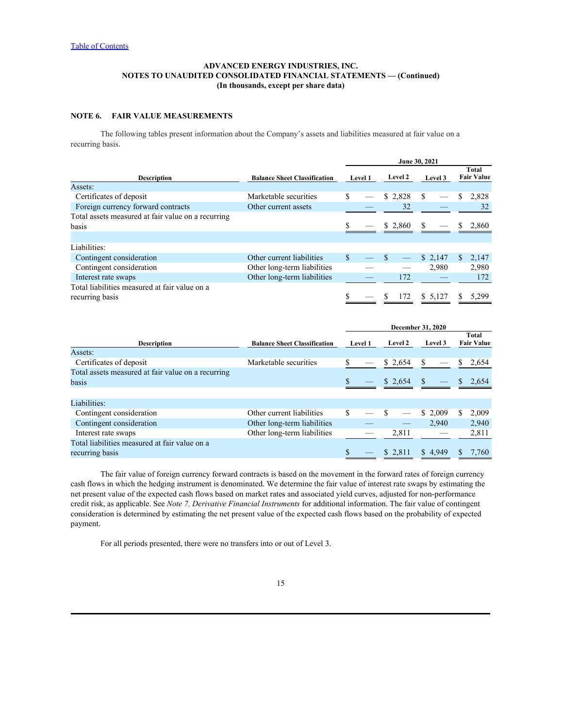ADVANCED ENERGY INDUSTRIES, INC.
NOTES TO UNAUDITED CONSOLIDATED FINANCIAL STATEMENTS — (Continued)
(In thousands, except per share data)

## NOTE 6. FAIR VALUE MEASUREMENTS

The following tables present information about the Company's assets and liabilities measured at fair value on a recurring basis.

| | | June 30, 2021 | | | |
|---|---|---|---|---|---|
| **Description** | **Balance Sheet Classification** | **Level 1** | **Level 2** | **Level 3** | **Total Fair Value** |
| Assets: | | | | | |
| Certificates of deposit | Marketable securities | $ — | $ 2,828 | $ — | $ 2,828 |
| Foreign currency forward contracts | Other current assets | — | 32 | — | 32 |
| Total assets measured at fair value on a recurring basis | | $ — | $ 2,860 | $ — | $ 2,860 |
| | | | | | |
| Liabilities: | | | | | |
| Contingent consideration | Other current liabilities | $ — | $ — | $ 2,147 | $ 2,147 |
| Contingent consideration | Other long-term liabilities | — | — | 2,980 | 2,980 |
| Interest rate swaps | Other long-term liabilities | — | 172 | — | 172 |
| Total liabilities measured at fair value on a recurring basis | | $ — | $ 172 | $ 5,127 | $ 5,299 |

| | | December 31, 2020 | | | |
|---|---|---|---|---|---|
| **Description** | **Balance Sheet Classification** | **Level 1** | **Level 2** | **Level 3** | **Total Fair Value** |
| Assets: | | | | | |
| Certificates of deposit | Marketable securities | $ — | $ 2,654 | $ — | $ 2,654 |
| Total assets measured at fair value on a recurring basis | | $ — | $ 2,654 | $ — | $ 2,654 |
| | | | | | |
| Liabilities: | | | | | |
| Contingent consideration | Other current liabilities | $ — | $ — | $ 2,009 | $ 2,009 |
| Contingent consideration | Other long-term liabilities | — | — | 2,940 | 2,940 |
| Interest rate swaps | Other long-term liabilities | — | 2,811 | — | 2,811 |
| Total liabilities measured at fair value on a recurring basis | | $ — | $ 2,811 | $ 4,949 | $ 7,760 |

The fair value of foreign currency forward contracts is based on the movement in the forward rates of foreign currency cash flows in which the hedging instrument is denominated. We determine the fair value of interest rate swaps by estimating the net present value of the expected cash flows based on market rates and associated yield curves, adjusted for non-performance credit risk, as applicable. See *Note 7. Derivative Financial Instruments* for additional information. The fair value of contingent consideration is determined by estimating the net present value of the expected cash flows based on the probability of expected payment.

For all periods presented, there were no transfers into or out of Level 3.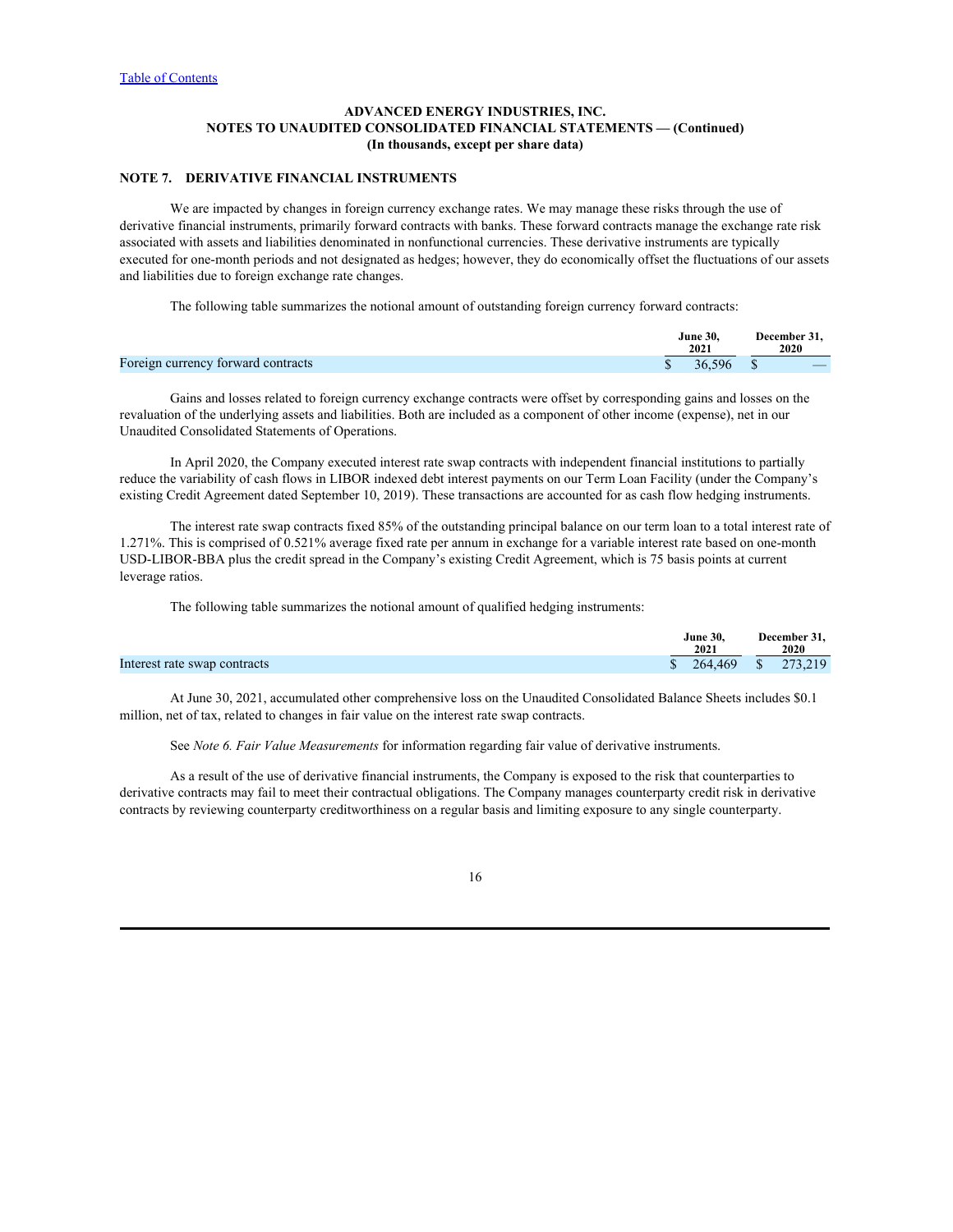ADVANCED ENERGY INDUSTRIES, INC.
NOTES TO UNAUDITED CONSOLIDATED FINANCIAL STATEMENTS — (Continued)
(In thousands, except per share data)

## NOTE 7. DERIVATIVE FINANCIAL INSTRUMENTS

We are impacted by changes in foreign currency exchange rates. We may manage these risks through the use of derivative financial instruments, primarily forward contracts with banks. These forward contracts manage the exchange rate risk associated with assets and liabilities denominated in nonfunctional currencies. These derivative instruments are typically executed for one-month periods and not designated as hedges; however, they do economically offset the fluctuations of our assets and liabilities due to foreign exchange rate changes.

The following table summarizes the notional amount of outstanding foreign currency forward contracts:

| | June 30, 2021 | December 31, 2020 |
|---|---|---|
| Foreign currency forward contracts | $ 36,596 | $ — |

Gains and losses related to foreign currency exchange contracts were offset by corresponding gains and losses on the revaluation of the underlying assets and liabilities. Both are included as a component of other income (expense), net in our Unaudited Consolidated Statements of Operations.

In April 2020, the Company executed interest rate swap contracts with independent financial institutions to partially reduce the variability of cash flows in LIBOR indexed debt interest payments on our Term Loan Facility (under the Company's existing Credit Agreement dated September 10, 2019). These transactions are accounted for as cash flow hedging instruments.

The interest rate swap contracts fixed 85% of the outstanding principal balance on our term loan to a total interest rate of 1.271%. This is comprised of 0.521% average fixed rate per annum in exchange for a variable interest rate based on one-month USD-LIBOR-BBA plus the credit spread in the Company's existing Credit Agreement, which is 75 basis points at current leverage ratios.

The following table summarizes the notional amount of qualified hedging instruments:

| | June 30, 2021 | December 31, 2020 |
|---|---|---|
| Interest rate swap contracts | $ 264,469 | $ 273,219 |

At June 30, 2021, accumulated other comprehensive loss on the Unaudited Consolidated Balance Sheets includes $0.1 million, net of tax, related to changes in fair value on the interest rate swap contracts.

See *Note 6. Fair Value Measurements* for information regarding fair value of derivative instruments.

As a result of the use of derivative financial instruments, the Company is exposed to the risk that counterparties to derivative contracts may fail to meet their contractual obligations. The Company manages counterparty credit risk in derivative contracts by reviewing counterparty creditworthiness on a regular basis and limiting exposure to any single counterparty.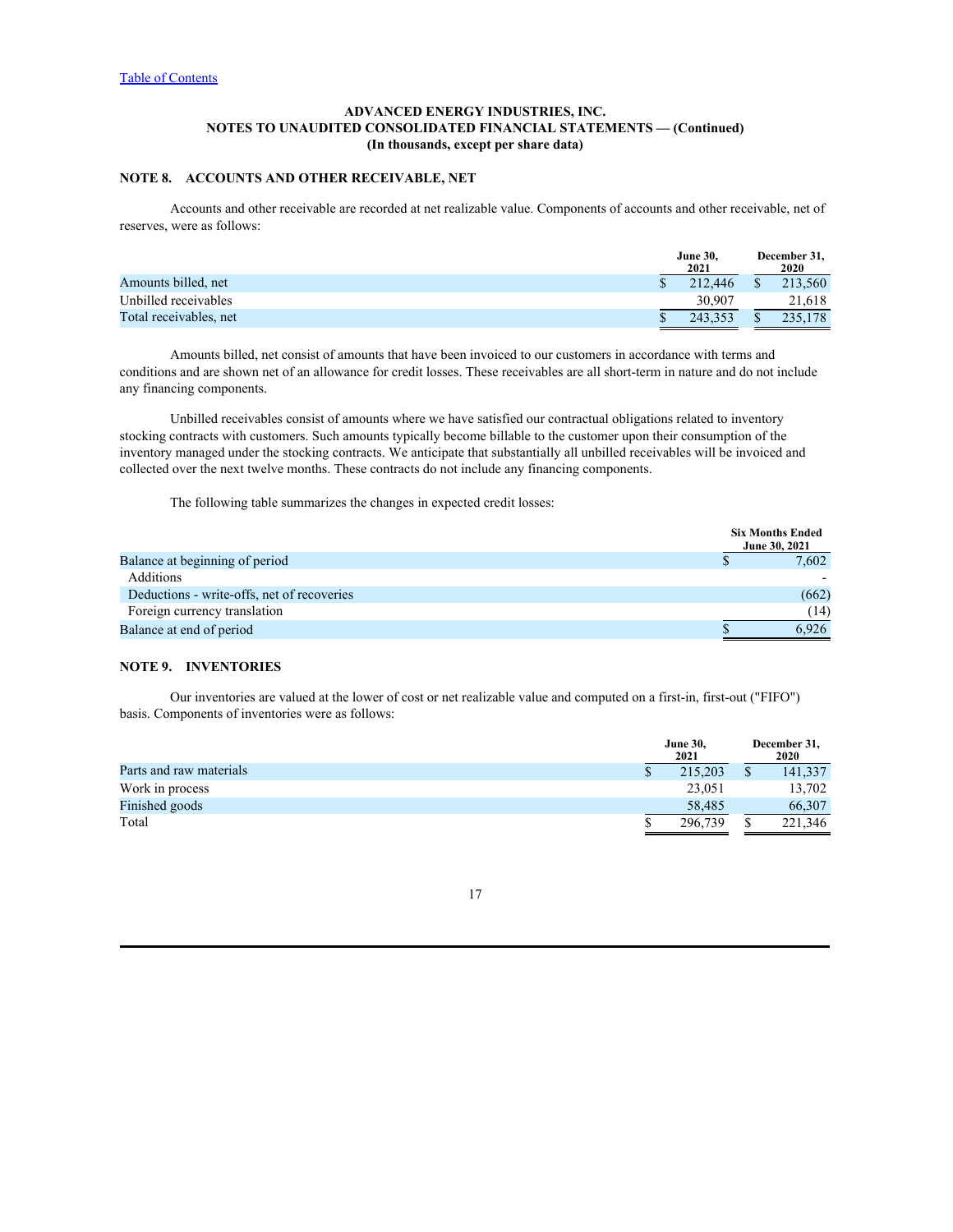ADVANCED ENERGY INDUSTRIES, INC.
NOTES TO UNAUDITED CONSOLIDATED FINANCIAL STATEMENTS — (Continued)
(In thousands, except per share data)

## NOTE 8. ACCOUNTS AND OTHER RECEIVABLE, NET

Accounts and other receivable are recorded at net realizable value. Components of accounts and other receivable, net of reserves, were as follows:

| | June 30, 2021 | December 31, 2020 |
|---|---|---|
| Amounts billed, net | $ 212,446 | $ 213,560 |
| Unbilled receivables | 30,907 | 21,618 |
| Total receivables, net | $ 243,353 | $ 235,178 |

Amounts billed, net consist of amounts that have been invoiced to our customers in accordance with terms and conditions and are shown net of an allowance for credit losses. These receivables are all short-term in nature and do not include any financing components.

Unbilled receivables consist of amounts where we have satisfied our contractual obligations related to inventory stocking contracts with customers. Such amounts typically become billable to the customer upon their consumption of the inventory managed under the stocking contracts. We anticipate that substantially all unbilled receivables will be invoiced and collected over the next twelve months. These contracts do not include any financing components.

The following table summarizes the changes in expected credit losses:

| | Six Months Ended June 30, 2021 |
|---|---|
| Balance at beginning of period | $ 7,602 |
| Additions | - |
| Deductions - write-offs, net of recoveries | (662) |
| Foreign currency translation | (14) |
| Balance at end of period | $ 6,926 |

## NOTE 9. INVENTORIES

Our inventories are valued at the lower of cost or net realizable value and computed on a first-in, first-out ("FIFO") basis. Components of inventories were as follows:

| | June 30, 2021 | December 31, 2020 |
|---|---|---|
| Parts and raw materials | $ 215,203 | $ 141,337 |
| Work in process | 23,051 | 13,702 |
| Finished goods | 58,485 | 66,307 |
| Total | $ 296,739 | $ 221,346 |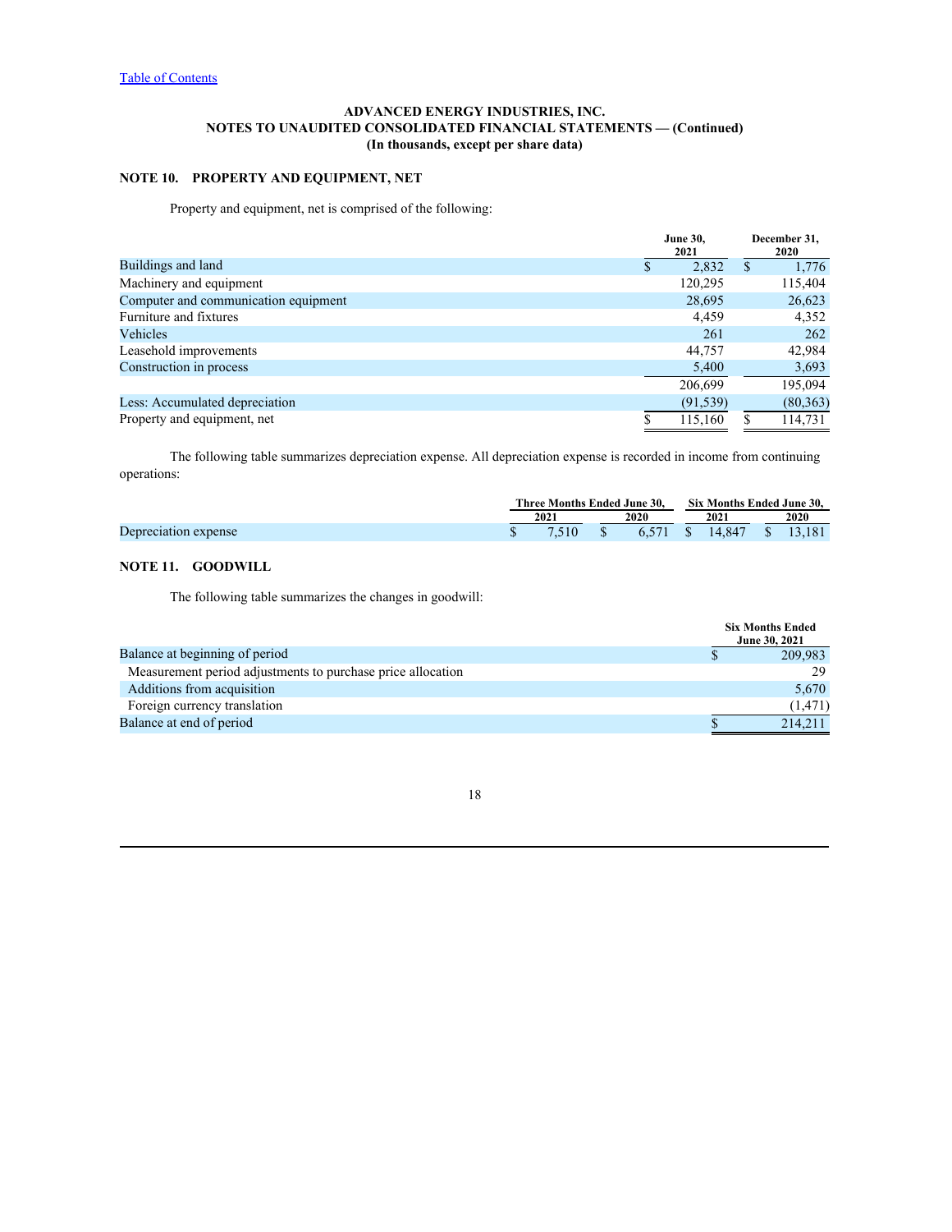ADVANCED ENERGY INDUSTRIES, INC.
NOTES TO UNAUDITED CONSOLIDATED FINANCIAL STATEMENTS — (Continued)
(In thousands, except per share data)

## NOTE 10. PROPERTY AND EQUIPMENT, NET

Property and equipment, net is comprised of the following:

| | June 30, 2021 | December 31, 2020 |
|---|---|---|
| Buildings and land | $ 2,832 | $ 1,776 |
| Machinery and equipment | 120,295 | 115,404 |
| Computer and communication equipment | 28,695 | 26,623 |
| Furniture and fixtures | 4,459 | 4,352 |
| Vehicles | 261 | 262 |
| Leasehold improvements | 44,757 | 42,984 |
| Construction in process | 5,400 | 3,693 |
| | 206,699 | 195,094 |
| Less: Accumulated depreciation | (91,539) | (80,363) |
| Property and equipment, net | $ 115,160 | $ 114,731 |

The following table summarizes depreciation expense. All depreciation expense is recorded in income from continuing operations:

| | Three Months Ended June 30, | | Six Months Ended June 30, | |
|---|---|---|---|---|
| | 2021 | 2020 | 2021 | 2020 |
| Depreciation expense | $ 7,510 | $ 6,571 | $ 14,847 | $ 13,181 |

## NOTE 11. GOODWILL

The following table summarizes the changes in goodwill:

| | Six Months Ended June 30, 2021 |
|---|---|
| Balance at beginning of period | $ 209,983 |
| Measurement period adjustments to purchase price allocation | 29 |
| Additions from acquisition | 5,670 |
| Foreign currency translation | (1,471) |
| Balance at end of period | $ 214,211 |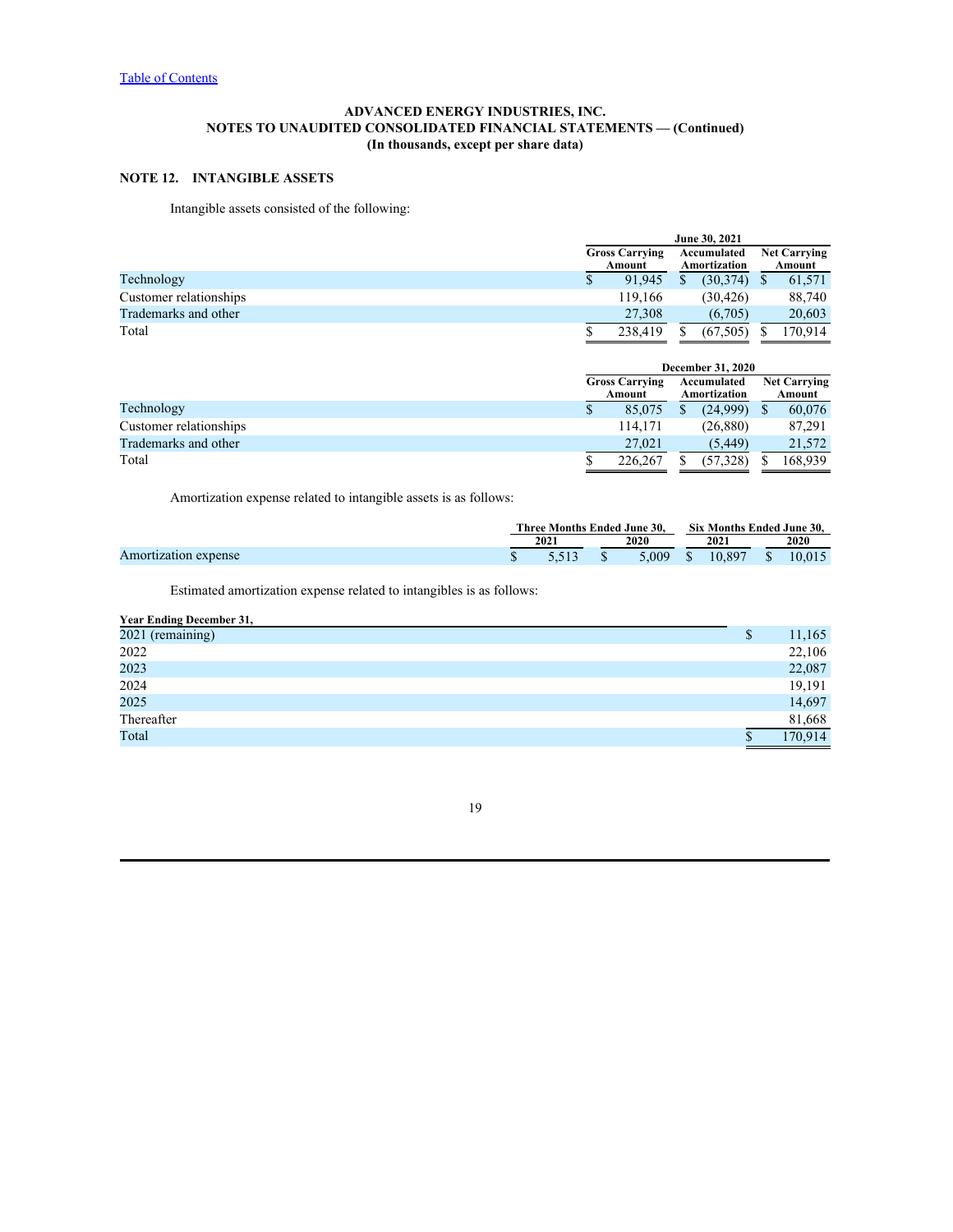[Table of Contents]

**ADVANCED ENERGY INDUSTRIES, INC.**
**NOTES TO UNAUDITED CONSOLIDATED FINANCIAL STATEMENTS — (Continued)**
**(In thousands, except per share data)**

## NOTE 12. INTANGIBLE ASSETS

Intangible assets consisted of the following:

| | June 30, 2021 | | |
|---|---|---|---|
| | Gross Carrying Amount | Accumulated Amortization | Net Carrying Amount |
| Technology | $ 91,945 | $ (30,374) | $ 61,571 |
| Customer relationships | 119,166 | (30,426) | 88,740 |
| Trademarks and other | 27,308 | (6,705) | 20,603 |
| Total | $ 238,419 | $ (67,505) | $ 170,914 |

| | December 31, 2020 | | |
|---|---|---|---|
| | Gross Carrying Amount | Accumulated Amortization | Net Carrying Amount |
| Technology | $ 85,075 | $ (24,999) | $ 60,076 |
| Customer relationships | 114,171 | (26,880) | 87,291 |
| Trademarks and other | 27,021 | (5,449) | 21,572 |
| Total | $ 226,267 | $ (57,328) | $ 168,939 |

Amortization expense related to intangible assets is as follows:

| | Three Months Ended June 30, | | Six Months Ended June 30, | |
|---|---|---|---|---|
| | 2021 | 2020 | 2021 | 2020 |
| Amortization expense | $ 5,513 | $ 5,009 | $ 10,897 | $ 10,015 |

Estimated amortization expense related to intangibles is as follows:

| Year Ending December 31, | |
|---|---|
| 2021 (remaining) | $ 11,165 |
| 2022 | 22,106 |
| 2023 | 22,087 |
| 2024 | 19,191 |
| 2025 | 14,697 |
| Thereafter | 81,668 |
| Total | $ 170,914 |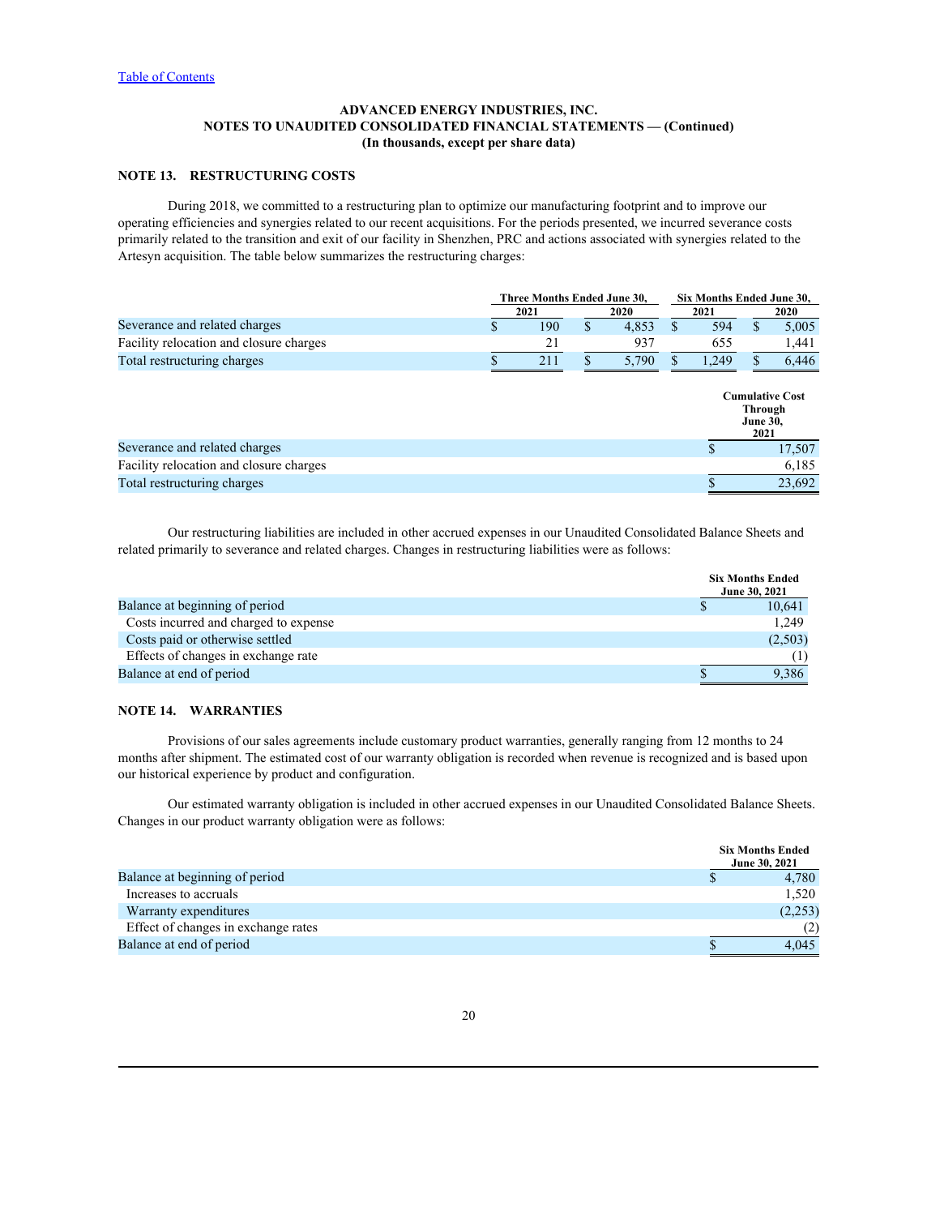[Table of Contents](#)

**ADVANCED ENERGY INDUSTRIES, INC.**
**NOTES TO UNAUDITED CONSOLIDATED FINANCIAL STATEMENTS — (Continued)**
**(In thousands, except per share data)**

## NOTE 13. RESTRUCTURING COSTS

During 2018, we committed to a restructuring plan to optimize our manufacturing footprint and to improve our operating efficiencies and synergies related to our recent acquisitions. For the periods presented, we incurred severance costs primarily related to the transition and exit of our facility in Shenzhen, PRC and actions associated with synergies related to the Artesyn acquisition. The table below summarizes the restructuring charges:

| | Three Months Ended June 30, | | Six Months Ended June 30, | |
|---|---|---|---|---|
| | 2021 | 2020 | 2021 | 2020 |
| Severance and related charges | $ 190 | $ 4,853 | $ 594 | $ 5,005 |
| Facility relocation and closure charges | 21 | 937 | 655 | 1,441 |
| Total restructuring charges | $ 211 | $ 5,790 | $ 1,249 | $ 6,446 |

| | Cumulative Cost Through June 30, 2021 |
|---|---|
| Severance and related charges | $ 17,507 |
| Facility relocation and closure charges | 6,185 |
| Total restructuring charges | $ 23,692 |

Our restructuring liabilities are included in other accrued expenses in our Unaudited Consolidated Balance Sheets and related primarily to severance and related charges. Changes in restructuring liabilities were as follows:

| | Six Months Ended June 30, 2021 |
|---|---|
| Balance at beginning of period | $ 10,641 |
| Costs incurred and charged to expense | 1,249 |
| Costs paid or otherwise settled | (2,503) |
| Effects of changes in exchange rate | (1) |
| Balance at end of period | $ 9,386 |

## NOTE 14. WARRANTIES

Provisions of our sales agreements include customary product warranties, generally ranging from 12 months to 24 months after shipment. The estimated cost of our warranty obligation is recorded when revenue is recognized and is based upon our historical experience by product and configuration.

Our estimated warranty obligation is included in other accrued expenses in our Unaudited Consolidated Balance Sheets. Changes in our product warranty obligation were as follows:

| | Six Months Ended June 30, 2021 |
|---|---|
| Balance at beginning of period | $ 4,780 |
| Increases to accruals | 1,520 |
| Warranty expenditures | (2,253) |
| Effect of changes in exchange rates | (2) |
| Balance at end of period | $ 4,045 |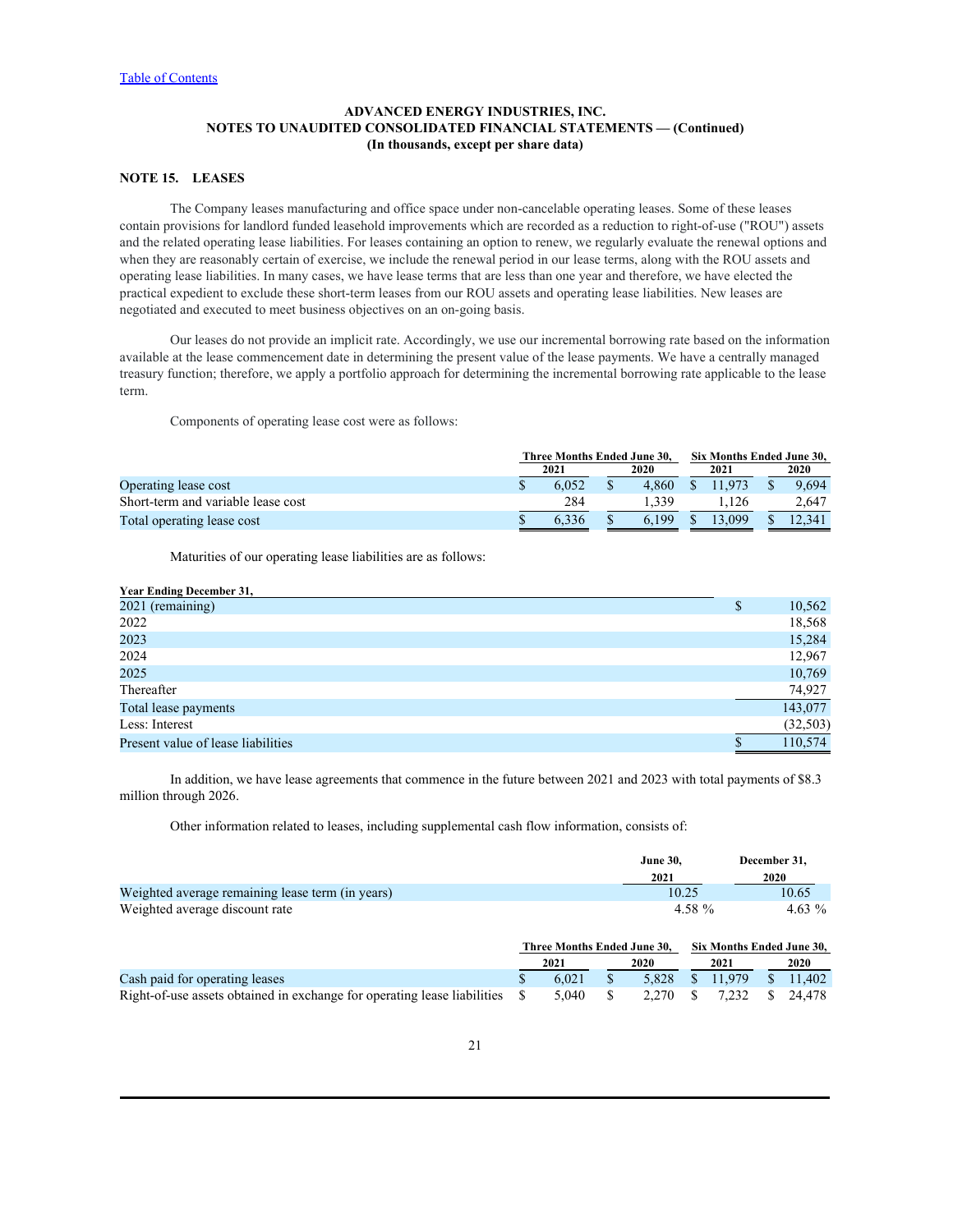[Table of Contents](#)

**ADVANCED ENERGY INDUSTRIES, INC.**
**NOTES TO UNAUDITED CONSOLIDATED FINANCIAL STATEMENTS — (Continued)**
**(In thousands, except per share data)**

## NOTE 15. LEASES

The Company leases manufacturing and office space under non-cancelable operating leases. Some of these leases contain provisions for landlord funded leasehold improvements which are recorded as a reduction to right-of-use ("ROU") assets and the related operating lease liabilities. For leases containing an option to renew, we regularly evaluate the renewal options and when they are reasonably certain of exercise, we include the renewal period in our lease terms, along with the ROU assets and operating lease liabilities. In many cases, we have lease terms that are less than one year and therefore, we have elected the practical expedient to exclude these short-term leases from our ROU assets and operating lease liabilities. New leases are negotiated and executed to meet business objectives on an on-going basis.

Our leases do not provide an implicit rate. Accordingly, we use our incremental borrowing rate based on the information available at the lease commencement date in determining the present value of the lease payments. We have a centrally managed treasury function; therefore, we apply a portfolio approach for determining the incremental borrowing rate applicable to the lease term.

Components of operating lease cost were as follows:

| | Three Months Ended June 30, | | Six Months Ended June 30, | |
|---|---|---|---|---|
| | 2021 | 2020 | 2021 | 2020 |
| Operating lease cost | $ 6,052 | $ 4,860 | $ 11,973 | $ 9,694 |
| Short-term and variable lease cost | 284 | 1,339 | 1,126 | 2,647 |
| Total operating lease cost | $ 6,336 | $ 6,199 | $ 13,099 | $ 12,341 |

Maturities of our operating lease liabilities are as follows:

| Year Ending December 31, | |
|---|---|
| 2021 (remaining) | $ 10,562 |
| 2022 | 18,568 |
| 2023 | 15,284 |
| 2024 | 12,967 |
| 2025 | 10,769 |
| Thereafter | 74,927 |
| Total lease payments | 143,077 |
| Less: Interest | (32,503) |
| Present value of lease liabilities | $ 110,574 |

In addition, we have lease agreements that commence in the future between 2021 and 2023 with total payments of $8.3 million through 2026.

Other information related to leases, including supplemental cash flow information, consists of:

| | June 30, 2021 | December 31, 2020 |
|---|---|---|
| Weighted average remaining lease term (in years) | 10.25 | 10.65 |
| Weighted average discount rate | 4.58 % | 4.63 % |

| | Three Months Ended June 30, | | Six Months Ended June 30, | |
|---|---|---|---|---|
| | 2021 | 2020 | 2021 | 2020 |
| Cash paid for operating leases | $ 6,021 | $ 5,828 | $ 11,979 | $ 11,402 |
| Right-of-use assets obtained in exchange for operating lease liabilities | $ 5,040 | $ 2,270 | $ 7,232 | $ 24,478 |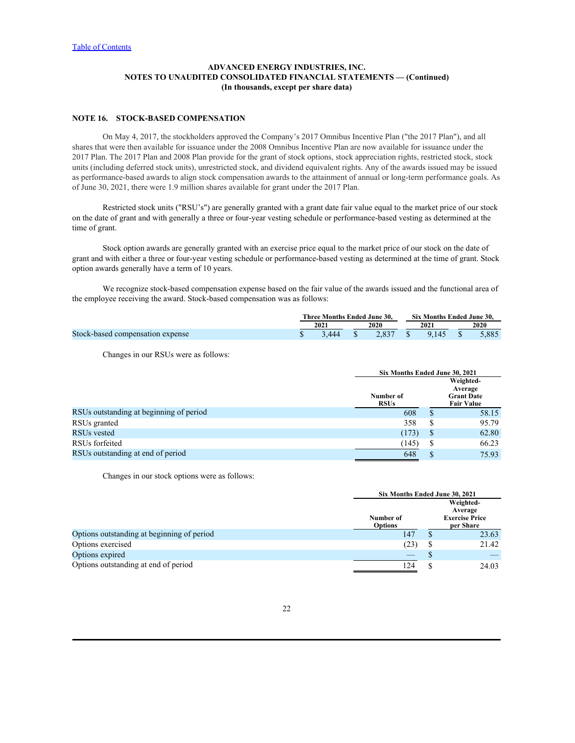[Table of Contents](#)

**ADVANCED ENERGY INDUSTRIES, INC.**
**NOTES TO UNAUDITED CONSOLIDATED FINANCIAL STATEMENTS — (Continued)**
**(In thousands, except per share data)**

## NOTE 16. STOCK-BASED COMPENSATION

On May 4, 2017, the stockholders approved the Company's 2017 Omnibus Incentive Plan ("the 2017 Plan"), and all shares that were then available for issuance under the 2008 Omnibus Incentive Plan are now available for issuance under the 2017 Plan. The 2017 Plan and 2008 Plan provide for the grant of stock options, stock appreciation rights, restricted stock, stock units (including deferred stock units), unrestricted stock, and dividend equivalent rights. Any of the awards issued may be issued as performance-based awards to align stock compensation awards to the attainment of annual or long-term performance goals. As of June 30, 2021, there were 1.9 million shares available for grant under the 2017 Plan.

Restricted stock units ("RSU's") are generally granted with a grant date fair value equal to the market price of our stock on the date of grant and with generally a three or four-year vesting schedule or performance-based vesting as determined at the time of grant.

Stock option awards are generally granted with an exercise price equal to the market price of our stock on the date of grant and with either a three or four-year vesting schedule or performance-based vesting as determined at the time of grant. Stock option awards generally have a term of 10 years.

We recognize stock-based compensation expense based on the fair value of the awards issued and the functional area of the employee receiving the award. Stock-based compensation was as follows:

| | Three Months Ended June 30, | | Six Months Ended June 30, | |
|---|---|---|---|---|
| | 2021 | 2020 | 2021 | 2020 |
| Stock-based compensation expense | $ 3,444 | $ 2,837 | $ 9,145 | $ 5,885 |

Changes in our RSUs were as follows:

| | Six Months Ended June 30, 2021 | |
|---|---|---|
| | Number of RSUs | Weighted-Average Grant Date Fair Value |
| RSUs outstanding at beginning of period | 608 | $ 58.15 |
| RSUs granted | 358 | $ 95.79 |
| RSUs vested | (173) | $ 62.80 |
| RSUs forfeited | (145) | $ 66.23 |
| RSUs outstanding at end of period | 648 | $ 75.93 |

Changes in our stock options were as follows:

| | Six Months Ended June 30, 2021 | |
|---|---|---|
| | Number of Options | Weighted-Average Exercise Price per Share |
| Options outstanding at beginning of period | 147 | $ 23.63 |
| Options exercised | (23) | $ 21.42 |
| Options expired | — | $ — |
| Options outstanding at end of period | 124 | $ 24.03 |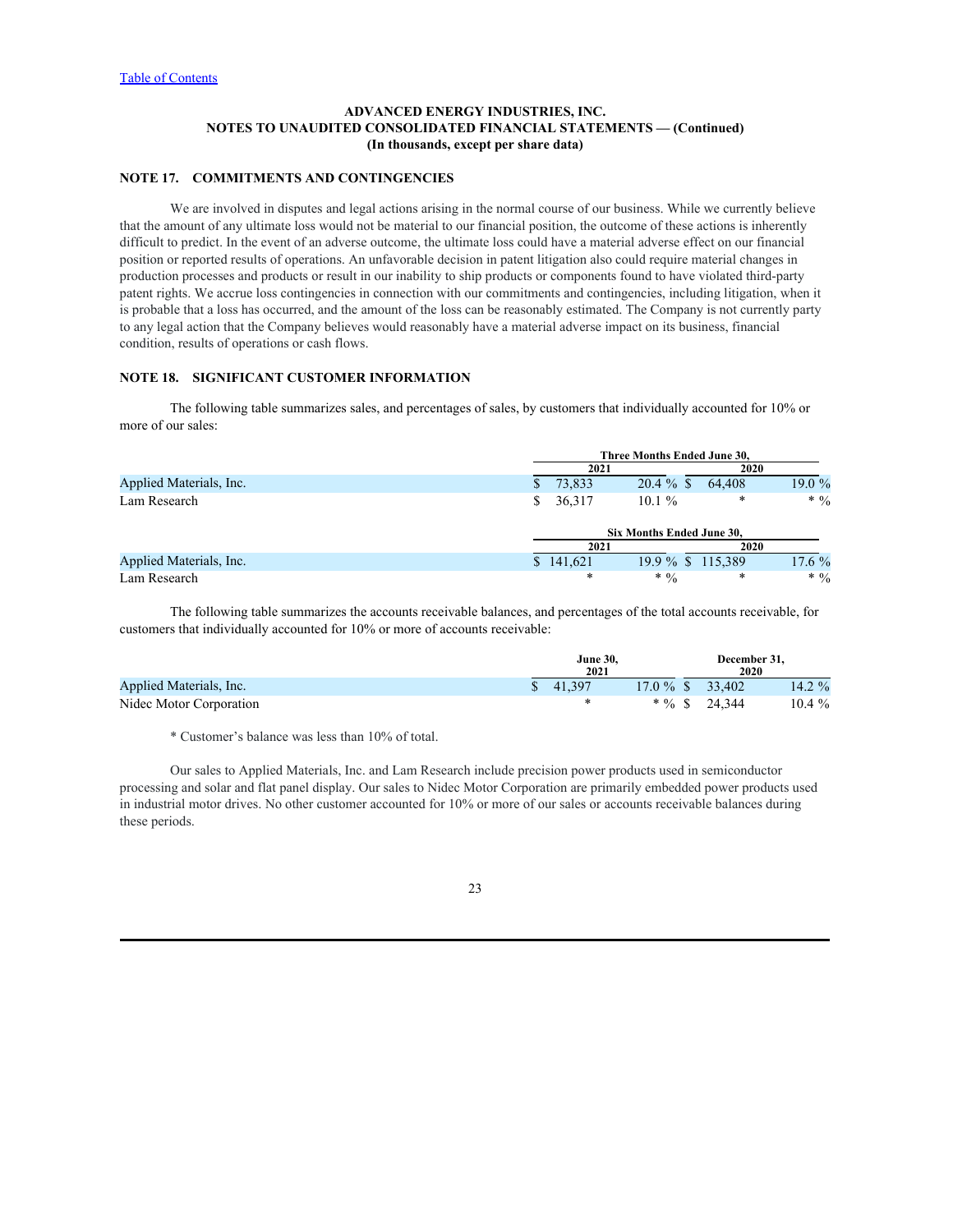[Table of Contents](#)

**ADVANCED ENERGY INDUSTRIES, INC.**
**NOTES TO UNAUDITED CONSOLIDATED FINANCIAL STATEMENTS — (Continued)**
**(In thousands, except per share data)**

## NOTE 17. COMMITMENTS AND CONTINGENCIES

We are involved in disputes and legal actions arising in the normal course of our business. While we currently believe that the amount of any ultimate loss would not be material to our financial position, the outcome of these actions is inherently difficult to predict. In the event of an adverse outcome, the ultimate loss could have a material adverse effect on our financial position or reported results of operations. An unfavorable decision in patent litigation also could require material changes in production processes and products or result in our inability to ship products or components found to have violated third-party patent rights. We accrue loss contingencies in connection with our commitments and contingencies, including litigation, when it is probable that a loss has occurred, and the amount of the loss can be reasonably estimated. The Company is not currently party to any legal action that the Company believes would reasonably have a material adverse impact on its business, financial condition, results of operations or cash flows.

## NOTE 18. SIGNIFICANT CUSTOMER INFORMATION

The following table summarizes sales, and percentages of sales, by customers that individually accounted for 10% or more of our sales:

| | Three Months Ended June 30, | | | |
|---|---|---|---|---|
| | 2021 | | 2020 | |
| Applied Materials, Inc. | $ 73,833 | 20.4 % | $ 64,408 | 19.0 % |
| Lam Research | $ 36,317 | 10.1 % | * | * % |

| | Six Months Ended June 30, | | | |
|---|---|---|---|---|
| | 2021 | | 2020 | |
| Applied Materials, Inc. | $ 141,621 | 19.9 % | $ 115,389 | 17.6 % |
| Lam Research | * | * % | * | * % |

The following table summarizes the accounts receivable balances, and percentages of the total accounts receivable, for customers that individually accounted for 10% or more of accounts receivable:

| | June 30, 2021 | | December 31, 2020 | |
|---|---|---|---|---|
| Applied Materials, Inc. | $ 41,397 | 17.0 % | $ 33,402 | 14.2 % |
| Nidec Motor Corporation | * | * % | $ 24,344 | 10.4 % |

\* Customer's balance was less than 10% of total.

Our sales to Applied Materials, Inc. and Lam Research include precision power products used in semiconductor processing and solar and flat panel display. Our sales to Nidec Motor Corporation are primarily embedded power products used in industrial motor drives. No other customer accounted for 10% or more of our sales or accounts receivable balances during these periods.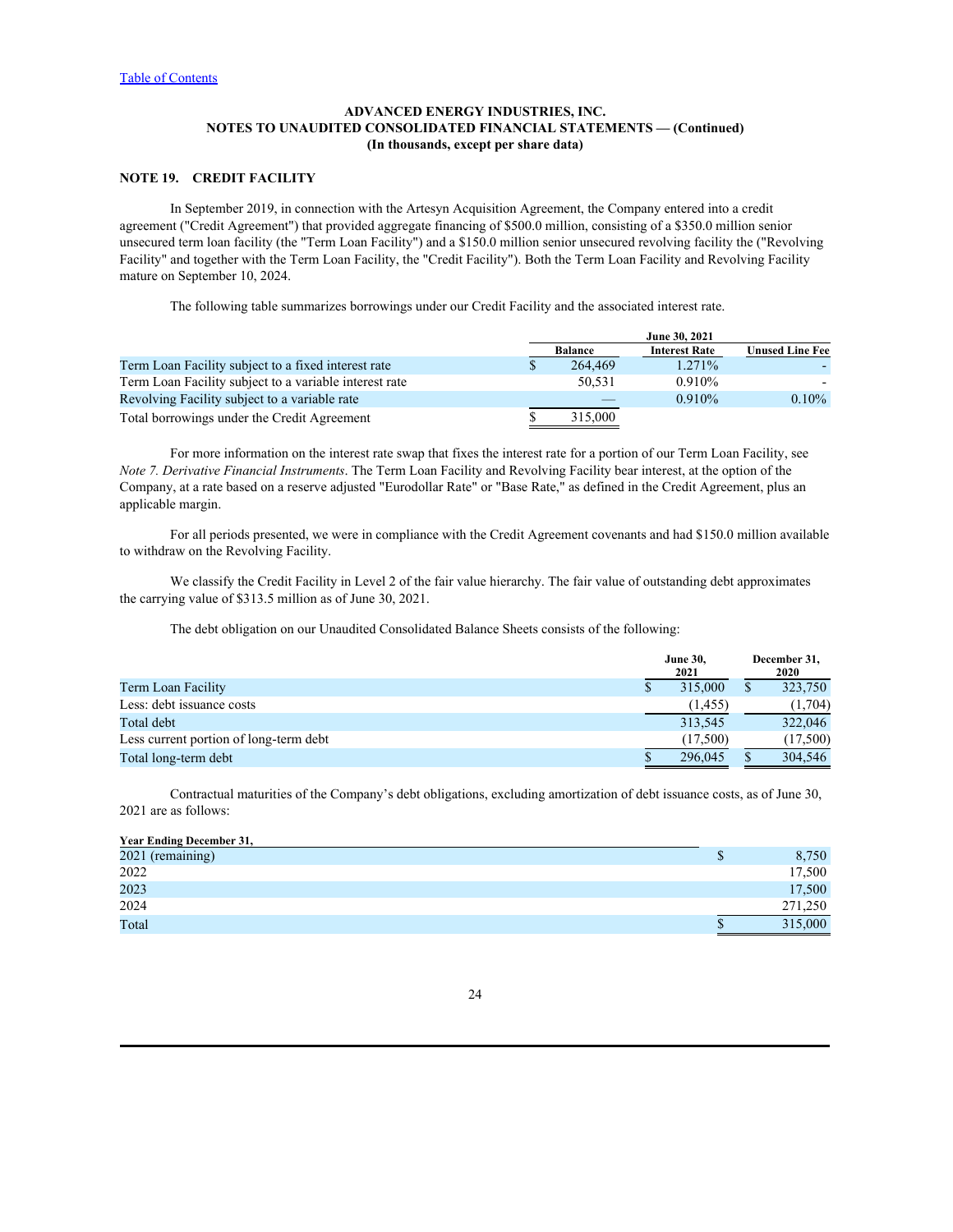[Table of Contents](#)

**ADVANCED ENERGY INDUSTRIES, INC.**
**NOTES TO UNAUDITED CONSOLIDATED FINANCIAL STATEMENTS — (Continued)**
**(In thousands, except per share data)**

## NOTE 19. CREDIT FACILITY

In September 2019, in connection with the Artesyn Acquisition Agreement, the Company entered into a credit agreement ("Credit Agreement") that provided aggregate financing of $500.0 million, consisting of a $350.0 million senior unsecured term loan facility (the "Term Loan Facility") and a $150.0 million senior unsecured revolving facility the ("Revolving Facility" and together with the Term Loan Facility, the "Credit Facility"). Both the Term Loan Facility and Revolving Facility mature on September 10, 2024.

The following table summarizes borrowings under our Credit Facility and the associated interest rate.

| | June 30, 2021 | | |
|---|---|---|---|
| | Balance | Interest Rate | Unused Line Fee |
| Term Loan Facility subject to a fixed interest rate | $ 264,469 | 1.271% | - |
| Term Loan Facility subject to a variable interest rate | 50,531 | 0.910% | - |
| Revolving Facility subject to a variable rate | — | 0.910% | 0.10% |
| Total borrowings under the Credit Agreement | $ 315,000 | | |

For more information on the interest rate swap that fixes the interest rate for a portion of our Term Loan Facility, see *Note 7. Derivative Financial Instruments*. The Term Loan Facility and Revolving Facility bear interest, at the option of the Company, at a rate based on a reserve adjusted "Eurodollar Rate" or "Base Rate," as defined in the Credit Agreement, plus an applicable margin.

For all periods presented, we were in compliance with the Credit Agreement covenants and had $150.0 million available to withdraw on the Revolving Facility.

We classify the Credit Facility in Level 2 of the fair value hierarchy. The fair value of outstanding debt approximates the carrying value of $313.5 million as of June 30, 2021.

The debt obligation on our Unaudited Consolidated Balance Sheets consists of the following:

| | June 30, 2021 | December 31, 2020 |
|---|---|---|
| Term Loan Facility | $ 315,000 | $ 323,750 |
| Less: debt issuance costs | (1,455) | (1,704) |
| Total debt | 313,545 | 322,046 |
| Less current portion of long-term debt | (17,500) | (17,500) |
| Total long-term debt | $ 296,045 | $ 304,546 |

Contractual maturities of the Company's debt obligations, excluding amortization of debt issuance costs, as of June 30, 2021 are as follows:

| Year Ending December 31, | |
|---|---|
| 2021 (remaining) | $ 8,750 |
| 2022 | 17,500 |
| 2023 | 17,500 |
| 2024 | 271,250 |
| Total | $ 315,000 |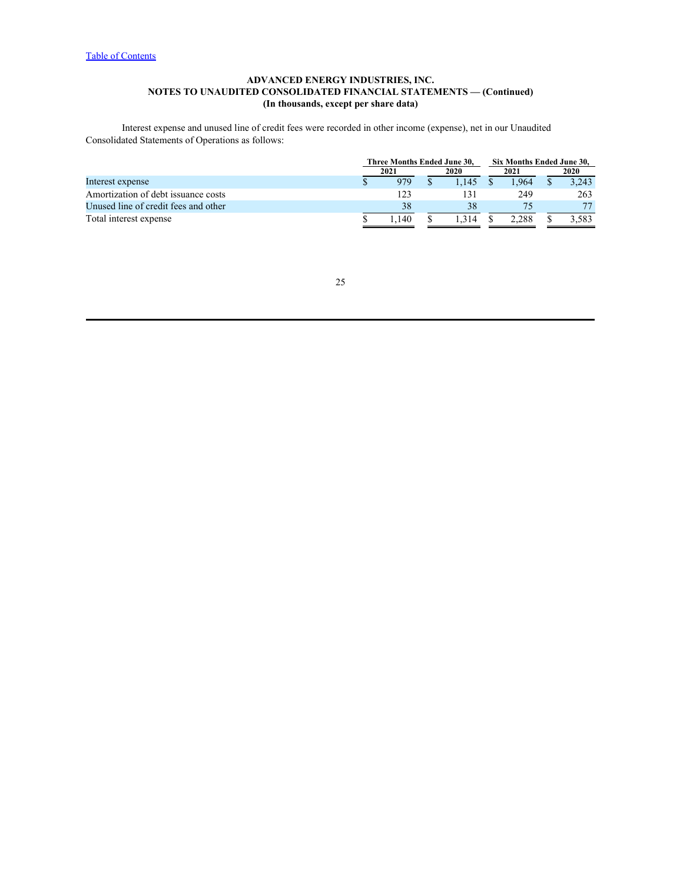Table of Contents

**ADVANCED ENERGY INDUSTRIES, INC.**
**NOTES TO UNAUDITED CONSOLIDATED FINANCIAL STATEMENTS — (Continued)**
**(In thousands, except per share data)**

Interest expense and unused line of credit fees were recorded in other income (expense), net in our Unaudited Consolidated Statements of Operations as follows:

| | Three Months Ended June 30, | | Six Months Ended June 30, | |
|---|---|---|---|---|
| | 2021 | 2020 | 2021 | 2020 |
| Interest expense | $ 979 | $ 1,145 | $ 1,964 | $ 3,243 |
| Amortization of debt issuance costs | 123 | 131 | 249 | 263 |
| Unused line of credit fees and other | 38 | 38 | 75 | 77 |
| Total interest expense | $ 1,140 | $ 1,314 | $ 2,288 | $ 3,583 |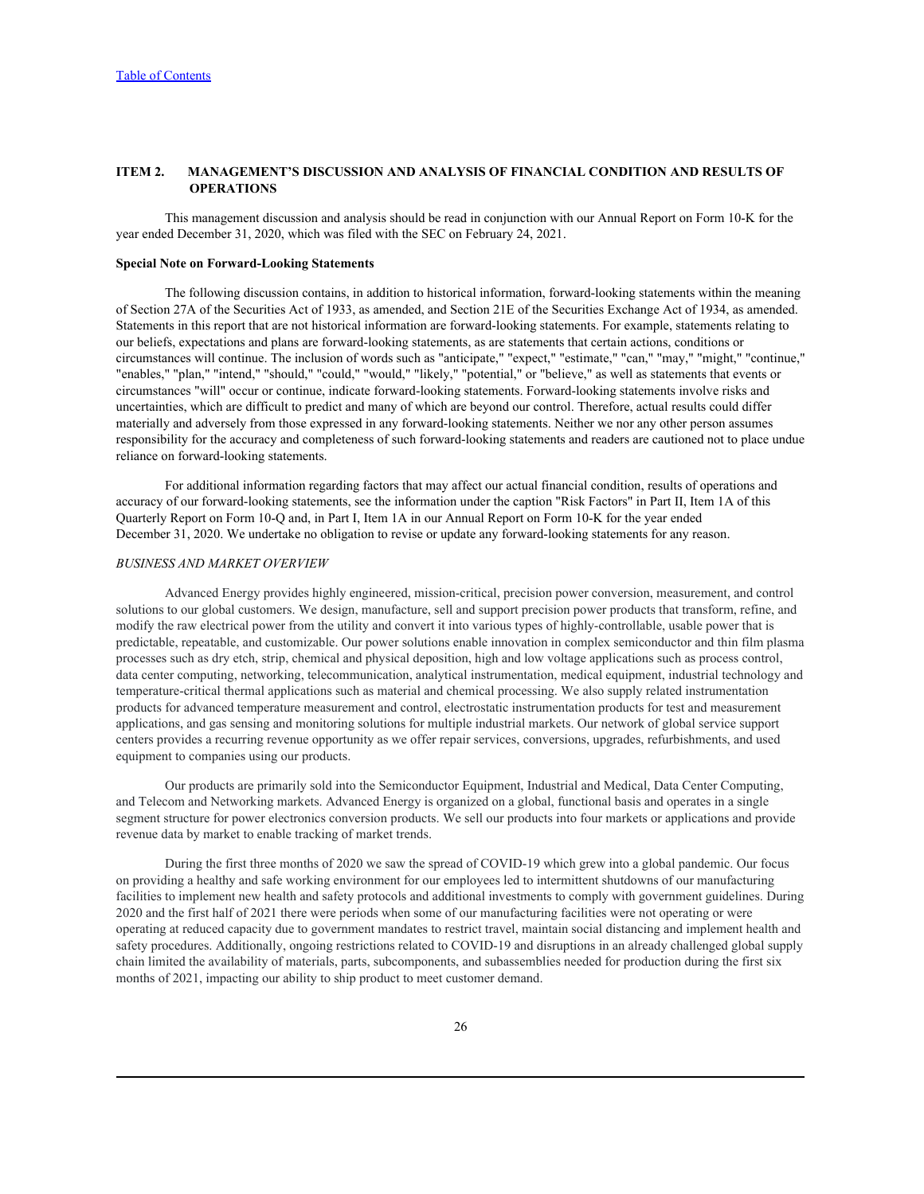[Table of Contents](#)

## ITEM 2. MANAGEMENT'S DISCUSSION AND ANALYSIS OF FINANCIAL CONDITION AND RESULTS OF OPERATIONS

This management discussion and analysis should be read in conjunction with our Annual Report on Form 10-K for the year ended December 31, 2020, which was filed with the SEC on February 24, 2021.

**Special Note on Forward-Looking Statements**

The following discussion contains, in addition to historical information, forward-looking statements within the meaning of Section 27A of the Securities Act of 1933, as amended, and Section 21E of the Securities Exchange Act of 1934, as amended. Statements in this report that are not historical information are forward-looking statements. For example, statements relating to our beliefs, expectations and plans are forward-looking statements, as are statements that certain actions, conditions or circumstances will continue. The inclusion of words such as "anticipate," "expect," "estimate," "can," "may," "might," "continue," "enables," "plan," "intend," "should," "could," "would," "likely," "potential," or "believe," as well as statements that events or circumstances "will" occur or continue, indicate forward-looking statements. Forward-looking statements involve risks and uncertainties, which are difficult to predict and many of which are beyond our control. Therefore, actual results could differ materially and adversely from those expressed in any forward-looking statements. Neither we nor any other person assumes responsibility for the accuracy and completeness of such forward-looking statements and readers are cautioned not to place undue reliance on forward-looking statements.

For additional information regarding factors that may affect our actual financial condition, results of operations and accuracy of our forward-looking statements, see the information under the caption "Risk Factors" in Part II, Item 1A of this Quarterly Report on Form 10-Q and, in Part I, Item 1A in our Annual Report on Form 10-K for the year ended December 31, 2020. We undertake no obligation to revise or update any forward-looking statements for any reason.

*BUSINESS AND MARKET OVERVIEW*

Advanced Energy provides highly engineered, mission-critical, precision power conversion, measurement, and control solutions to our global customers. We design, manufacture, sell and support precision power products that transform, refine, and modify the raw electrical power from the utility and convert it into various types of highly-controllable, usable power that is predictable, repeatable, and customizable. Our power solutions enable innovation in complex semiconductor and thin film plasma processes such as dry etch, strip, chemical and physical deposition, high and low voltage applications such as process control, data center computing, networking, telecommunication, analytical instrumentation, medical equipment, industrial technology and temperature-critical thermal applications such as material and chemical processing. We also supply related instrumentation products for advanced temperature measurement and control, electrostatic instrumentation products for test and measurement applications, and gas sensing and monitoring solutions for multiple industrial markets. Our network of global service support centers provides a recurring revenue opportunity as we offer repair services, conversions, upgrades, refurbishments, and used equipment to companies using our products.

Our products are primarily sold into the Semiconductor Equipment, Industrial and Medical, Data Center Computing, and Telecom and Networking markets. Advanced Energy is organized on a global, functional basis and operates in a single segment structure for power electronics conversion products. We sell our products into four markets or applications and provide revenue data by market to enable tracking of market trends.

During the first three months of 2020 we saw the spread of COVID-19 which grew into a global pandemic. Our focus on providing a healthy and safe working environment for our employees led to intermittent shutdowns of our manufacturing facilities to implement new health and safety protocols and additional investments to comply with government guidelines. During 2020 and the first half of 2021 there were periods when some of our manufacturing facilities were not operating or were operating at reduced capacity due to government mandates to restrict travel, maintain social distancing and implement health and safety procedures. Additionally, ongoing restrictions related to COVID-19 and disruptions in an already challenged global supply chain limited the availability of materials, parts, subcomponents, and subassemblies needed for production during the first six months of 2021, impacting our ability to ship product to meet customer demand.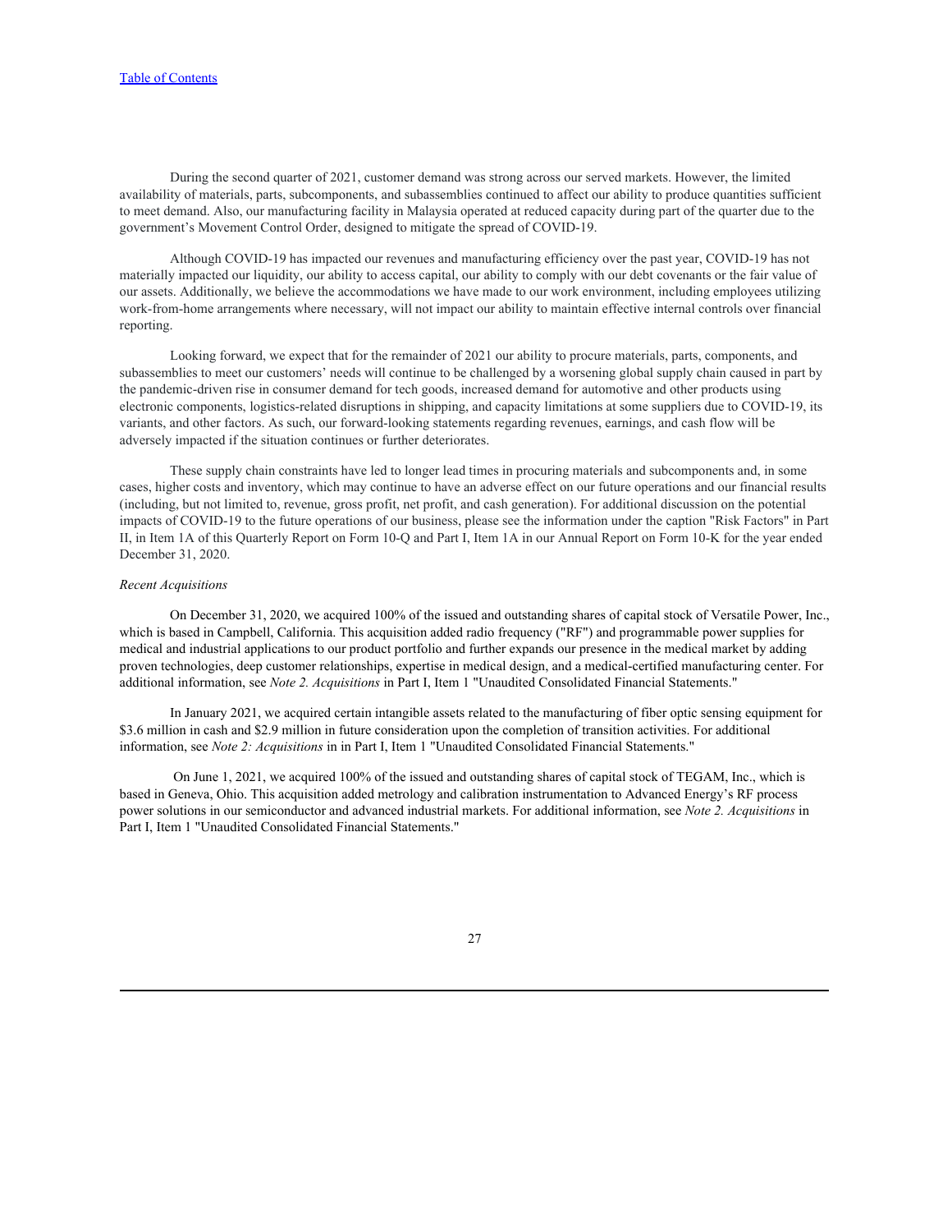During the second quarter of 2021, customer demand was strong across our served markets. However, the limited availability of materials, parts, subcomponents, and subassemblies continued to affect our ability to produce quantities sufficient to meet demand. Also, our manufacturing facility in Malaysia operated at reduced capacity during part of the quarter due to the government's Movement Control Order, designed to mitigate the spread of COVID-19.

Although COVID-19 has impacted our revenues and manufacturing efficiency over the past year, COVID-19 has not materially impacted our liquidity, our ability to access capital, our ability to comply with our debt covenants or the fair value of our assets. Additionally, we believe the accommodations we have made to our work environment, including employees utilizing work-from-home arrangements where necessary, will not impact our ability to maintain effective internal controls over financial reporting.

Looking forward, we expect that for the remainder of 2021 our ability to procure materials, parts, components, and subassemblies to meet our customers' needs will continue to be challenged by a worsening global supply chain caused in part by the pandemic-driven rise in consumer demand for tech goods, increased demand for automotive and other products using electronic components, logistics-related disruptions in shipping, and capacity limitations at some suppliers due to COVID-19, its variants, and other factors. As such, our forward-looking statements regarding revenues, earnings, and cash flow will be adversely impacted if the situation continues or further deteriorates.

These supply chain constraints have led to longer lead times in procuring materials and subcomponents and, in some cases, higher costs and inventory, which may continue to have an adverse effect on our future operations and our financial results (including, but not limited to, revenue, gross profit, net profit, and cash generation). For additional discussion on the potential impacts of COVID-19 to the future operations of our business, please see the information under the caption "Risk Factors" in Part II, in Item 1A of this Quarterly Report on Form 10-Q and Part I, Item 1A in our Annual Report on Form 10-K for the year ended December 31, 2020.

*Recent Acquisitions*

On December 31, 2020, we acquired 100% of the issued and outstanding shares of capital stock of Versatile Power, Inc., which is based in Campbell, California. This acquisition added radio frequency ("RF") and programmable power supplies for medical and industrial applications to our product portfolio and further expands our presence in the medical market by adding proven technologies, deep customer relationships, expertise in medical design, and a medical-certified manufacturing center. For additional information, see *Note 2. Acquisitions* in Part I, Item 1 "Unaudited Consolidated Financial Statements."

In January 2021, we acquired certain intangible assets related to the manufacturing of fiber optic sensing equipment for $3.6 million in cash and $2.9 million in future consideration upon the completion of transition activities. For additional information, see *Note 2: Acquisitions* in in Part I, Item 1 "Unaudited Consolidated Financial Statements."

On June 1, 2021, we acquired 100% of the issued and outstanding shares of capital stock of TEGAM, Inc., which is based in Geneva, Ohio. This acquisition added metrology and calibration instrumentation to Advanced Energy's RF process power solutions in our semiconductor and advanced industrial markets. For additional information, see *Note 2. Acquisitions* in Part I, Item 1 "Unaudited Consolidated Financial Statements."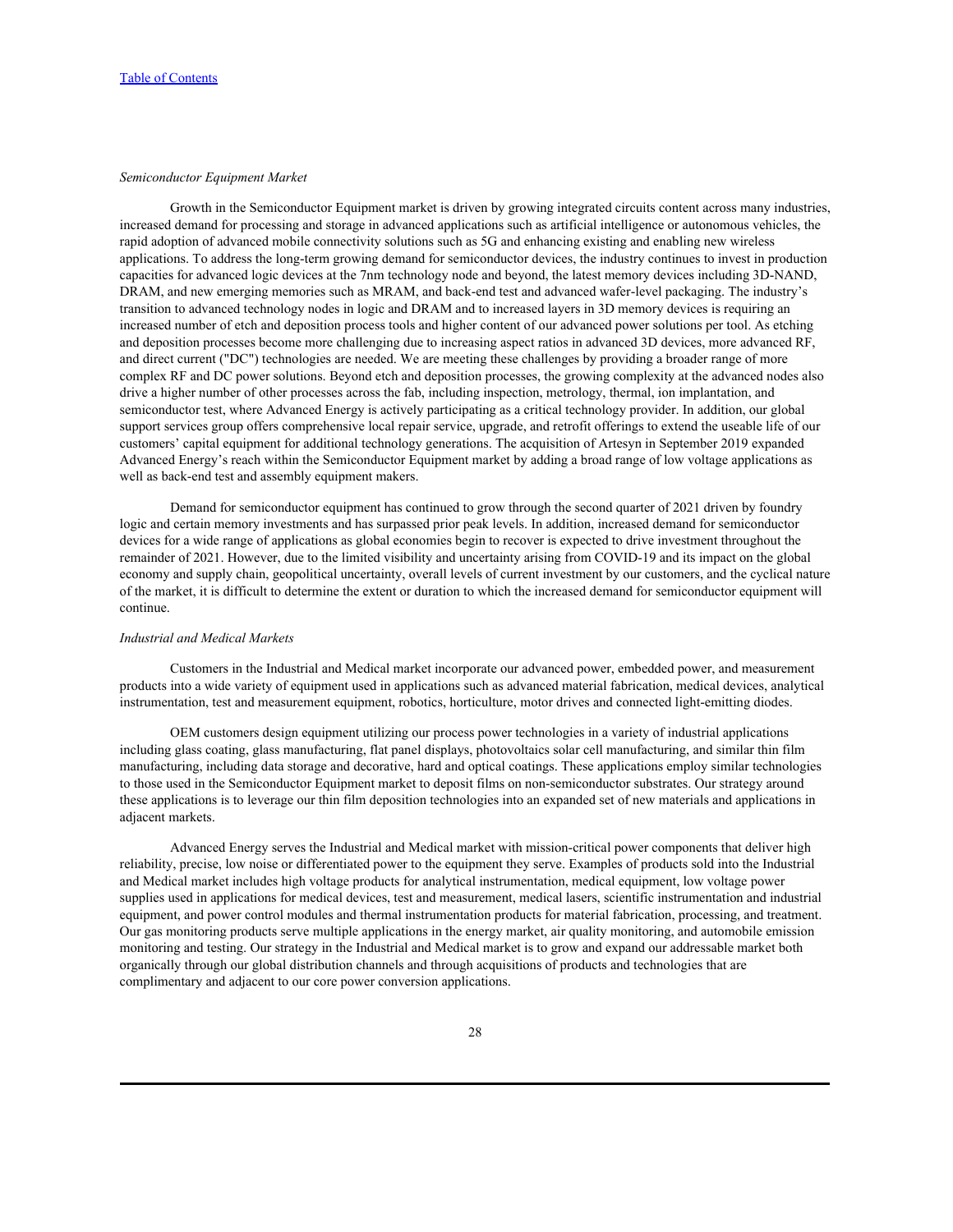*Semiconductor Equipment Market*

Growth in the Semiconductor Equipment market is driven by growing integrated circuits content across many industries, increased demand for processing and storage in advanced applications such as artificial intelligence or autonomous vehicles, the rapid adoption of advanced mobile connectivity solutions such as 5G and enhancing existing and enabling new wireless applications. To address the long-term growing demand for semiconductor devices, the industry continues to invest in production capacities for advanced logic devices at the 7nm technology node and beyond, the latest memory devices including 3D-NAND, DRAM, and new emerging memories such as MRAM, and back-end test and advanced wafer-level packaging. The industry's transition to advanced technology nodes in logic and DRAM and to increased layers in 3D memory devices is requiring an increased number of etch and deposition process tools and higher content of our advanced power solutions per tool. As etching and deposition processes become more challenging due to increasing aspect ratios in advanced 3D devices, more advanced RF, and direct current ("DC") technologies are needed. We are meeting these challenges by providing a broader range of more complex RF and DC power solutions. Beyond etch and deposition processes, the growing complexity at the advanced nodes also drive a higher number of other processes across the fab, including inspection, metrology, thermal, ion implantation, and semiconductor test, where Advanced Energy is actively participating as a critical technology provider. In addition, our global support services group offers comprehensive local repair service, upgrade, and retrofit offerings to extend the useable life of our customers' capital equipment for additional technology generations. The acquisition of Artesyn in September 2019 expanded Advanced Energy's reach within the Semiconductor Equipment market by adding a broad range of low voltage applications as well as back-end test and assembly equipment makers.

Demand for semiconductor equipment has continued to grow through the second quarter of 2021 driven by foundry logic and certain memory investments and has surpassed prior peak levels. In addition, increased demand for semiconductor devices for a wide range of applications as global economies begin to recover is expected to drive investment throughout the remainder of 2021. However, due to the limited visibility and uncertainty arising from COVID-19 and its impact on the global economy and supply chain, geopolitical uncertainty, overall levels of current investment by our customers, and the cyclical nature of the market, it is difficult to determine the extent or duration to which the increased demand for semiconductor equipment will continue.

*Industrial and Medical Markets*

Customers in the Industrial and Medical market incorporate our advanced power, embedded power, and measurement products into a wide variety of equipment used in applications such as advanced material fabrication, medical devices, analytical instrumentation, test and measurement equipment, robotics, horticulture, motor drives and connected light-emitting diodes.

OEM customers design equipment utilizing our process power technologies in a variety of industrial applications including glass coating, glass manufacturing, flat panel displays, photovoltaics solar cell manufacturing, and similar thin film manufacturing, including data storage and decorative, hard and optical coatings. These applications employ similar technologies to those used in the Semiconductor Equipment market to deposit films on non-semiconductor substrates. Our strategy around these applications is to leverage our thin film deposition technologies into an expanded set of new materials and applications in adjacent markets.

Advanced Energy serves the Industrial and Medical market with mission-critical power components that deliver high reliability, precise, low noise or differentiated power to the equipment they serve. Examples of products sold into the Industrial and Medical market includes high voltage products for analytical instrumentation, medical equipment, low voltage power supplies used in applications for medical devices, test and measurement, medical lasers, scientific instrumentation and industrial equipment, and power control modules and thermal instrumentation products for material fabrication, processing, and treatment. Our gas monitoring products serve multiple applications in the energy market, air quality monitoring, and automobile emission monitoring and testing. Our strategy in the Industrial and Medical market is to grow and expand our addressable market both organically through our global distribution channels and through acquisitions of products and technologies that are complimentary and adjacent to our core power conversion applications.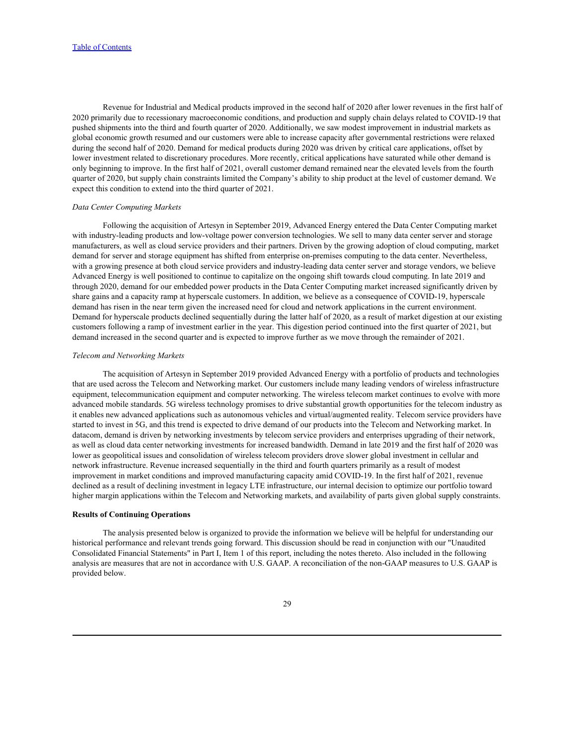Revenue for Industrial and Medical products improved in the second half of 2020 after lower revenues in the first half of 2020 primarily due to recessionary macroeconomic conditions, and production and supply chain delays related to COVID-19 that pushed shipments into the third and fourth quarter of 2020. Additionally, we saw modest improvement in industrial markets as global economic growth resumed and our customers were able to increase capacity after governmental restrictions were relaxed during the second half of 2020. Demand for medical products during 2020 was driven by critical care applications, offset by lower investment related to discretionary procedures. More recently, critical applications have saturated while other demand is only beginning to improve. In the first half of 2021, overall customer demand remained near the elevated levels from the fourth quarter of 2020, but supply chain constraints limited the Company's ability to ship product at the level of customer demand. We expect this condition to extend into the third quarter of 2021.

*Data Center Computing Markets*

Following the acquisition of Artesyn in September 2019, Advanced Energy entered the Data Center Computing market with industry-leading products and low-voltage power conversion technologies. We sell to many data center server and storage manufacturers, as well as cloud service providers and their partners. Driven by the growing adoption of cloud computing, market demand for server and storage equipment has shifted from enterprise on-premises computing to the data center. Nevertheless, with a growing presence at both cloud service providers and industry-leading data center server and storage vendors, we believe Advanced Energy is well positioned to continue to capitalize on the ongoing shift towards cloud computing. In late 2019 and through 2020, demand for our embedded power products in the Data Center Computing market increased significantly driven by share gains and a capacity ramp at hyperscale customers. In addition, we believe as a consequence of COVID-19, hyperscale demand has risen in the near term given the increased need for cloud and network applications in the current environment. Demand for hyperscale products declined sequentially during the latter half of 2020, as a result of market digestion at our existing customers following a ramp of investment earlier in the year. This digestion period continued into the first quarter of 2021, but demand increased in the second quarter and is expected to improve further as we move through the remainder of 2021.

*Telecom and Networking Markets*

The acquisition of Artesyn in September 2019 provided Advanced Energy with a portfolio of products and technologies that are used across the Telecom and Networking market. Our customers include many leading vendors of wireless infrastructure equipment, telecommunication equipment and computer networking. The wireless telecom market continues to evolve with more advanced mobile standards. 5G wireless technology promises to drive substantial growth opportunities for the telecom industry as it enables new advanced applications such as autonomous vehicles and virtual/augmented reality. Telecom service providers have started to invest in 5G, and this trend is expected to drive demand of our products into the Telecom and Networking market. In datacom, demand is driven by networking investments by telecom service providers and enterprises upgrading of their network, as well as cloud data center networking investments for increased bandwidth. Demand in late 2019 and the first half of 2020 was lower as geopolitical issues and consolidation of wireless telecom providers drove slower global investment in cellular and network infrastructure. Revenue increased sequentially in the third and fourth quarters primarily as a result of modest improvement in market conditions and improved manufacturing capacity amid COVID-19. In the first half of 2021, revenue declined as a result of declining investment in legacy LTE infrastructure, our internal decision to optimize our portfolio toward higher margin applications within the Telecom and Networking markets, and availability of parts given global supply constraints.

**Results of Continuing Operations**

The analysis presented below is organized to provide the information we believe will be helpful for understanding our historical performance and relevant trends going forward. This discussion should be read in conjunction with our "Unaudited Consolidated Financial Statements" in Part I, Item 1 of this report, including the notes thereto. Also included in the following analysis are measures that are not in accordance with U.S. GAAP. A reconciliation of the non-GAAP measures to U.S. GAAP is provided below.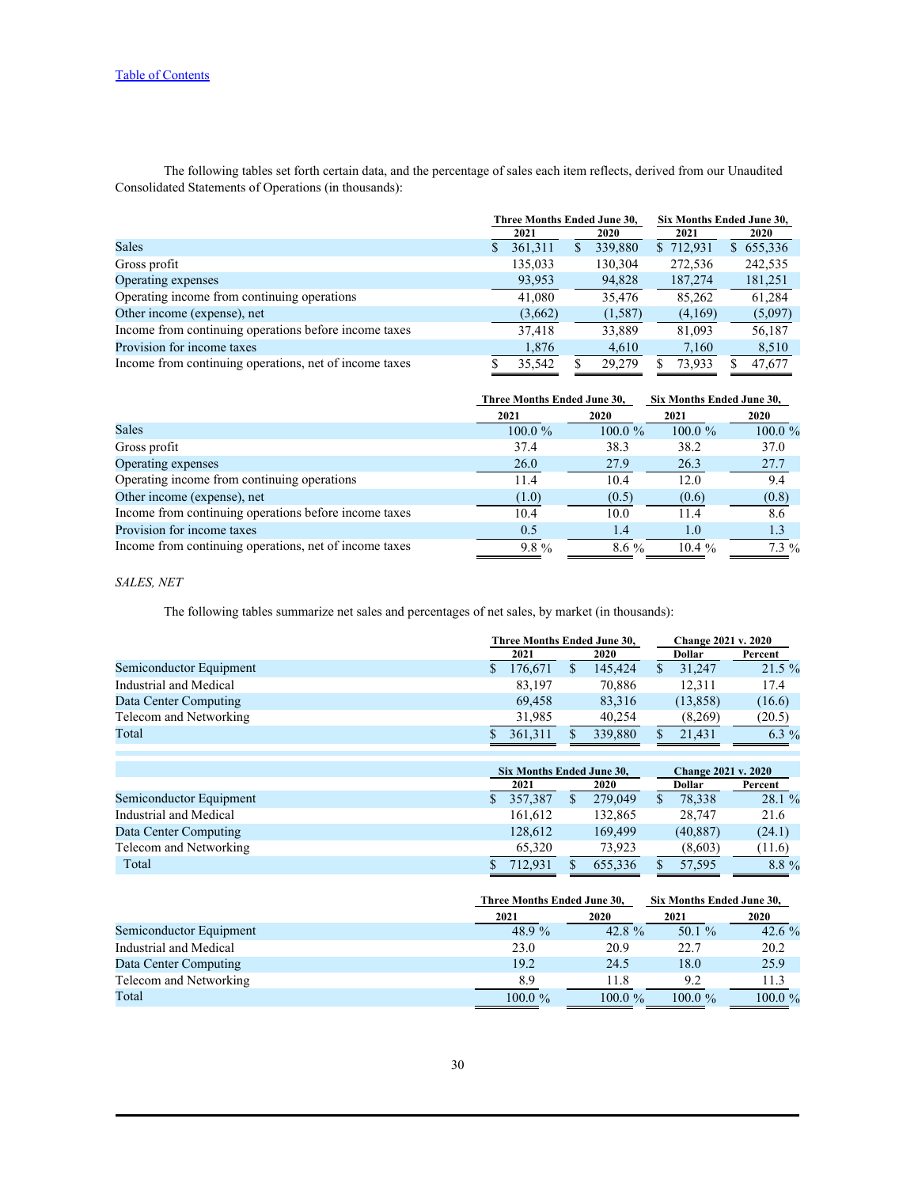The following tables set forth certain data, and the percentage of sales each item reflects, derived from our Unaudited Consolidated Statements of Operations (in thousands):

| | Three Months Ended June 30, | | Six Months Ended June 30, | |
|---|---|---|---|---|
| | 2021 | 2020 | 2021 | 2020 |
| Sales | $ 361,311 | $ 339,880 | $ 712,931 | $ 655,336 |
| Gross profit | 135,033 | 130,304 | 272,536 | 242,535 |
| Operating expenses | 93,953 | 94,828 | 187,274 | 181,251 |
| Operating income from continuing operations | 41,080 | 35,476 | 85,262 | 61,284 |
| Other income (expense), net | (3,662) | (1,587) | (4,169) | (5,097) |
| Income from continuing operations before income taxes | 37,418 | 33,889 | 81,093 | 56,187 |
| Provision for income taxes | 1,876 | 4,610 | 7,160 | 8,510 |
| Income from continuing operations, net of income taxes | $ 35,542 | $ 29,279 | $ 73,933 | $ 47,677 |

| | Three Months Ended June 30, | | Six Months Ended June 30, | |
|---|---|---|---|---|
| | 2021 | 2020 | 2021 | 2020 |
| Sales | 100.0 % | 100.0 % | 100.0 % | 100.0 % |
| Gross profit | 37.4 | 38.3 | 38.2 | 37.0 |
| Operating expenses | 26.0 | 27.9 | 26.3 | 27.7 |
| Operating income from continuing operations | 11.4 | 10.4 | 12.0 | 9.4 |
| Other income (expense), net | (1.0) | (0.5) | (0.6) | (0.8) |
| Income from continuing operations before income taxes | 10.4 | 10.0 | 11.4 | 8.6 |
| Provision for income taxes | 0.5 | 1.4 | 1.0 | 1.3 |
| Income from continuing operations, net of income taxes | 9.8 % | 8.6 % | 10.4 % | 7.3 % |

*SALES, NET*

The following tables summarize net sales and percentages of net sales, by market (in thousands):

| | Three Months Ended June 30, | | Change 2021 v. 2020 | |
|---|---|---|---|---|
| | 2021 | 2020 | Dollar | Percent |
| Semiconductor Equipment | $ 176,671 | $ 145,424 | $ 31,247 | 21.5 % |
| Industrial and Medical | 83,197 | 70,886 | 12,311 | 17.4 |
| Data Center Computing | 69,458 | 83,316 | (13,858) | (16.6) |
| Telecom and Networking | 31,985 | 40,254 | (8,269) | (20.5) |
| Total | $ 361,311 | $ 339,880 | $ 21,431 | 6.3 % |

| | Six Months Ended June 30, | | Change 2021 v. 2020 | |
|---|---|---|---|---|
| | 2021 | 2020 | Dollar | Percent |
| Semiconductor Equipment | $ 357,387 | $ 279,049 | $ 78,338 | 28.1 % |
| Industrial and Medical | 161,612 | 132,865 | 28,747 | 21.6 |
| Data Center Computing | 128,612 | 169,499 | (40,887) | (24.1) |
| Telecom and Networking | 65,320 | 73,923 | (8,603) | (11.6) |
| Total | $ 712,931 | $ 655,336 | $ 57,595 | 8.8 % |

| | Three Months Ended June 30, | | Six Months Ended June 30, | |
|---|---|---|---|---|
| | 2021 | 2020 | 2021 | 2020 |
| Semiconductor Equipment | 48.9 % | 42.8 % | 50.1 % | 42.6 % |
| Industrial and Medical | 23.0 | 20.9 | 22.7 | 20.2 |
| Data Center Computing | 19.2 | 24.5 | 18.0 | 25.9 |
| Telecom and Networking | 8.9 | 11.8 | 9.2 | 11.3 |
| Total | 100.0 % | 100.0 % | 100.0 % | 100.0 % |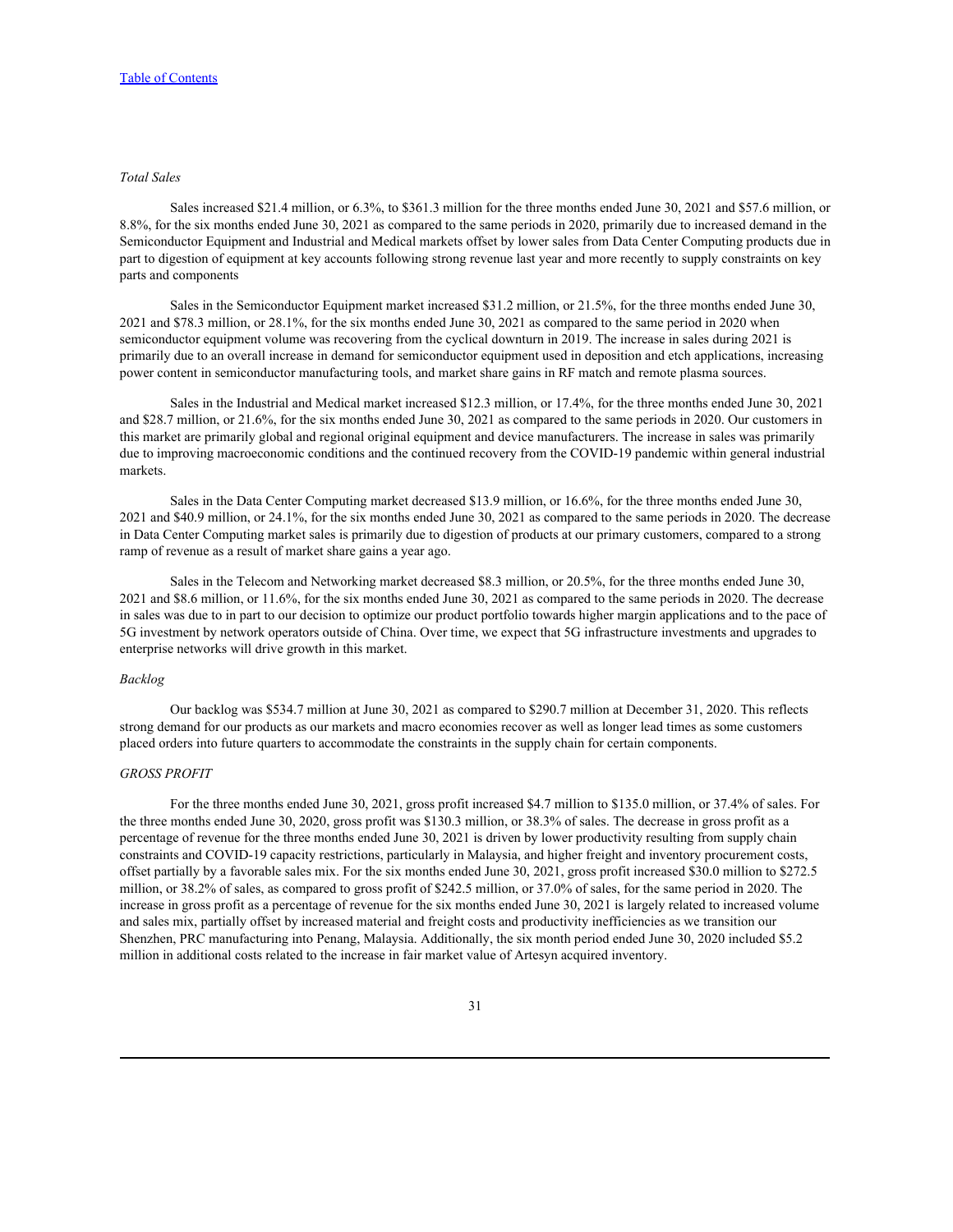*Total Sales*

Sales increased $21.4 million, or 6.3%, to $361.3 million for the three months ended June 30, 2021 and $57.6 million, or 8.8%, for the six months ended June 30, 2021 as compared to the same periods in 2020, primarily due to increased demand in the Semiconductor Equipment and Industrial and Medical markets offset by lower sales from Data Center Computing products due in part to digestion of equipment at key accounts following strong revenue last year and more recently to supply constraints on key parts and components

Sales in the Semiconductor Equipment market increased $31.2 million, or 21.5%, for the three months ended June 30, 2021 and $78.3 million, or 28.1%, for the six months ended June 30, 2021 as compared to the same period in 2020 when semiconductor equipment volume was recovering from the cyclical downturn in 2019. The increase in sales during 2021 is primarily due to an overall increase in demand for semiconductor equipment used in deposition and etch applications, increasing power content in semiconductor manufacturing tools, and market share gains in RF match and remote plasma sources.

Sales in the Industrial and Medical market increased $12.3 million, or 17.4%, for the three months ended June 30, 2021 and $28.7 million, or 21.6%, for the six months ended June 30, 2021 as compared to the same periods in 2020. Our customers in this market are primarily global and regional original equipment and device manufacturers. The increase in sales was primarily due to improving macroeconomic conditions and the continued recovery from the COVID-19 pandemic within general industrial markets.

Sales in the Data Center Computing market decreased $13.9 million, or 16.6%, for the three months ended June 30, 2021 and $40.9 million, or 24.1%, for the six months ended June 30, 2021 as compared to the same periods in 2020. The decrease in Data Center Computing market sales is primarily due to digestion of products at our primary customers, compared to a strong ramp of revenue as a result of market share gains a year ago.

Sales in the Telecom and Networking market decreased $8.3 million, or 20.5%, for the three months ended June 30, 2021 and $8.6 million, or 11.6%, for the six months ended June 30, 2021 as compared to the same periods in 2020. The decrease in sales was due to in part to our decision to optimize our product portfolio towards higher margin applications and to the pace of 5G investment by network operators outside of China. Over time, we expect that 5G infrastructure investments and upgrades to enterprise networks will drive growth in this market.

*Backlog*

Our backlog was $534.7 million at June 30, 2021 as compared to $290.7 million at December 31, 2020. This reflects strong demand for our products as our markets and macro economies recover as well as longer lead times as some customers placed orders into future quarters to accommodate the constraints in the supply chain for certain components.

*GROSS PROFIT*

For the three months ended June 30, 2021, gross profit increased $4.7 million to $135.0 million, or 37.4% of sales. For the three months ended June 30, 2020, gross profit was $130.3 million, or 38.3% of sales. The decrease in gross profit as a percentage of revenue for the three months ended June 30, 2021 is driven by lower productivity resulting from supply chain constraints and COVID-19 capacity restrictions, particularly in Malaysia, and higher freight and inventory procurement costs, offset partially by a favorable sales mix. For the six months ended June 30, 2021, gross profit increased $30.0 million to $272.5 million, or 38.2% of sales, as compared to gross profit of $242.5 million, or 37.0% of sales, for the same period in 2020. The increase in gross profit as a percentage of revenue for the six months ended June 30, 2021 is largely related to increased volume and sales mix, partially offset by increased material and freight costs and productivity inefficiencies as we transition our Shenzhen, PRC manufacturing into Penang, Malaysia. Additionally, the six month period ended June 30, 2020 included $5.2 million in additional costs related to the increase in fair market value of Artesyn acquired inventory.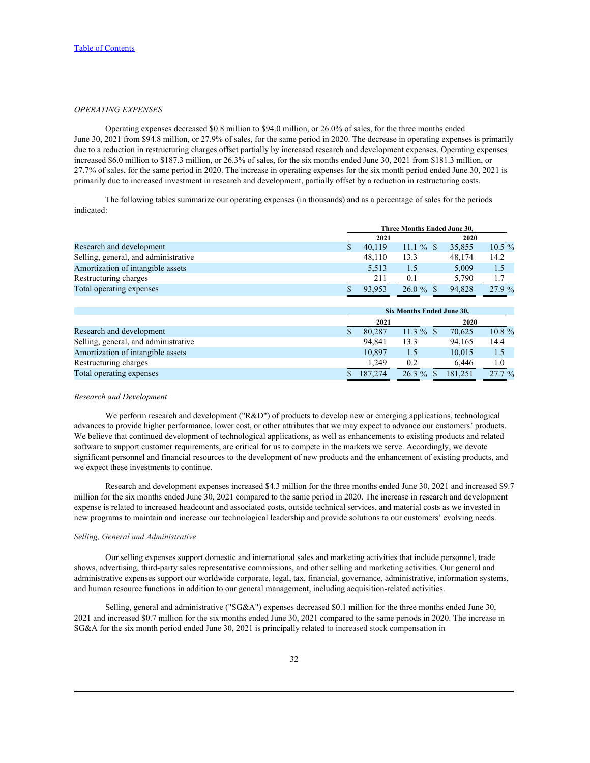[Table of Contents](#)

*OPERATING EXPENSES*

Operating expenses decreased $0.8 million to $94.0 million, or 26.0% of sales, for the three months ended June 30, 2021 from $94.8 million, or 27.9% of sales, for the same period in 2020. The decrease in operating expenses is primarily due to a reduction in restructuring charges offset partially by increased research and development expenses. Operating expenses increased $6.0 million to $187.3 million, or 26.3% of sales, for the six months ended June 30, 2021 from $181.3 million, or 27.7% of sales, for the same period in 2020. The increase in operating expenses for the six month period ended June 30, 2021 is primarily due to increased investment in research and development, partially offset by a reduction in restructuring costs.

The following tables summarize our operating expenses (in thousands) and as a percentage of sales for the periods indicated:

| | Three Months Ended June 30, | | | |
|---|---|---|---|---|
| | 2021 | | 2020 | |
| Research and development | $ 40,119 | 11.1 % | $ 35,855 | 10.5 % |
| Selling, general, and administrative | 48,110 | 13.3 | 48,174 | 14.2 |
| Amortization of intangible assets | 5,513 | 1.5 | 5,009 | 1.5 |
| Restructuring charges | 211 | 0.1 | 5,790 | 1.7 |
| Total operating expenses | $ 93,953 | 26.0 % | $ 94,828 | 27.9 % |

| | Six Months Ended June 30, | | | |
|---|---|---|---|---|
| | 2021 | | 2020 | |
| Research and development | $ 80,287 | 11.3 % | $ 70,625 | 10.8 % |
| Selling, general, and administrative | 94,841 | 13.3 | 94,165 | 14.4 |
| Amortization of intangible assets | 10,897 | 1.5 | 10,015 | 1.5 |
| Restructuring charges | 1,249 | 0.2 | 6,446 | 1.0 |
| Total operating expenses | $ 187,274 | 26.3 % | $ 181,251 | 27.7 % |

*Research and Development*

We perform research and development ("R&D") of products to develop new or emerging applications, technological advances to provide higher performance, lower cost, or other attributes that we may expect to advance our customers' products. We believe that continued development of technological applications, as well as enhancements to existing products and related software to support customer requirements, are critical for us to compete in the markets we serve. Accordingly, we devote significant personnel and financial resources to the development of new products and the enhancement of existing products, and we expect these investments to continue.

Research and development expenses increased $4.3 million for the three months ended June 30, 2021 and increased $9.7 million for the six months ended June 30, 2021 compared to the same period in 2020. The increase in research and development expense is related to increased headcount and associated costs, outside technical services, and material costs as we invested in new programs to maintain and increase our technological leadership and provide solutions to our customers' evolving needs.

*Selling, General and Administrative*

Our selling expenses support domestic and international sales and marketing activities that include personnel, trade shows, advertising, third-party sales representative commissions, and other selling and marketing activities. Our general and administrative expenses support our worldwide corporate, legal, tax, financial, governance, administrative, information systems, and human resource functions in addition to our general management, including acquisition-related activities.

Selling, general and administrative ("SG&A") expenses decreased $0.1 million for the three months ended June 30, 2021 and increased $0.7 million for the six months ended June 30, 2021 compared to the same periods in 2020. The increase in SG&A for the six month period ended June 30, 2021 is principally related to increased stock compensation in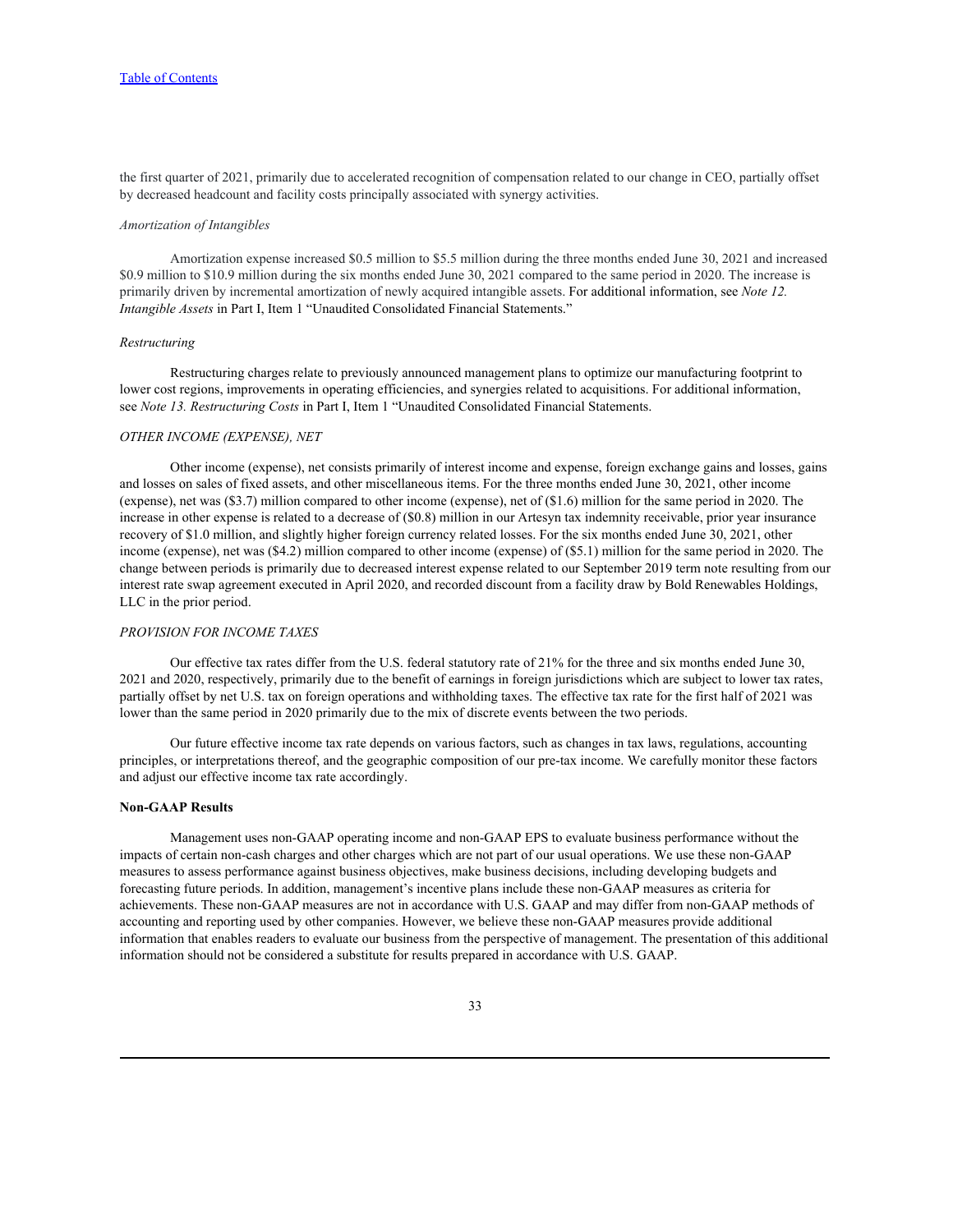the first quarter of 2021, primarily due to accelerated recognition of compensation related to our change in CEO, partially offset by decreased headcount and facility costs principally associated with synergy activities.

*Amortization of Intangibles*

Amortization expense increased $0.5 million to $5.5 million during the three months ended June 30, 2021 and increased $0.9 million to $10.9 million during the six months ended June 30, 2021 compared to the same period in 2020. The increase is primarily driven by incremental amortization of newly acquired intangible assets. For additional information, see *Note 12. Intangible Assets* in Part I, Item 1 "Unaudited Consolidated Financial Statements."

*Restructuring*

Restructuring charges relate to previously announced management plans to optimize our manufacturing footprint to lower cost regions, improvements in operating efficiencies, and synergies related to acquisitions. For additional information, see *Note 13. Restructuring Costs* in Part I, Item 1 "Unaudited Consolidated Financial Statements.

*OTHER INCOME (EXPENSE), NET*

Other income (expense), net consists primarily of interest income and expense, foreign exchange gains and losses, gains and losses on sales of fixed assets, and other miscellaneous items. For the three months ended June 30, 2021, other income (expense), net was ($3.7) million compared to other income (expense), net of ($1.6) million for the same period in 2020. The increase in other expense is related to a decrease of ($0.8) million in our Artesyn tax indemnity receivable, prior year insurance recovery of $1.0 million, and slightly higher foreign currency related losses. For the six months ended June 30, 2021, other income (expense), net was ($4.2) million compared to other income (expense) of ($5.1) million for the same period in 2020. The change between periods is primarily due to decreased interest expense related to our September 2019 term note resulting from our interest rate swap agreement executed in April 2020, and recorded discount from a facility draw by Bold Renewables Holdings, LLC in the prior period.

*PROVISION FOR INCOME TAXES*

Our effective tax rates differ from the U.S. federal statutory rate of 21% for the three and six months ended June 30, 2021 and 2020, respectively, primarily due to the benefit of earnings in foreign jurisdictions which are subject to lower tax rates, partially offset by net U.S. tax on foreign operations and withholding taxes. The effective tax rate for the first half of 2021 was lower than the same period in 2020 primarily due to the mix of discrete events between the two periods.

Our future effective income tax rate depends on various factors, such as changes in tax laws, regulations, accounting principles, or interpretations thereof, and the geographic composition of our pre-tax income. We carefully monitor these factors and adjust our effective income tax rate accordingly.

**Non-GAAP Results**

Management uses non-GAAP operating income and non-GAAP EPS to evaluate business performance without the impacts of certain non-cash charges and other charges which are not part of our usual operations. We use these non-GAAP measures to assess performance against business objectives, make business decisions, including developing budgets and forecasting future periods. In addition, management's incentive plans include these non-GAAP measures as criteria for achievements. These non-GAAP measures are not in accordance with U.S. GAAP and may differ from non-GAAP methods of accounting and reporting used by other companies. However, we believe these non-GAAP measures provide additional information that enables readers to evaluate our business from the perspective of management. The presentation of this additional information should not be considered a substitute for results prepared in accordance with U.S. GAAP.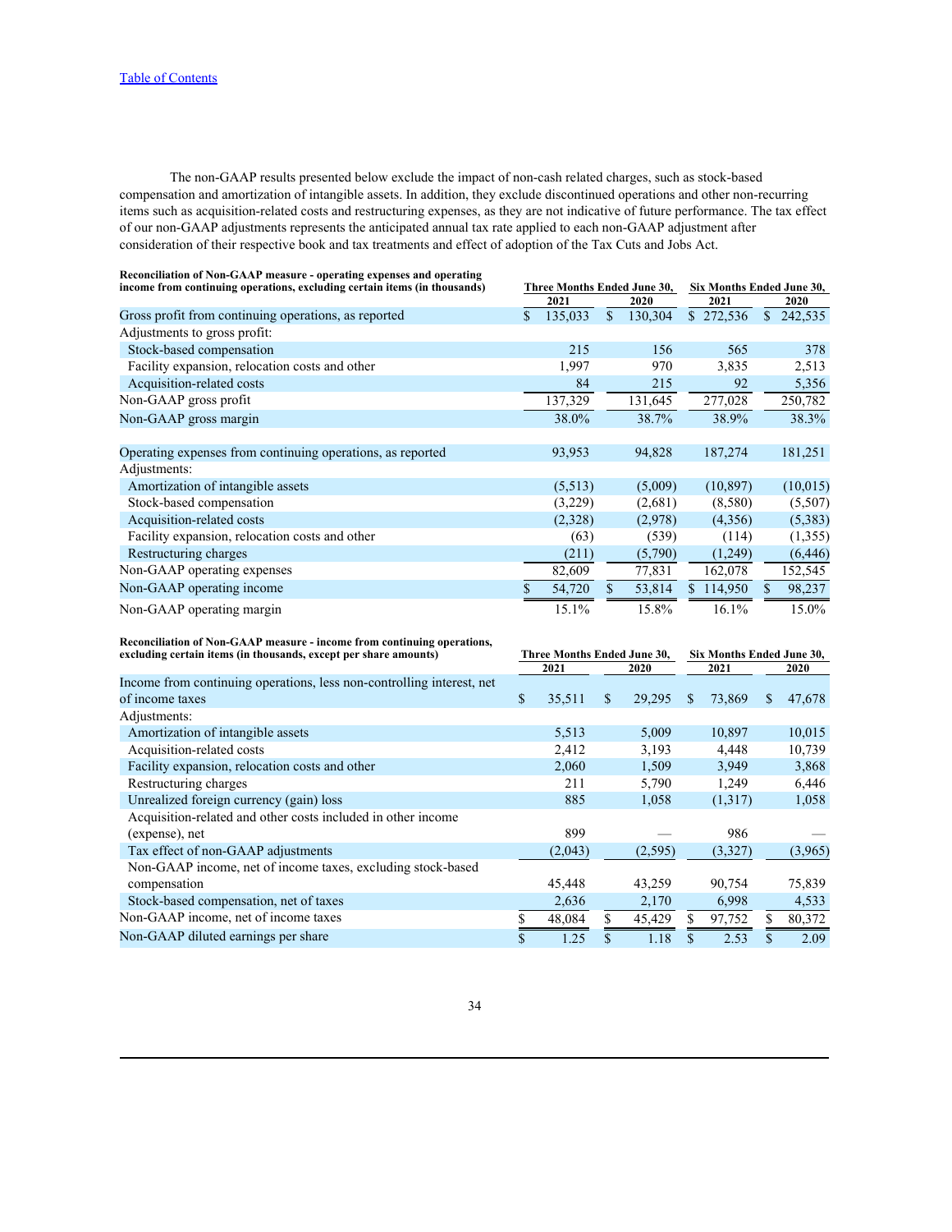[Table of Contents](#)

The non-GAAP results presented below exclude the impact of non-cash related charges, such as stock-based compensation and amortization of intangible assets. In addition, they exclude discontinued operations and other non-recurring items such as acquisition-related costs and restructuring expenses, as they are not indicative of future performance. The tax effect of our non-GAAP adjustments represents the anticipated annual tax rate applied to each non-GAAP adjustment after consideration of their respective book and tax treatments and effect of adoption of the Tax Cuts and Jobs Act.

| **Reconciliation of Non-GAAP measure - operating expenses and operating income from continuing operations, excluding certain items (in thousands)** | **Three Months Ended June 30,** | | **Six Months Ended June 30,** | |
|---|---|---|---|---|
| | **2021** | **2020** | **2021** | **2020** |
| Gross profit from continuing operations, as reported | $ 135,033 | $ 130,304 | $ 272,536 | $ 242,535 |
| Adjustments to gross profit: | | | | |
| Stock-based compensation | 215 | 156 | 565 | 378 |
| Facility expansion, relocation costs and other | 1,997 | 970 | 3,835 | 2,513 |
| Acquisition-related costs | 84 | 215 | 92 | 5,356 |
| Non-GAAP gross profit | 137,329 | 131,645 | 277,028 | 250,782 |
| Non-GAAP gross margin | 38.0% | 38.7% | 38.9% | 38.3% |
| | | | | |
| Operating expenses from continuing operations, as reported | 93,953 | 94,828 | 187,274 | 181,251 |
| Adjustments: | | | | |
| Amortization of intangible assets | (5,513) | (5,009) | (10,897) | (10,015) |
| Stock-based compensation | (3,229) | (2,681) | (8,580) | (5,507) |
| Acquisition-related costs | (2,328) | (2,978) | (4,356) | (5,383) |
| Facility expansion, relocation costs and other | (63) | (539) | (114) | (1,355) |
| Restructuring charges | (211) | (5,790) | (1,249) | (6,446) |
| Non-GAAP operating expenses | 82,609 | 77,831 | 162,078 | 152,545 |
| Non-GAAP operating income | $ 54,720 | $ 53,814 | $ 114,950 | $ 98,237 |
| Non-GAAP operating margin | 15.1% | 15.8% | 16.1% | 15.0% |

| **Reconciliation of Non-GAAP measure - income from continuing operations, excluding certain items (in thousands, except per share amounts)** | **Three Months Ended June 30,** | | **Six Months Ended June 30,** | |
|---|---|---|---|---|
| | **2021** | **2020** | **2021** | **2020** |
| Income from continuing operations, less non-controlling interest, net of income taxes | $ 35,511 | $ 29,295 | $ 73,869 | $ 47,678 |
| Adjustments: | | | | |
| Amortization of intangible assets | 5,513 | 5,009 | 10,897 | 10,015 |
| Acquisition-related costs | 2,412 | 3,193 | 4,448 | 10,739 |
| Facility expansion, relocation costs and other | 2,060 | 1,509 | 3,949 | 3,868 |
| Restructuring charges | 211 | 5,790 | 1,249 | 6,446 |
| Unrealized foreign currency (gain) loss | 885 | 1,058 | (1,317) | 1,058 |
| Acquisition-related and other costs included in other income (expense), net | 899 | — | 986 | — |
| Tax effect of non-GAAP adjustments | (2,043) | (2,595) | (3,327) | (3,965) |
| Non-GAAP income, net of income taxes, excluding stock-based compensation | 45,448 | 43,259 | 90,754 | 75,839 |
| Stock-based compensation, net of taxes | 2,636 | 2,170 | 6,998 | 4,533 |
| Non-GAAP income, net of income taxes | $ 48,084 | $ 45,429 | $ 97,752 | $ 80,372 |
| Non-GAAP diluted earnings per share | $ 1.25 | $ 1.18 | $ 2.53 | $ 2.09 |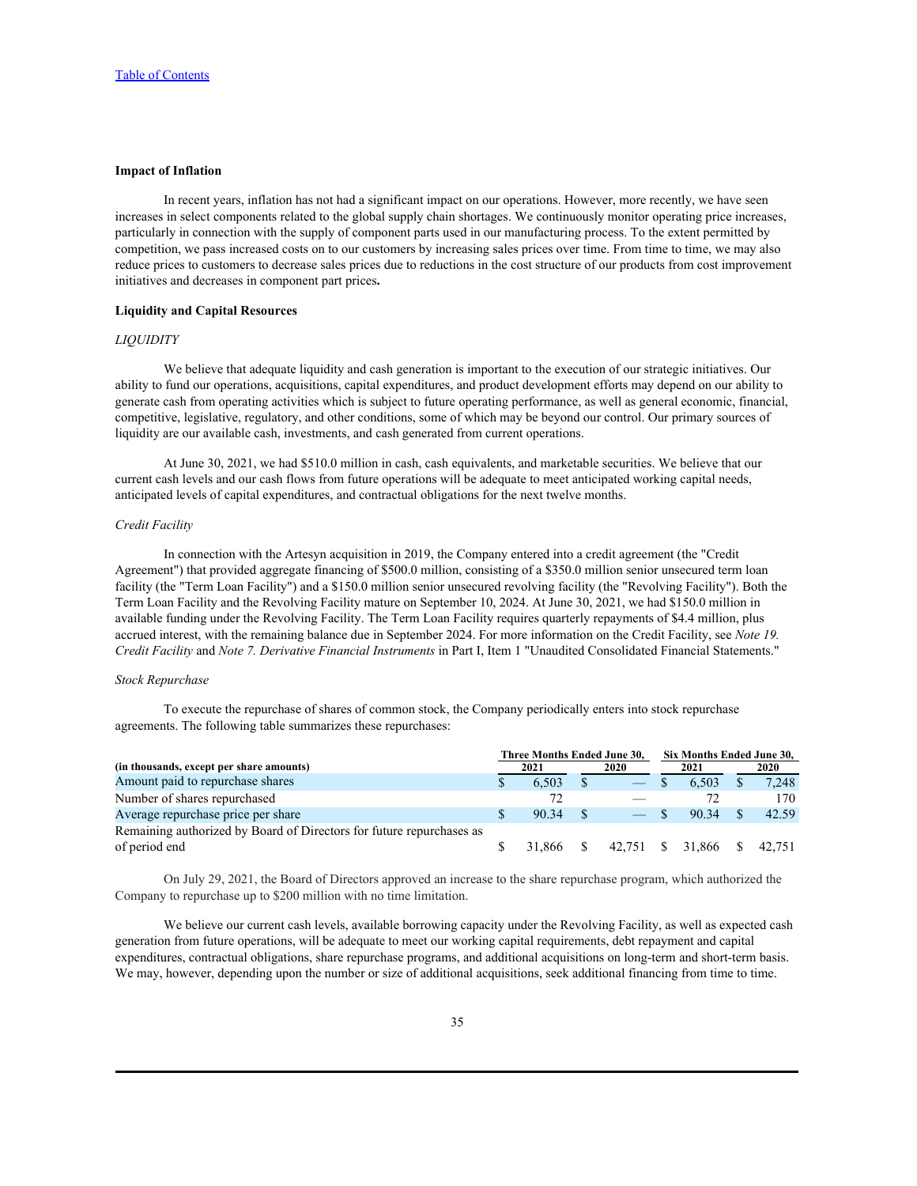[Table of Contents](#)

**Impact of Inflation**

In recent years, inflation has not had a significant impact on our operations. However, more recently, we have seen increases in select components related to the global supply chain shortages. We continuously monitor operating price increases, particularly in connection with the supply of component parts used in our manufacturing process. To the extent permitted by competition, we pass increased costs on to our customers by increasing sales prices over time. From time to time, we may also reduce prices to customers to decrease sales prices due to reductions in the cost structure of our products from cost improvement initiatives and decreases in component part prices**.**

**Liquidity and Capital Resources**

*LIQUIDITY*

We believe that adequate liquidity and cash generation is important to the execution of our strategic initiatives. Our ability to fund our operations, acquisitions, capital expenditures, and product development efforts may depend on our ability to generate cash from operating activities which is subject to future operating performance, as well as general economic, financial, competitive, legislative, regulatory, and other conditions, some of which may be beyond our control. Our primary sources of liquidity are our available cash, investments, and cash generated from current operations.

At June 30, 2021, we had $510.0 million in cash, cash equivalents, and marketable securities. We believe that our current cash levels and our cash flows from future operations will be adequate to meet anticipated working capital needs, anticipated levels of capital expenditures, and contractual obligations for the next twelve months.

*Credit Facility*

In connection with the Artesyn acquisition in 2019, the Company entered into a credit agreement (the "Credit Agreement") that provided aggregate financing of $500.0 million, consisting of a $350.0 million senior unsecured term loan facility (the "Term Loan Facility") and a $150.0 million senior unsecured revolving facility (the "Revolving Facility"). Both the Term Loan Facility and the Revolving Facility mature on September 10, 2024. At June 30, 2021, we had $150.0 million in available funding under the Revolving Facility. The Term Loan Facility requires quarterly repayments of $4.4 million, plus accrued interest, with the remaining balance due in September 2024. For more information on the Credit Facility, see *Note 19. Credit Facility* and *Note 7. Derivative Financial Instruments* in Part I, Item 1 "Unaudited Consolidated Financial Statements."

*Stock Repurchase*

To execute the repurchase of shares of common stock, the Company periodically enters into stock repurchase agreements. The following table summarizes these repurchases:

| (in thousands, except per share amounts) | Three Months Ended June 30, | | Six Months Ended June 30, | |
|---|---|---|---|---|
| | 2021 | 2020 | 2021 | 2020 |
| Amount paid to repurchase shares | $ 6,503 | $ — | $ 6,503 | $ 7,248 |
| Number of shares repurchased | 72 | — | 72 | 170 |
| Average repurchase price per share | $ 90.34 | $ — | $ 90.34 | $ 42.59 |
| Remaining authorized by Board of Directors for future repurchases as of period end | $ 31,866 | $ 42,751 | $ 31,866 | $ 42,751 |

On July 29, 2021, the Board of Directors approved an increase to the share repurchase program, which authorized the Company to repurchase up to $200 million with no time limitation.

We believe our current cash levels, available borrowing capacity under the Revolving Facility, as well as expected cash generation from future operations, will be adequate to meet our working capital requirements, debt repayment and capital expenditures, contractual obligations, share repurchase programs, and additional acquisitions on long-term and short-term basis. We may, however, depending upon the number or size of additional acquisitions, seek additional financing from time to time.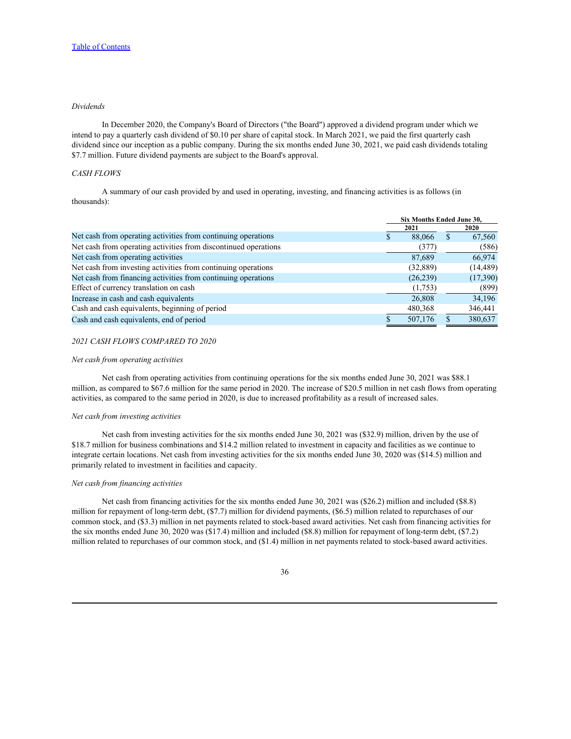*Dividends*

In December 2020, the Company's Board of Directors ("the Board") approved a dividend program under which we intend to pay a quarterly cash dividend of $0.10 per share of capital stock. In March 2021, we paid the first quarterly cash dividend since our inception as a public company. During the six months ended June 30, 2021, we paid cash dividends totaling $7.7 million. Future dividend payments are subject to the Board's approval.

*CASH FLOWS*

A summary of our cash provided by and used in operating, investing, and financing activities is as follows (in thousands):

| | Six Months Ended June 30, | |
|---|---|---|
| | 2021 | 2020 |
| Net cash from operating activities from continuing operations | $ 88,066 | $ 67,560 |
| Net cash from operating activities from discontinued operations | (377) | (586) |
| Net cash from operating activities | 87,689 | 66,974 |
| Net cash from investing activities from continuing operations | (32,889) | (14,489) |
| Net cash from financing activities from continuing operations | (26,239) | (17,390) |
| Effect of currency translation on cash | (1,753) | (899) |
| Increase in cash and cash equivalents | 26,808 | 34,196 |
| Cash and cash equivalents, beginning of period | 480,368 | 346,441 |
| Cash and cash equivalents, end of period | $ 507,176 | $ 380,637 |

*2021 CASH FLOWS COMPARED TO 2020*

*Net cash from operating activities*

Net cash from operating activities from continuing operations for the six months ended June 30, 2021 was $88.1 million, as compared to $67.6 million for the same period in 2020. The increase of $20.5 million in net cash flows from operating activities, as compared to the same period in 2020, is due to increased profitability as a result of increased sales.

*Net cash from investing activities*

Net cash from investing activities for the six months ended June 30, 2021 was ($32.9) million, driven by the use of $18.7 million for business combinations and $14.2 million related to investment in capacity and facilities as we continue to integrate certain locations. Net cash from investing activities for the six months ended June 30, 2020 was ($14.5) million and primarily related to investment in facilities and capacity.

*Net cash from financing activities*

Net cash from financing activities for the six months ended June 30, 2021 was ($26.2) million and included ($8.8) million for repayment of long-term debt, ($7.7) million for dividend payments, ($6.5) million related to repurchases of our common stock, and ($3.3) million in net payments related to stock-based award activities. Net cash from financing activities for the six months ended June 30, 2020 was ($17.4) million and included ($8.8) million for repayment of long-term debt, ($7.2) million related to repurchases of our common stock, and ($1.4) million in net payments related to stock-based award activities.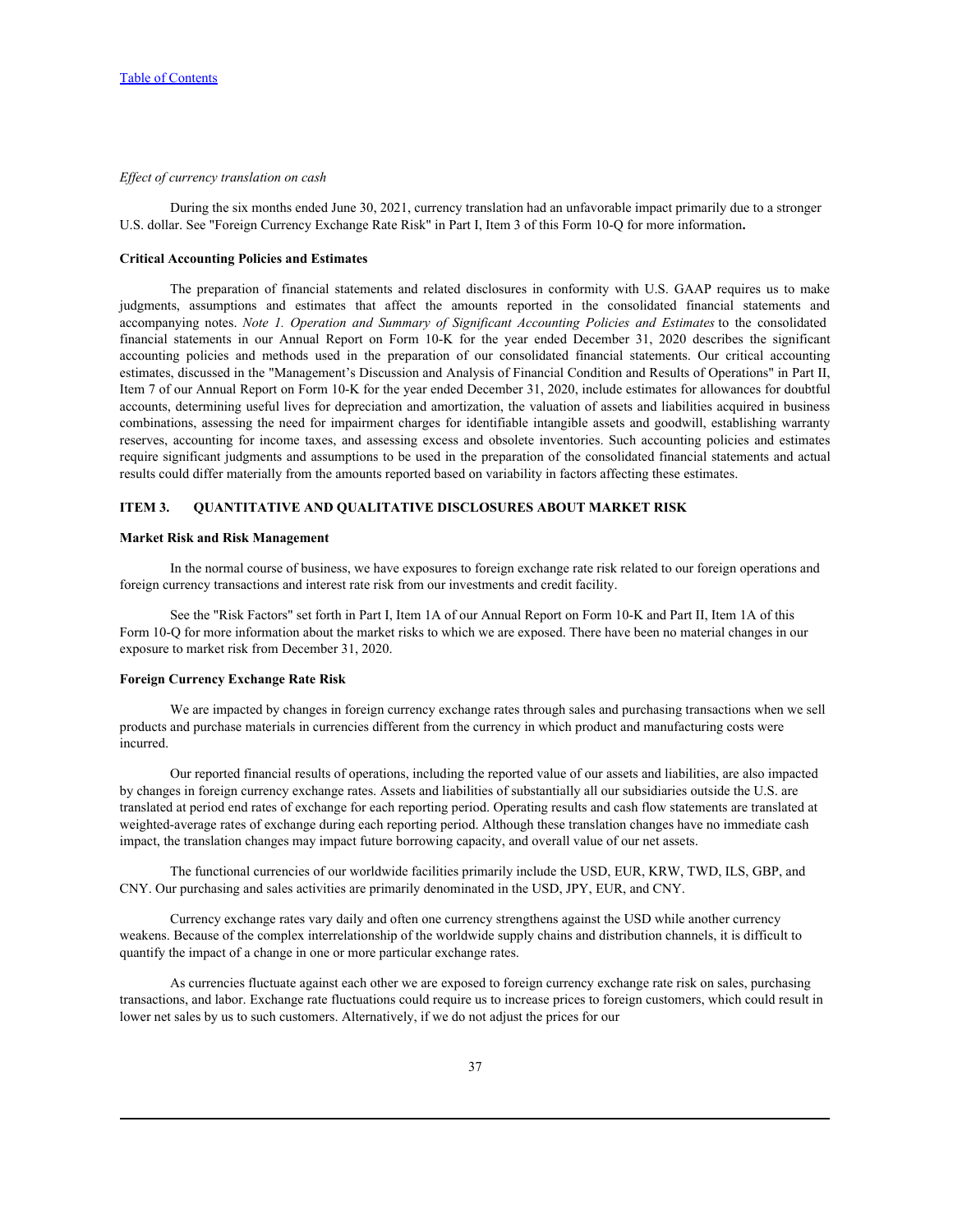*Effect of currency translation on cash*

During the six months ended June 30, 2021, currency translation had an unfavorable impact primarily due to a stronger U.S. dollar. See "Foreign Currency Exchange Rate Risk" in Part I, Item 3 of this Form 10-Q for more information**.**

**Critical Accounting Policies and Estimates**

The preparation of financial statements and related disclosures in conformity with U.S. GAAP requires us to make judgments, assumptions and estimates that affect the amounts reported in the consolidated financial statements and accompanying notes. *Note 1. Operation and Summary of Significant Accounting Policies and Estimates* to the consolidated financial statements in our Annual Report on Form 10-K for the year ended December 31, 2020 describes the significant accounting policies and methods used in the preparation of our consolidated financial statements. Our critical accounting estimates, discussed in the "Management's Discussion and Analysis of Financial Condition and Results of Operations" in Part II, Item 7 of our Annual Report on Form 10-K for the year ended December 31, 2020, include estimates for allowances for doubtful accounts, determining useful lives for depreciation and amortization, the valuation of assets and liabilities acquired in business combinations, assessing the need for impairment charges for identifiable intangible assets and goodwill, establishing warranty reserves, accounting for income taxes, and assessing excess and obsolete inventories. Such accounting policies and estimates require significant judgments and assumptions to be used in the preparation of the consolidated financial statements and actual results could differ materially from the amounts reported based on variability in factors affecting these estimates.

## ITEM 3. QUANTITATIVE AND QUALITATIVE DISCLOSURES ABOUT MARKET RISK

**Market Risk and Risk Management**

In the normal course of business, we have exposures to foreign exchange rate risk related to our foreign operations and foreign currency transactions and interest rate risk from our investments and credit facility.

See the "Risk Factors" set forth in Part I, Item 1A of our Annual Report on Form 10-K and Part II, Item 1A of this Form 10-Q for more information about the market risks to which we are exposed. There have been no material changes in our exposure to market risk from December 31, 2020.

**Foreign Currency Exchange Rate Risk**

We are impacted by changes in foreign currency exchange rates through sales and purchasing transactions when we sell products and purchase materials in currencies different from the currency in which product and manufacturing costs were incurred.

Our reported financial results of operations, including the reported value of our assets and liabilities, are also impacted by changes in foreign currency exchange rates. Assets and liabilities of substantially all our subsidiaries outside the U.S. are translated at period end rates of exchange for each reporting period. Operating results and cash flow statements are translated at weighted-average rates of exchange during each reporting period. Although these translation changes have no immediate cash impact, the translation changes may impact future borrowing capacity, and overall value of our net assets.

The functional currencies of our worldwide facilities primarily include the USD, EUR, KRW, TWD, ILS, GBP, and CNY. Our purchasing and sales activities are primarily denominated in the USD, JPY, EUR, and CNY.

Currency exchange rates vary daily and often one currency strengthens against the USD while another currency weakens. Because of the complex interrelationship of the worldwide supply chains and distribution channels, it is difficult to quantify the impact of a change in one or more particular exchange rates.

As currencies fluctuate against each other we are exposed to foreign currency exchange rate risk on sales, purchasing transactions, and labor. Exchange rate fluctuations could require us to increase prices to foreign customers, which could result in lower net sales by us to such customers. Alternatively, if we do not adjust the prices for our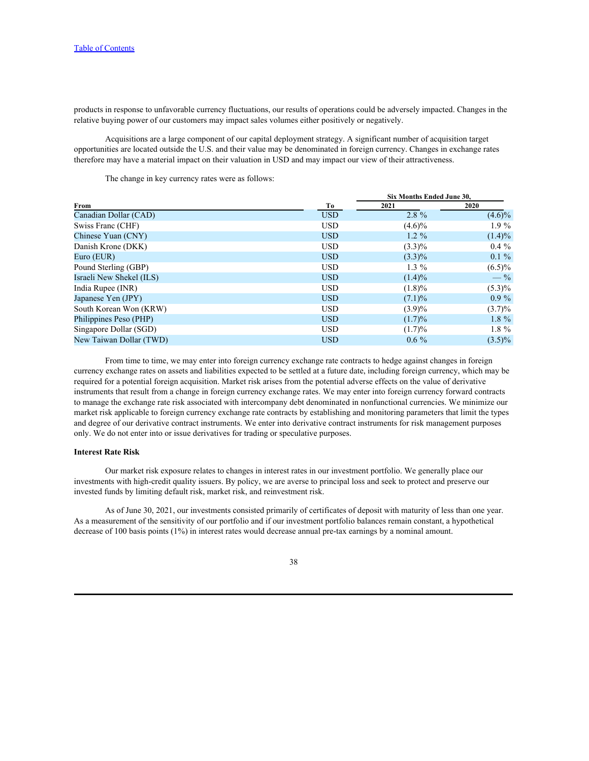products in response to unfavorable currency fluctuations, our results of operations could be adversely impacted. Changes in the relative buying power of our customers may impact sales volumes either positively or negatively.

Acquisitions are a large component of our capital deployment strategy. A significant number of acquisition target opportunities are located outside the U.S. and their value may be denominated in foreign currency. Changes in exchange rates therefore may have a material impact on their valuation in USD and may impact our view of their attractiveness.

The change in key currency rates were as follows:

| | | Six Months Ended June 30, | |
|---|---|---|---|
| **From** | **To** | **2021** | **2020** |
| Canadian Dollar (CAD) | USD | 2.8 % | (4.6)% |
| Swiss Franc (CHF) | USD | (4.6)% | 1.9 % |
| Chinese Yuan (CNY) | USD | 1.2 % | (1.4)% |
| Danish Krone (DKK) | USD | (3.3)% | 0.4 % |
| Euro (EUR) | USD | (3.3)% | 0.1 % |
| Pound Sterling (GBP) | USD | 1.3 % | (6.5)% |
| Israeli New Shekel (ILS) | USD | (1.4)% | — % |
| India Rupee (INR) | USD | (1.8)% | (5.3)% |
| Japanese Yen (JPY) | USD | (7.1)% | 0.9 % |
| South Korean Won (KRW) | USD | (3.9)% | (3.7)% |
| Philippines Peso (PHP) | USD | (1.7)% | 1.8 % |
| Singapore Dollar (SGD) | USD | (1.7)% | 1.8 % |
| New Taiwan Dollar (TWD) | USD | 0.6 % | (3.5)% |

From time to time, we may enter into foreign currency exchange rate contracts to hedge against changes in foreign currency exchange rates on assets and liabilities expected to be settled at a future date, including foreign currency, which may be required for a potential foreign acquisition. Market risk arises from the potential adverse effects on the value of derivative instruments that result from a change in foreign currency exchange rates. We may enter into foreign currency forward contracts to manage the exchange rate risk associated with intercompany debt denominated in nonfunctional currencies. We minimize our market risk applicable to foreign currency exchange rate contracts by establishing and monitoring parameters that limit the types and degree of our derivative contract instruments. We enter into derivative contract instruments for risk management purposes only. We do not enter into or issue derivatives for trading or speculative purposes.

**Interest Rate Risk**

Our market risk exposure relates to changes in interest rates in our investment portfolio. We generally place our investments with high-credit quality issuers. By policy, we are averse to principal loss and seek to protect and preserve our invested funds by limiting default risk, market risk, and reinvestment risk.

As of June 30, 2021, our investments consisted primarily of certificates of deposit with maturity of less than one year. As a measurement of the sensitivity of our portfolio and if our investment portfolio balances remain constant, a hypothetical decrease of 100 basis points (1%) in interest rates would decrease annual pre-tax earnings by a nominal amount.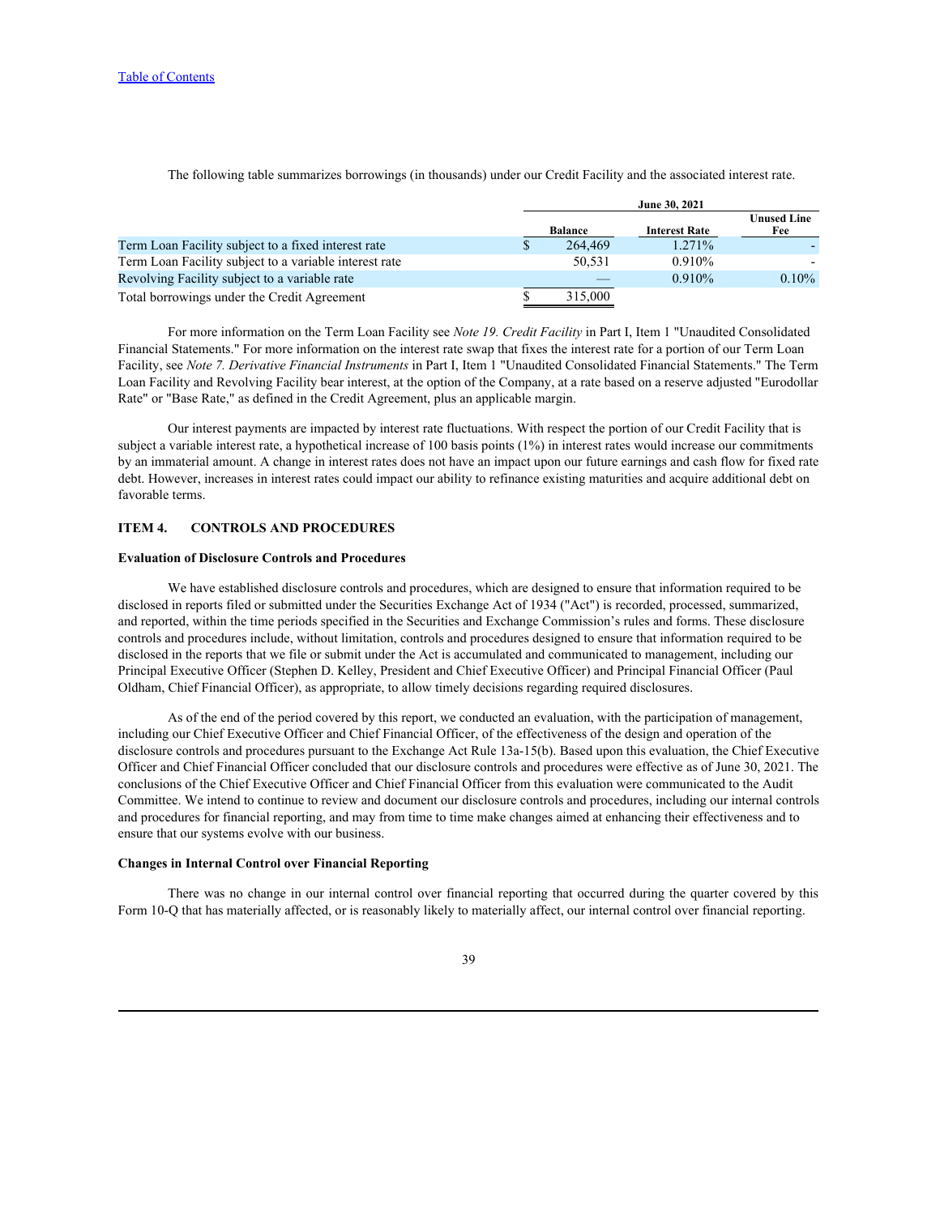The following table summarizes borrowings (in thousands) under our Credit Facility and the associated interest rate.

| | June 30, 2021 | | |
|---|---|---|---|
| | Balance | Interest Rate | Unused Line Fee |
| Term Loan Facility subject to a fixed interest rate | $ 264,469 | 1.271% | - |
| Term Loan Facility subject to a variable interest rate | 50,531 | 0.910% | - |
| Revolving Facility subject to a variable rate | — | 0.910% | 0.10% |
| Total borrowings under the Credit Agreement | $ 315,000 | | |

For more information on the Term Loan Facility see *Note 19. Credit Facility* in Part I, Item 1 "Unaudited Consolidated Financial Statements." For more information on the interest rate swap that fixes the interest rate for a portion of our Term Loan Facility, see *Note 7. Derivative Financial Instruments* in Part I, Item 1 "Unaudited Consolidated Financial Statements." The Term Loan Facility and Revolving Facility bear interest, at the option of the Company, at a rate based on a reserve adjusted "Eurodollar Rate" or "Base Rate," as defined in the Credit Agreement, plus an applicable margin.

Our interest payments are impacted by interest rate fluctuations. With respect the portion of our Credit Facility that is subject a variable interest rate, a hypothetical increase of 100 basis points (1%) in interest rates would increase our commitments by an immaterial amount. A change in interest rates does not have an impact upon our future earnings and cash flow for fixed rate debt. However, increases in interest rates could impact our ability to refinance existing maturities and acquire additional debt on favorable terms.

## ITEM 4. CONTROLS AND PROCEDURES

**Evaluation of Disclosure Controls and Procedures**

We have established disclosure controls and procedures, which are designed to ensure that information required to be disclosed in reports filed or submitted under the Securities Exchange Act of 1934 ("Act") is recorded, processed, summarized, and reported, within the time periods specified in the Securities and Exchange Commission's rules and forms. These disclosure controls and procedures include, without limitation, controls and procedures designed to ensure that information required to be disclosed in the reports that we file or submit under the Act is accumulated and communicated to management, including our Principal Executive Officer (Stephen D. Kelley, President and Chief Executive Officer) and Principal Financial Officer (Paul Oldham, Chief Financial Officer), as appropriate, to allow timely decisions regarding required disclosures.

As of the end of the period covered by this report, we conducted an evaluation, with the participation of management, including our Chief Executive Officer and Chief Financial Officer, of the effectiveness of the design and operation of the disclosure controls and procedures pursuant to the Exchange Act Rule 13a-15(b). Based upon this evaluation, the Chief Executive Officer and Chief Financial Officer concluded that our disclosure controls and procedures were effective as of June 30, 2021. The conclusions of the Chief Executive Officer and Chief Financial Officer from this evaluation were communicated to the Audit Committee. We intend to continue to review and document our disclosure controls and procedures, including our internal controls and procedures for financial reporting, and may from time to time make changes aimed at enhancing their effectiveness and to ensure that our systems evolve with our business.

**Changes in Internal Control over Financial Reporting**

There was no change in our internal control over financial reporting that occurred during the quarter covered by this Form 10-Q that has materially affected, or is reasonably likely to materially affect, our internal control over financial reporting.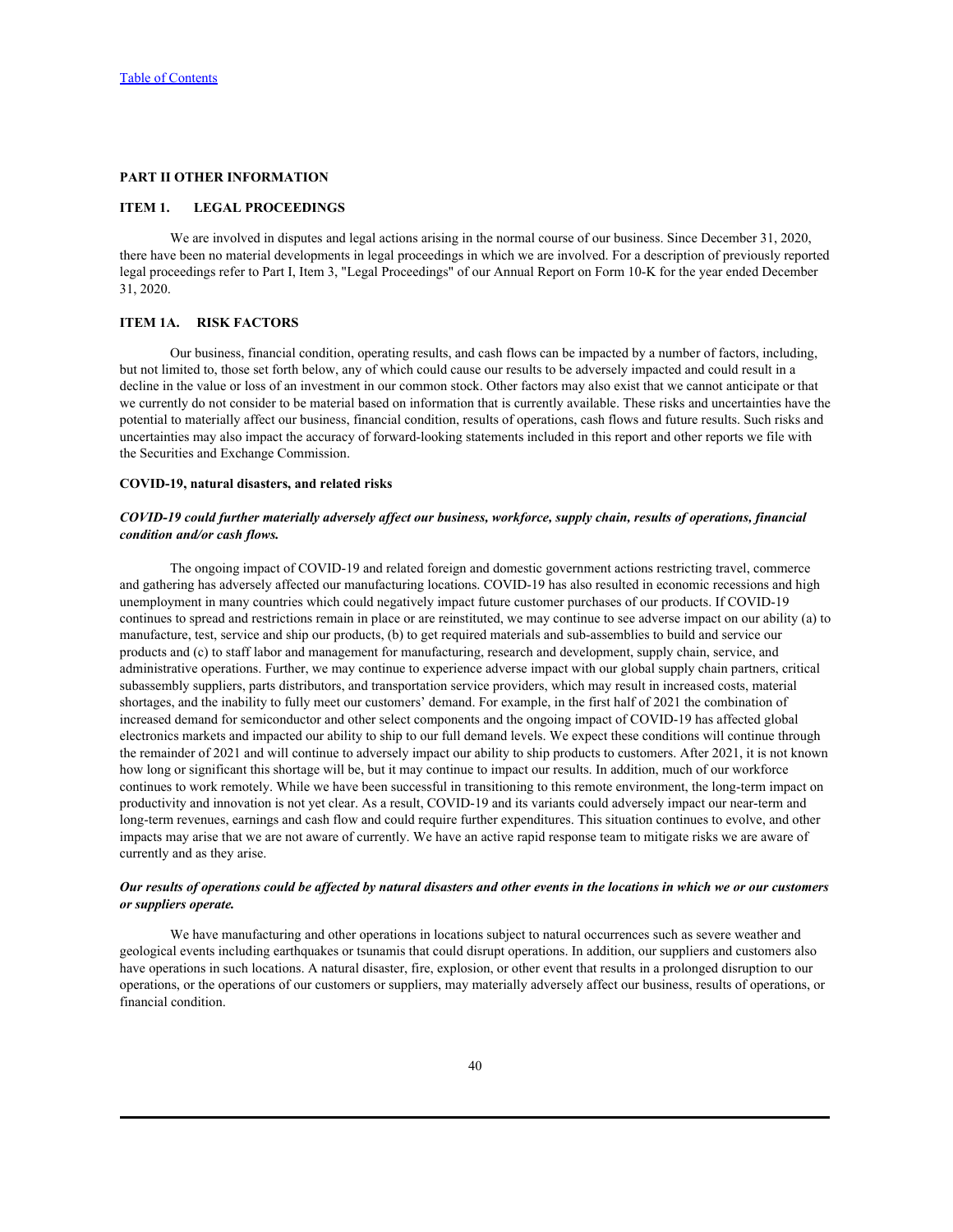## PART II OTHER INFORMATION

### ITEM 1. LEGAL PROCEEDINGS

We are involved in disputes and legal actions arising in the normal course of our business. Since December 31, 2020, there have been no material developments in legal proceedings in which we are involved. For a description of previously reported legal proceedings refer to Part I, Item 3, "Legal Proceedings" of our Annual Report on Form 10-K for the year ended December 31, 2020.

### ITEM 1A. RISK FACTORS

Our business, financial condition, operating results, and cash flows can be impacted by a number of factors, including, but not limited to, those set forth below, any of which could cause our results to be adversely impacted and could result in a decline in the value or loss of an investment in our common stock. Other factors may also exist that we cannot anticipate or that we currently do not consider to be material based on information that is currently available. These risks and uncertainties have the potential to materially affect our business, financial condition, results of operations, cash flows and future results. Such risks and uncertainties may also impact the accuracy of forward-looking statements included in this report and other reports we file with the Securities and Exchange Commission.

**COVID-19, natural disasters, and related risks**

***COVID-19 could further materially adversely affect our business, workforce, supply chain, results of operations, financial condition and/or cash flows.***

The ongoing impact of COVID-19 and related foreign and domestic government actions restricting travel, commerce and gathering has adversely affected our manufacturing locations. COVID-19 has also resulted in economic recessions and high unemployment in many countries which could negatively impact future customer purchases of our products. If COVID-19 continues to spread and restrictions remain in place or are reinstituted, we may continue to see adverse impact on our ability (a) to manufacture, test, service and ship our products, (b) to get required materials and sub-assemblies to build and service our products and (c) to staff labor and management for manufacturing, research and development, supply chain, service, and administrative operations. Further, we may continue to experience adverse impact with our global supply chain partners, critical subassembly suppliers, parts distributors, and transportation service providers, which may result in increased costs, material shortages, and the inability to fully meet our customers' demand. For example, in the first half of 2021 the combination of increased demand for semiconductor and other select components and the ongoing impact of COVID-19 has affected global electronics markets and impacted our ability to ship to our full demand levels. We expect these conditions will continue through the remainder of 2021 and will continue to adversely impact our ability to ship products to customers. After 2021, it is not known how long or significant this shortage will be, but it may continue to impact our results. In addition, much of our workforce continues to work remotely. While we have been successful in transitioning to this remote environment, the long-term impact on productivity and innovation is not yet clear. As a result, COVID-19 and its variants could adversely impact our near-term and long-term revenues, earnings and cash flow and could require further expenditures. This situation continues to evolve, and other impacts may arise that we are not aware of currently. We have an active rapid response team to mitigate risks we are aware of currently and as they arise.

***Our results of operations could be affected by natural disasters and other events in the locations in which we or our customers or suppliers operate.***

We have manufacturing and other operations in locations subject to natural occurrences such as severe weather and geological events including earthquakes or tsunamis that could disrupt operations. In addition, our suppliers and customers also have operations in such locations. A natural disaster, fire, explosion, or other event that results in a prolonged disruption to our operations, or the operations of our customers or suppliers, may materially adversely affect our business, results of operations, or financial condition.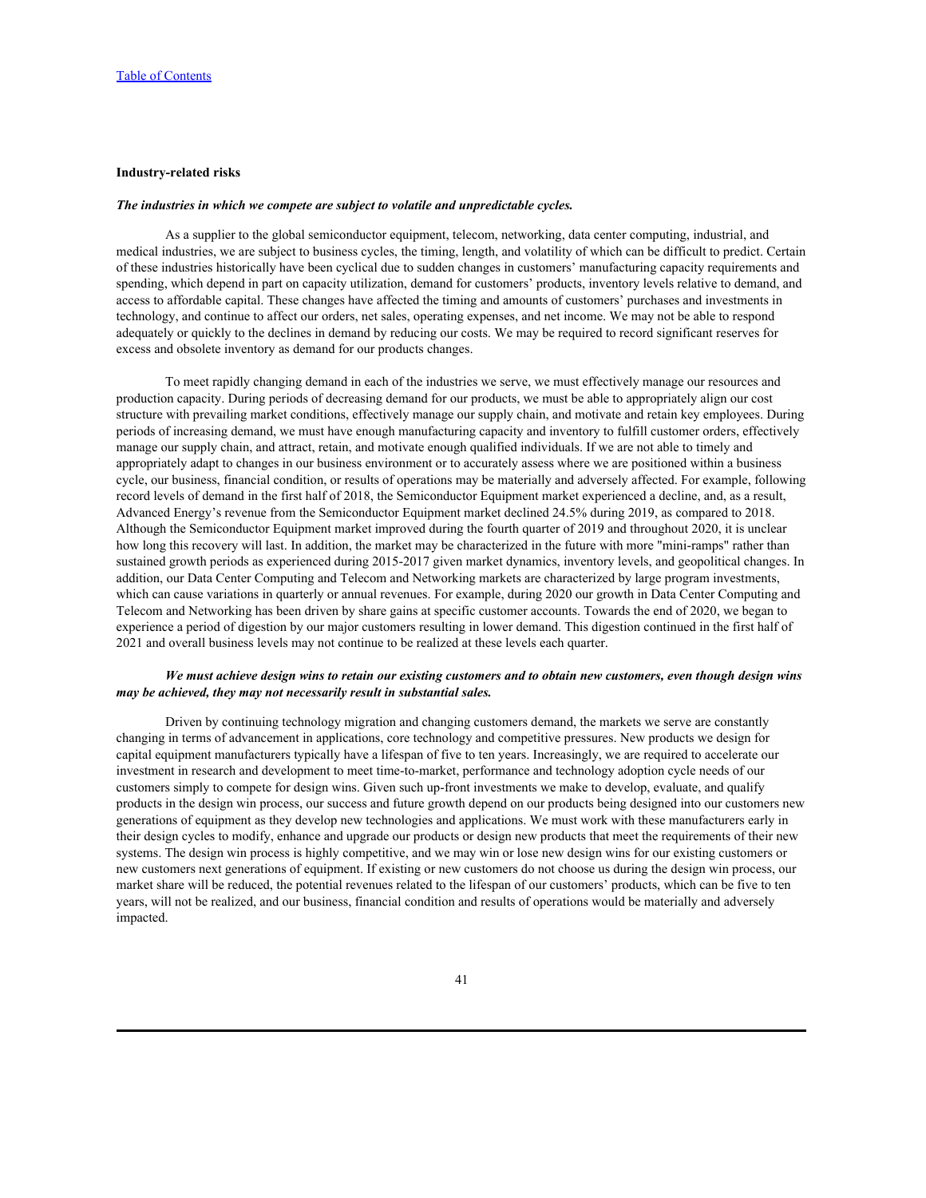**Industry-related risks**

***The industries in which we compete are subject to volatile and unpredictable cycles.***

As a supplier to the global semiconductor equipment, telecom, networking, data center computing, industrial, and medical industries, we are subject to business cycles, the timing, length, and volatility of which can be difficult to predict. Certain of these industries historically have been cyclical due to sudden changes in customers' manufacturing capacity requirements and spending, which depend in part on capacity utilization, demand for customers' products, inventory levels relative to demand, and access to affordable capital. These changes have affected the timing and amounts of customers' purchases and investments in technology, and continue to affect our orders, net sales, operating expenses, and net income. We may not be able to respond adequately or quickly to the declines in demand by reducing our costs. We may be required to record significant reserves for excess and obsolete inventory as demand for our products changes.

To meet rapidly changing demand in each of the industries we serve, we must effectively manage our resources and production capacity. During periods of decreasing demand for our products, we must be able to appropriately align our cost structure with prevailing market conditions, effectively manage our supply chain, and motivate and retain key employees. During periods of increasing demand, we must have enough manufacturing capacity and inventory to fulfill customer orders, effectively manage our supply chain, and attract, retain, and motivate enough qualified individuals. If we are not able to timely and appropriately adapt to changes in our business environment or to accurately assess where we are positioned within a business cycle, our business, financial condition, or results of operations may be materially and adversely affected. For example, following record levels of demand in the first half of 2018, the Semiconductor Equipment market experienced a decline, and, as a result, Advanced Energy's revenue from the Semiconductor Equipment market declined 24.5% during 2019, as compared to 2018. Although the Semiconductor Equipment market improved during the fourth quarter of 2019 and throughout 2020, it is unclear how long this recovery will last. In addition, the market may be characterized in the future with more "mini-ramps" rather than sustained growth periods as experienced during 2015-2017 given market dynamics, inventory levels, and geopolitical changes. In addition, our Data Center Computing and Telecom and Networking markets are characterized by large program investments, which can cause variations in quarterly or annual revenues. For example, during 2020 our growth in Data Center Computing and Telecom and Networking has been driven by share gains at specific customer accounts. Towards the end of 2020, we began to experience a period of digestion by our major customers resulting in lower demand. This digestion continued in the first half of 2021 and overall business levels may not continue to be realized at these levels each quarter.

***We must achieve design wins to retain our existing customers and to obtain new customers, even though design wins may be achieved, they may not necessarily result in substantial sales.***

Driven by continuing technology migration and changing customers demand, the markets we serve are constantly changing in terms of advancement in applications, core technology and competitive pressures. New products we design for capital equipment manufacturers typically have a lifespan of five to ten years. Increasingly, we are required to accelerate our investment in research and development to meet time-to-market, performance and technology adoption cycle needs of our customers simply to compete for design wins. Given such up-front investments we make to develop, evaluate, and qualify products in the design win process, our success and future growth depend on our products being designed into our customers new generations of equipment as they develop new technologies and applications. We must work with these manufacturers early in their design cycles to modify, enhance and upgrade our products or design new products that meet the requirements of their new systems. The design win process is highly competitive, and we may win or lose new design wins for our existing customers or new customers next generations of equipment. If existing or new customers do not choose us during the design win process, our market share will be reduced, the potential revenues related to the lifespan of our customers' products, which can be five to ten years, will not be realized, and our business, financial condition and results of operations would be materially and adversely impacted.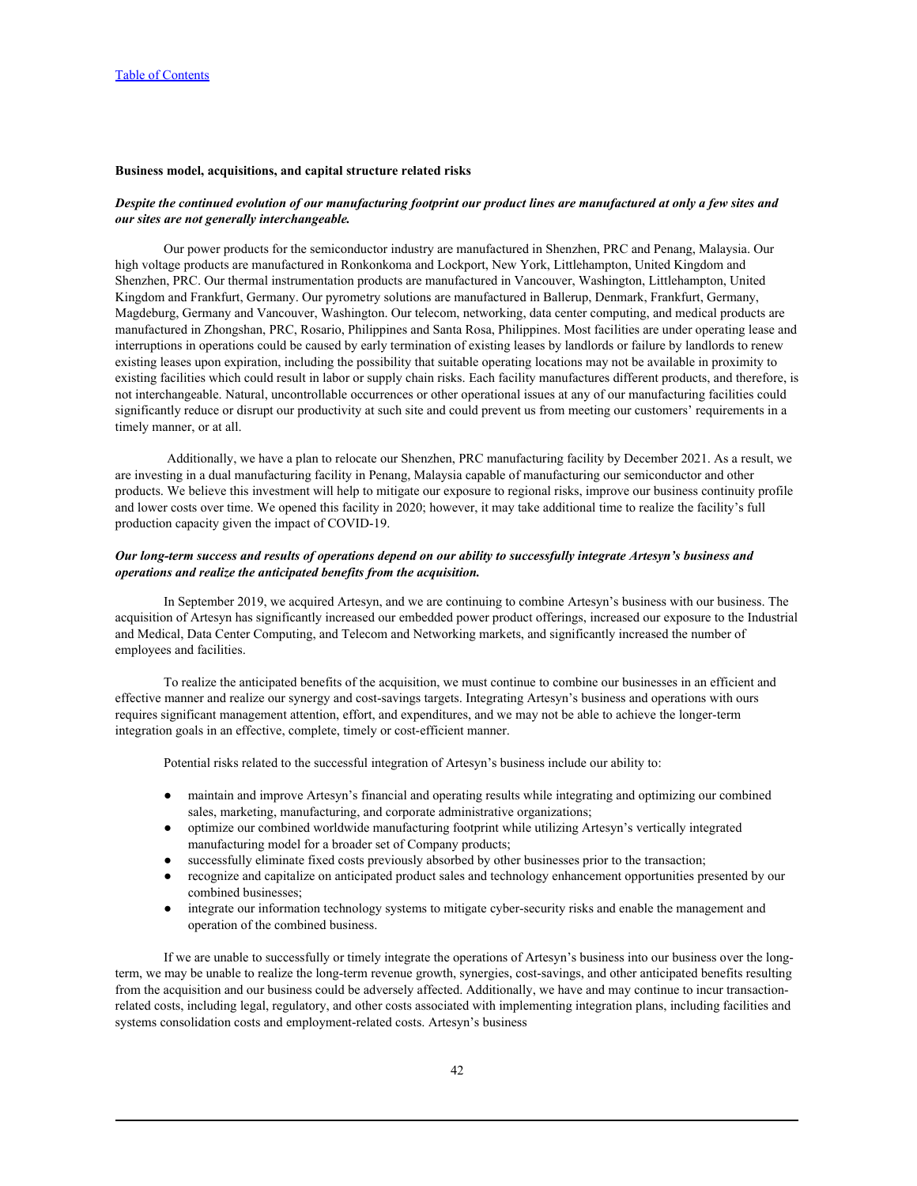**Business model, acquisitions, and capital structure related risks**

***Despite the continued evolution of our manufacturing footprint our product lines are manufactured at only a few sites and our sites are not generally interchangeable.***

Our power products for the semiconductor industry are manufactured in Shenzhen, PRC and Penang, Malaysia. Our high voltage products are manufactured in Ronkonkoma and Lockport, New York, Littlehampton, United Kingdom and Shenzhen, PRC. Our thermal instrumentation products are manufactured in Vancouver, Washington, Littlehampton, United Kingdom and Frankfurt, Germany. Our pyrometry solutions are manufactured in Ballerup, Denmark, Frankfurt, Germany, Magdeburg, Germany and Vancouver, Washington. Our telecom, networking, data center computing, and medical products are manufactured in Zhongshan, PRC, Rosario, Philippines and Santa Rosa, Philippines. Most facilities are under operating lease and interruptions in operations could be caused by early termination of existing leases by landlords or failure by landlords to renew existing leases upon expiration, including the possibility that suitable operating locations may not be available in proximity to existing facilities which could result in labor or supply chain risks. Each facility manufactures different products, and therefore, is not interchangeable. Natural, uncontrollable occurrences or other operational issues at any of our manufacturing facilities could significantly reduce or disrupt our productivity at such site and could prevent us from meeting our customers' requirements in a timely manner, or at all.

Additionally, we have a plan to relocate our Shenzhen, PRC manufacturing facility by December 2021. As a result, we are investing in a dual manufacturing facility in Penang, Malaysia capable of manufacturing our semiconductor and other products. We believe this investment will help to mitigate our exposure to regional risks, improve our business continuity profile and lower costs over time. We opened this facility in 2020; however, it may take additional time to realize the facility's full production capacity given the impact of COVID-19.

***Our long-term success and results of operations depend on our ability to successfully integrate Artesyn's business and operations and realize the anticipated benefits from the acquisition.***

In September 2019, we acquired Artesyn, and we are continuing to combine Artesyn's business with our business. The acquisition of Artesyn has significantly increased our embedded power product offerings, increased our exposure to the Industrial and Medical, Data Center Computing, and Telecom and Networking markets, and significantly increased the number of employees and facilities.

To realize the anticipated benefits of the acquisition, we must continue to combine our businesses in an efficient and effective manner and realize our synergy and cost-savings targets. Integrating Artesyn's business and operations with ours requires significant management attention, effort, and expenditures, and we may not be able to achieve the longer-term integration goals in an effective, complete, timely or cost-efficient manner.

Potential risks related to the successful integration of Artesyn's business include our ability to:

- maintain and improve Artesyn's financial and operating results while integrating and optimizing our combined sales, marketing, manufacturing, and corporate administrative organizations;
- optimize our combined worldwide manufacturing footprint while utilizing Artesyn's vertically integrated manufacturing model for a broader set of Company products;
- successfully eliminate fixed costs previously absorbed by other businesses prior to the transaction;
- recognize and capitalize on anticipated product sales and technology enhancement opportunities presented by our combined businesses;
- integrate our information technology systems to mitigate cyber-security risks and enable the management and operation of the combined business.

If we are unable to successfully or timely integrate the operations of Artesyn's business into our business over the long-term, we may be unable to realize the long-term revenue growth, synergies, cost-savings, and other anticipated benefits resulting from the acquisition and our business could be adversely affected. Additionally, we have and may continue to incur transaction-related costs, including legal, regulatory, and other costs associated with implementing integration plans, including facilities and systems consolidation costs and employment-related costs. Artesyn's business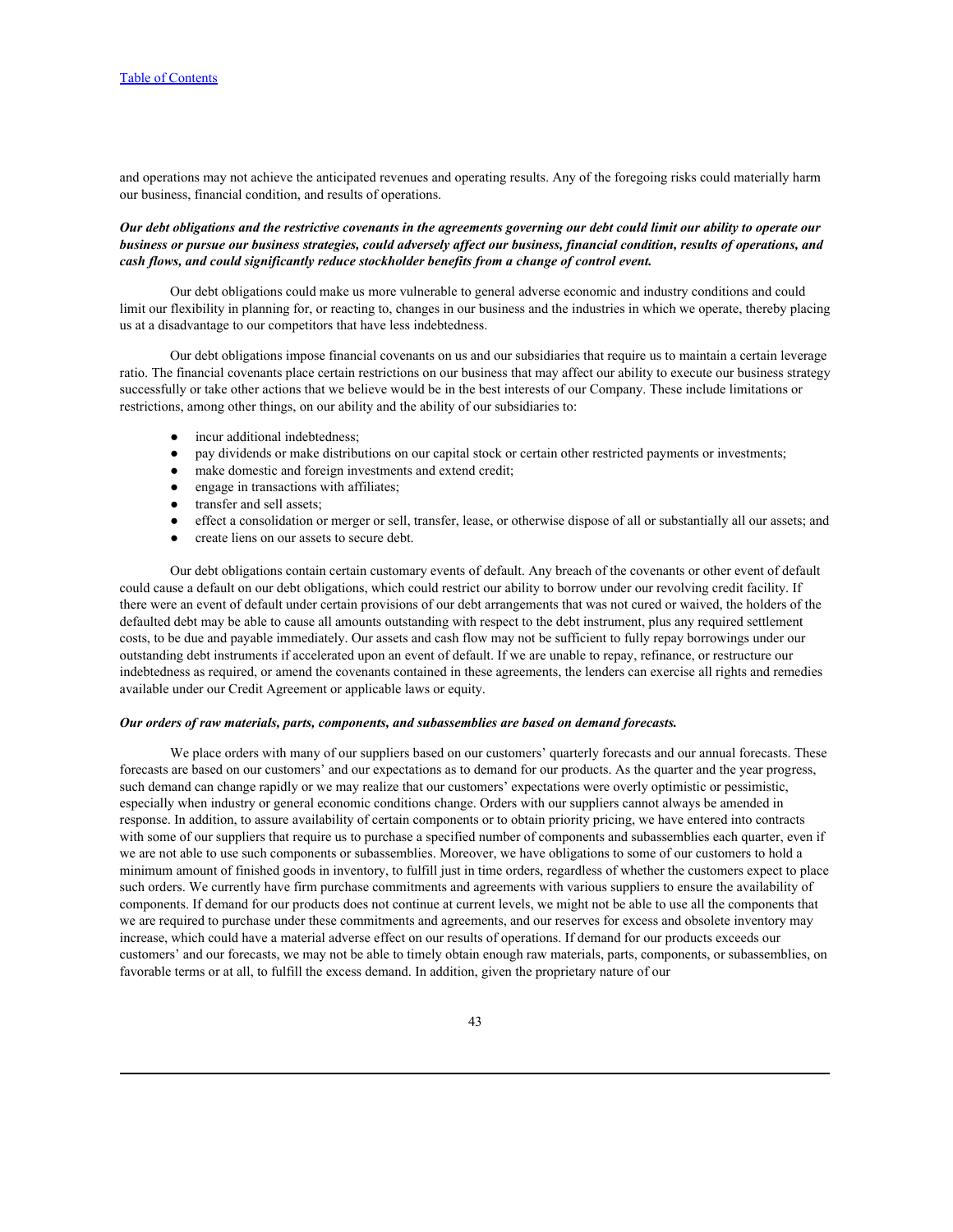and operations may not achieve the anticipated revenues and operating results. Any of the foregoing risks could materially harm our business, financial condition, and results of operations.

***Our debt obligations and the restrictive covenants in the agreements governing our debt could limit our ability to operate our business or pursue our business strategies, could adversely affect our business, financial condition, results of operations, and cash flows, and could significantly reduce stockholder benefits from a change of control event.***

Our debt obligations could make us more vulnerable to general adverse economic and industry conditions and could limit our flexibility in planning for, or reacting to, changes in our business and the industries in which we operate, thereby placing us at a disadvantage to our competitors that have less indebtedness.

Our debt obligations impose financial covenants on us and our subsidiaries that require us to maintain a certain leverage ratio. The financial covenants place certain restrictions on our business that may affect our ability to execute our business strategy successfully or take other actions that we believe would be in the best interests of our Company. These include limitations or restrictions, among other things, on our ability and the ability of our subsidiaries to:

- incur additional indebtedness;
- pay dividends or make distributions on our capital stock or certain other restricted payments or investments;
- make domestic and foreign investments and extend credit;
- engage in transactions with affiliates;
- transfer and sell assets;
- effect a consolidation or merger or sell, transfer, lease, or otherwise dispose of all or substantially all our assets; and
- create liens on our assets to secure debt.

Our debt obligations contain certain customary events of default. Any breach of the covenants or other event of default could cause a default on our debt obligations, which could restrict our ability to borrow under our revolving credit facility. If there were an event of default under certain provisions of our debt arrangements that was not cured or waived, the holders of the defaulted debt may be able to cause all amounts outstanding with respect to the debt instrument, plus any required settlement costs, to be due and payable immediately. Our assets and cash flow may not be sufficient to fully repay borrowings under our outstanding debt instruments if accelerated upon an event of default. If we are unable to repay, refinance, or restructure our indebtedness as required, or amend the covenants contained in these agreements, the lenders can exercise all rights and remedies available under our Credit Agreement or applicable laws or equity.

***Our orders of raw materials, parts, components, and subassemblies are based on demand forecasts.***

We place orders with many of our suppliers based on our customers' quarterly forecasts and our annual forecasts. These forecasts are based on our customers' and our expectations as to demand for our products. As the quarter and the year progress, such demand can change rapidly or we may realize that our customers' expectations were overly optimistic or pessimistic, especially when industry or general economic conditions change. Orders with our suppliers cannot always be amended in response. In addition, to assure availability of certain components or to obtain priority pricing, we have entered into contracts with some of our suppliers that require us to purchase a specified number of components and subassemblies each quarter, even if we are not able to use such components or subassemblies. Moreover, we have obligations to some of our customers to hold a minimum amount of finished goods in inventory, to fulfill just in time orders, regardless of whether the customers expect to place such orders. We currently have firm purchase commitments and agreements with various suppliers to ensure the availability of components. If demand for our products does not continue at current levels, we might not be able to use all the components that we are required to purchase under these commitments and agreements, and our reserves for excess and obsolete inventory may increase, which could have a material adverse effect on our results of operations. If demand for our products exceeds our customers' and our forecasts, we may not be able to timely obtain enough raw materials, parts, components, or subassemblies, on favorable terms or at all, to fulfill the excess demand. In addition, given the proprietary nature of our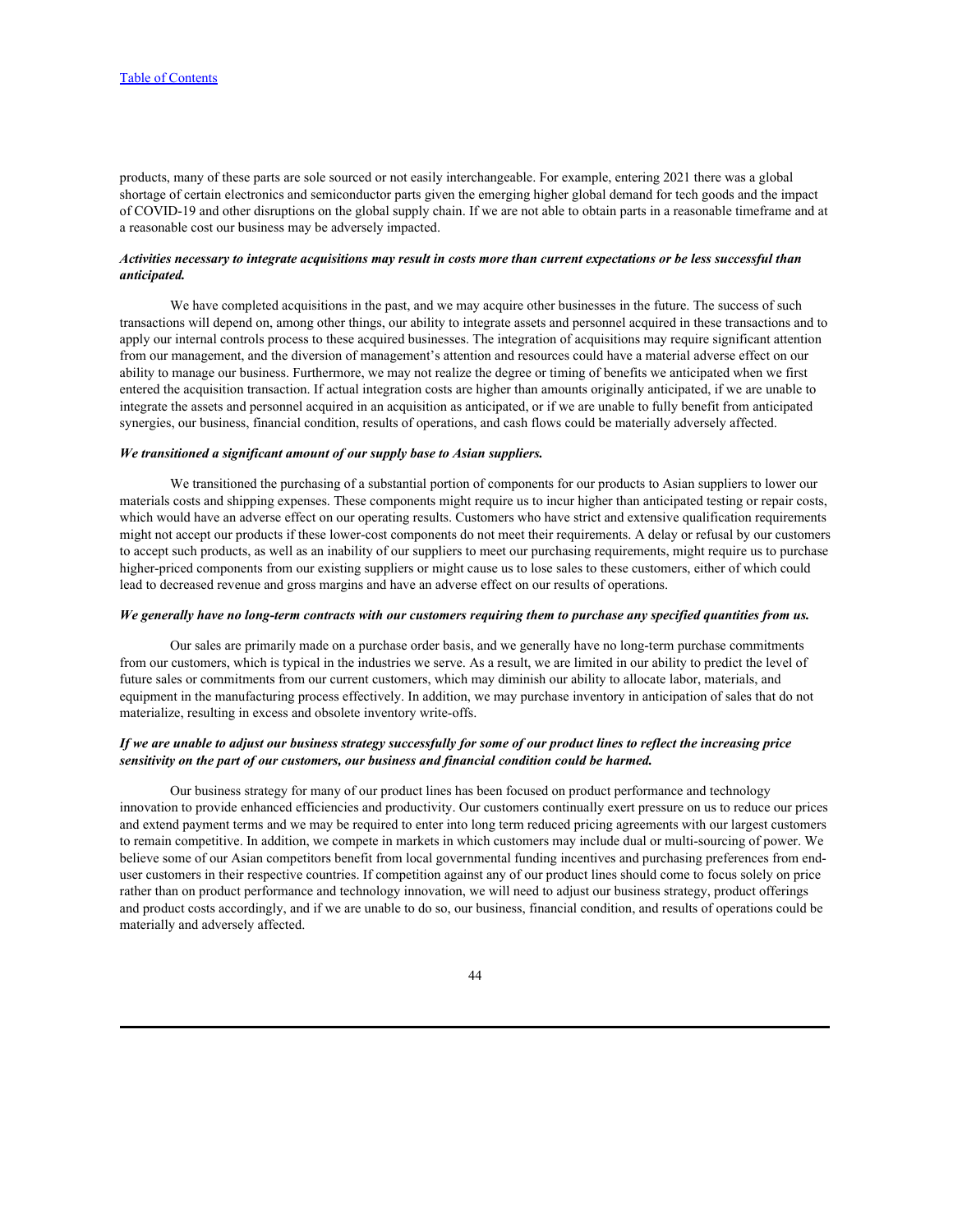products, many of these parts are sole sourced or not easily interchangeable. For example, entering 2021 there was a global shortage of certain electronics and semiconductor parts given the emerging higher global demand for tech goods and the impact of COVID-19 and other disruptions on the global supply chain. If we are not able to obtain parts in a reasonable timeframe and at a reasonable cost our business may be adversely impacted.

***Activities necessary to integrate acquisitions may result in costs more than current expectations or be less successful than anticipated.***

We have completed acquisitions in the past, and we may acquire other businesses in the future. The success of such transactions will depend on, among other things, our ability to integrate assets and personnel acquired in these transactions and to apply our internal controls process to these acquired businesses. The integration of acquisitions may require significant attention from our management, and the diversion of management's attention and resources could have a material adverse effect on our ability to manage our business. Furthermore, we may not realize the degree or timing of benefits we anticipated when we first entered the acquisition transaction. If actual integration costs are higher than amounts originally anticipated, if we are unable to integrate the assets and personnel acquired in an acquisition as anticipated, or if we are unable to fully benefit from anticipated synergies, our business, financial condition, results of operations, and cash flows could be materially adversely affected.

***We transitioned a significant amount of our supply base to Asian suppliers.***

We transitioned the purchasing of a substantial portion of components for our products to Asian suppliers to lower our materials costs and shipping expenses. These components might require us to incur higher than anticipated testing or repair costs, which would have an adverse effect on our operating results. Customers who have strict and extensive qualification requirements might not accept our products if these lower-cost components do not meet their requirements. A delay or refusal by our customers to accept such products, as well as an inability of our suppliers to meet our purchasing requirements, might require us to purchase higher-priced components from our existing suppliers or might cause us to lose sales to these customers, either of which could lead to decreased revenue and gross margins and have an adverse effect on our results of operations.

***We generally have no long-term contracts with our customers requiring them to purchase any specified quantities from us.***

Our sales are primarily made on a purchase order basis, and we generally have no long-term purchase commitments from our customers, which is typical in the industries we serve. As a result, we are limited in our ability to predict the level of future sales or commitments from our current customers, which may diminish our ability to allocate labor, materials, and equipment in the manufacturing process effectively. In addition, we may purchase inventory in anticipation of sales that do not materialize, resulting in excess and obsolete inventory write-offs.

***If we are unable to adjust our business strategy successfully for some of our product lines to reflect the increasing price sensitivity on the part of our customers, our business and financial condition could be harmed.***

Our business strategy for many of our product lines has been focused on product performance and technology innovation to provide enhanced efficiencies and productivity. Our customers continually exert pressure on us to reduce our prices and extend payment terms and we may be required to enter into long term reduced pricing agreements with our largest customers to remain competitive. In addition, we compete in markets in which customers may include dual or multi-sourcing of power. We believe some of our Asian competitors benefit from local governmental funding incentives and purchasing preferences from end-user customers in their respective countries. If competition against any of our product lines should come to focus solely on price rather than on product performance and technology innovation, we will need to adjust our business strategy, product offerings and product costs accordingly, and if we are unable to do so, our business, financial condition, and results of operations could be materially and adversely affected.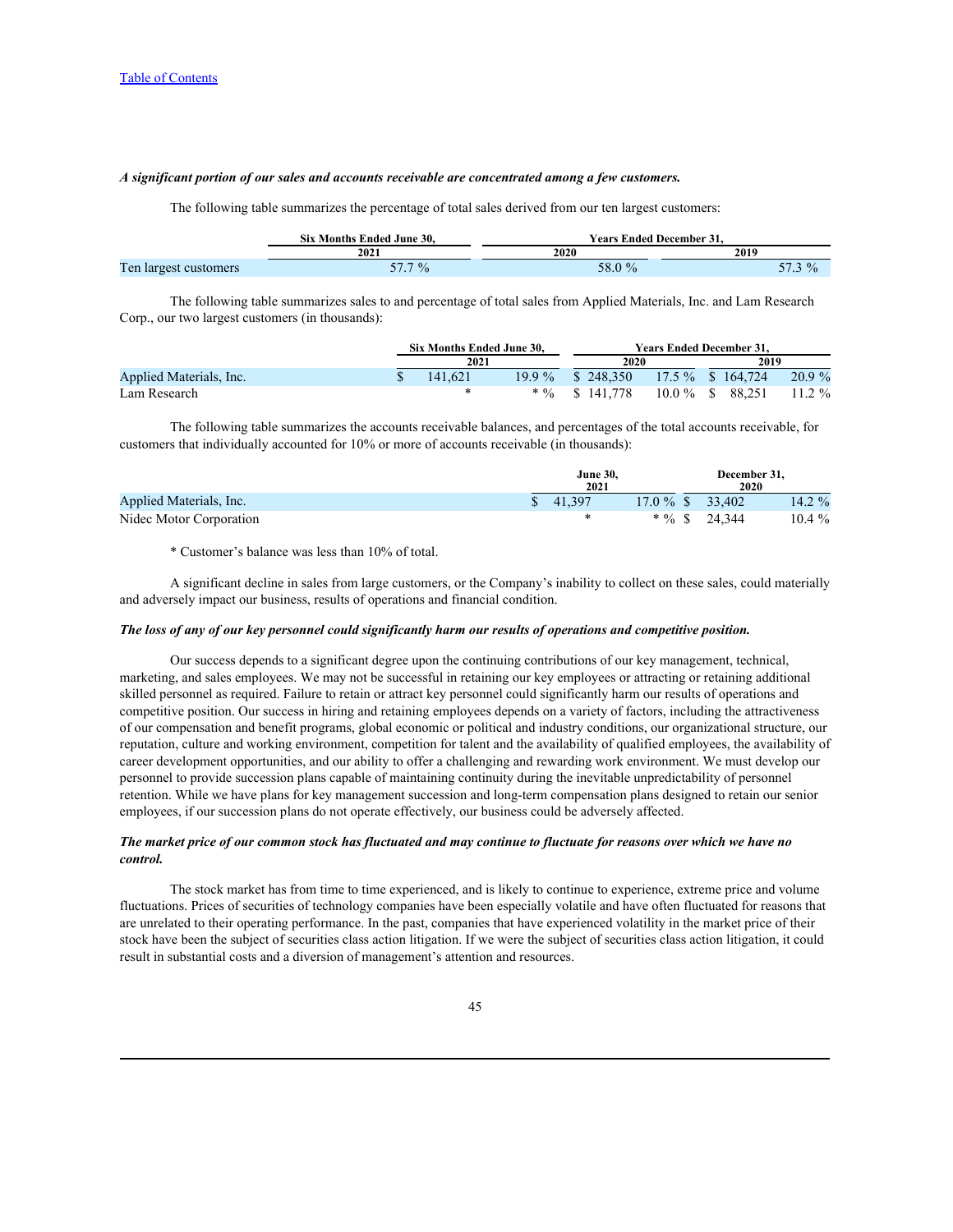***A significant portion of our sales and accounts receivable are concentrated among a few customers.***

The following table summarizes the percentage of total sales derived from our ten largest customers:

| | Six Months Ended June 30, | Years Ended December 31, | |
|---|---|---|---|
| | 2021 | 2020 | 2019 |
| Ten largest customers | 57.7 % | 58.0 % | 57.3 % |

The following table summarizes sales to and percentage of total sales from Applied Materials, Inc. and Lam Research Corp., our two largest customers (in thousands):

| | Six Months Ended June 30, | | Years Ended December 31, | | | |
|---|---|---|---|---|---|---|
| | 2021 | | 2020 | | 2019 | |
| Applied Materials, Inc. | $ 141,621 | 19.9 % | $ 248,350 | 17.5 % | $ 164,724 | 20.9 % |
| Lam Research | * | * % | $ 141,778 | 10.0 % | $ 88,251 | 11.2 % |

The following table summarizes the accounts receivable balances, and percentages of the total accounts receivable, for customers that individually accounted for 10% or more of accounts receivable (in thousands):

| | June 30, 2021 | | December 31, 2020 | |
|---|---|---|---|---|
| Applied Materials, Inc. | $ 41,397 | 17.0 % | $ 33,402 | 14.2 % |
| Nidec Motor Corporation | * | * % | $ 24,344 | 10.4 % |

* Customer's balance was less than 10% of total.

A significant decline in sales from large customers, or the Company's inability to collect on these sales, could materially and adversely impact our business, results of operations and financial condition.

***The loss of any of our key personnel could significantly harm our results of operations and competitive position.***

Our success depends to a significant degree upon the continuing contributions of our key management, technical, marketing, and sales employees. We may not be successful in retaining our key employees or attracting or retaining additional skilled personnel as required. Failure to retain or attract key personnel could significantly harm our results of operations and competitive position. Our success in hiring and retaining employees depends on a variety of factors, including the attractiveness of our compensation and benefit programs, global economic or political and industry conditions, our organizational structure, our reputation, culture and working environment, competition for talent and the availability of qualified employees, the availability of career development opportunities, and our ability to offer a challenging and rewarding work environment. We must develop our personnel to provide succession plans capable of maintaining continuity during the inevitable unpredictability of personnel retention. While we have plans for key management succession and long-term compensation plans designed to retain our senior employees, if our succession plans do not operate effectively, our business could be adversely affected.

***The market price of our common stock has fluctuated and may continue to fluctuate for reasons over which we have no control.***

The stock market has from time to time experienced, and is likely to continue to experience, extreme price and volume fluctuations. Prices of securities of technology companies have been especially volatile and have often fluctuated for reasons that are unrelated to their operating performance. In the past, companies that have experienced volatility in the market price of their stock have been the subject of securities class action litigation. If we were the subject of securities class action litigation, it could result in substantial costs and a diversion of management's attention and resources.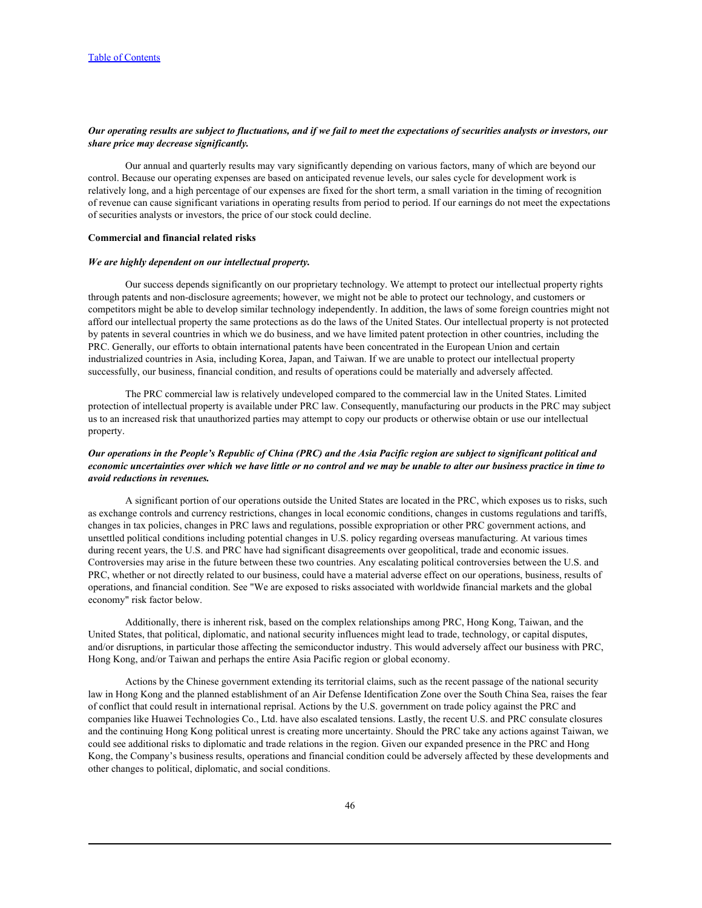***Our operating results are subject to fluctuations, and if we fail to meet the expectations of securities analysts or investors, our share price may decrease significantly.***

Our annual and quarterly results may vary significantly depending on various factors, many of which are beyond our control. Because our operating expenses are based on anticipated revenue levels, our sales cycle for development work is relatively long, and a high percentage of our expenses are fixed for the short term, a small variation in the timing of recognition of revenue can cause significant variations in operating results from period to period. If our earnings do not meet the expectations of securities analysts or investors, the price of our stock could decline.

**Commercial and financial related risks**

***We are highly dependent on our intellectual property.***

Our success depends significantly on our proprietary technology. We attempt to protect our intellectual property rights through patents and non-disclosure agreements; however, we might not be able to protect our technology, and customers or competitors might be able to develop similar technology independently. In addition, the laws of some foreign countries might not afford our intellectual property the same protections as do the laws of the United States. Our intellectual property is not protected by patents in several countries in which we do business, and we have limited patent protection in other countries, including the PRC. Generally, our efforts to obtain international patents have been concentrated in the European Union and certain industrialized countries in Asia, including Korea, Japan, and Taiwan. If we are unable to protect our intellectual property successfully, our business, financial condition, and results of operations could be materially and adversely affected.

The PRC commercial law is relatively undeveloped compared to the commercial law in the United States. Limited protection of intellectual property is available under PRC law. Consequently, manufacturing our products in the PRC may subject us to an increased risk that unauthorized parties may attempt to copy our products or otherwise obtain or use our intellectual property.

***Our operations in the People's Republic of China (PRC) and the Asia Pacific region are subject to significant political and economic uncertainties over which we have little or no control and we may be unable to alter our business practice in time to avoid reductions in revenues.***

A significant portion of our operations outside the United States are located in the PRC, which exposes us to risks, such as exchange controls and currency restrictions, changes in local economic conditions, changes in customs regulations and tariffs, changes in tax policies, changes in PRC laws and regulations, possible expropriation or other PRC government actions, and unsettled political conditions including potential changes in U.S. policy regarding overseas manufacturing. At various times during recent years, the U.S. and PRC have had significant disagreements over geopolitical, trade and economic issues. Controversies may arise in the future between these two countries. Any escalating political controversies between the U.S. and PRC, whether or not directly related to our business, could have a material adverse effect on our operations, business, results of operations, and financial condition. See "We are exposed to risks associated with worldwide financial markets and the global economy" risk factor below.

Additionally, there is inherent risk, based on the complex relationships among PRC, Hong Kong, Taiwan, and the United States, that political, diplomatic, and national security influences might lead to trade, technology, or capital disputes, and/or disruptions, in particular those affecting the semiconductor industry. This would adversely affect our business with PRC, Hong Kong, and/or Taiwan and perhaps the entire Asia Pacific region or global economy.

Actions by the Chinese government extending its territorial claims, such as the recent passage of the national security law in Hong Kong and the planned establishment of an Air Defense Identification Zone over the South China Sea, raises the fear of conflict that could result in international reprisal. Actions by the U.S. government on trade policy against the PRC and companies like Huawei Technologies Co., Ltd. have also escalated tensions. Lastly, the recent U.S. and PRC consulate closures and the continuing Hong Kong political unrest is creating more uncertainty. Should the PRC take any actions against Taiwan, we could see additional risks to diplomatic and trade relations in the region. Given our expanded presence in the PRC and Hong Kong, the Company's business results, operations and financial condition could be adversely affected by these developments and other changes to political, diplomatic, and social conditions.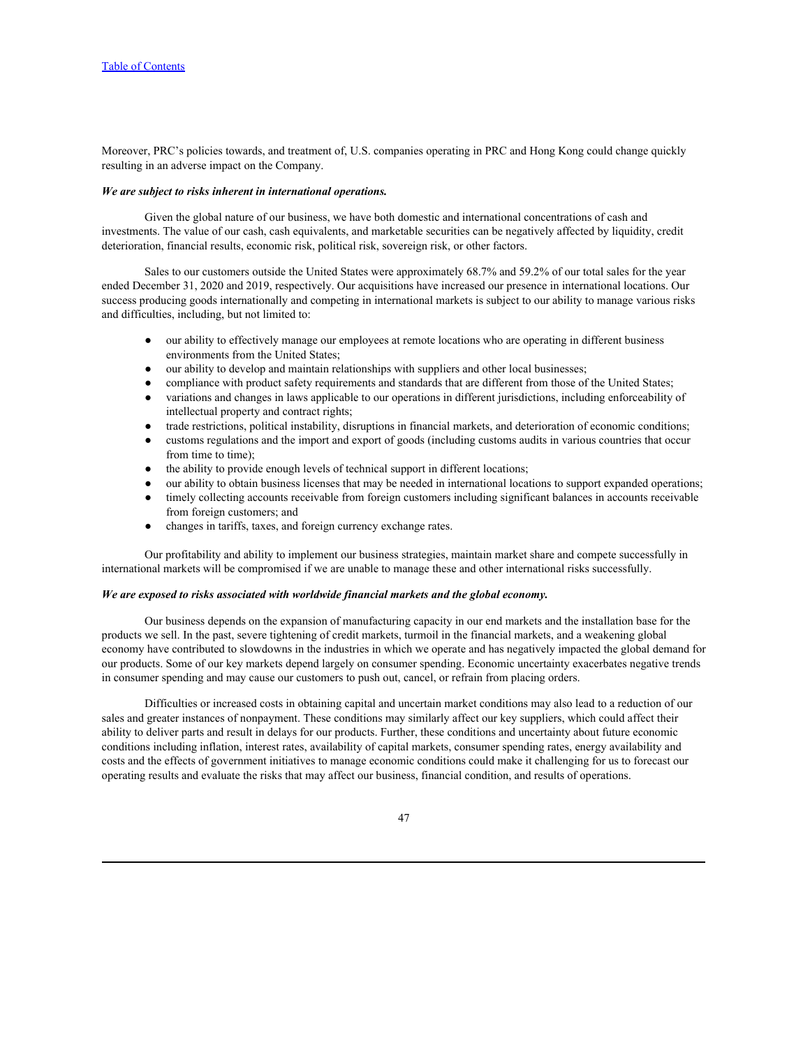Moreover, PRC's policies towards, and treatment of, U.S. companies operating in PRC and Hong Kong could change quickly resulting in an adverse impact on the Company.

***We are subject to risks inherent in international operations.***

Given the global nature of our business, we have both domestic and international concentrations of cash and investments. The value of our cash, cash equivalents, and marketable securities can be negatively affected by liquidity, credit deterioration, financial results, economic risk, political risk, sovereign risk, or other factors.

Sales to our customers outside the United States were approximately 68.7% and 59.2% of our total sales for the year ended December 31, 2020 and 2019, respectively. Our acquisitions have increased our presence in international locations. Our success producing goods internationally and competing in international markets is subject to our ability to manage various risks and difficulties, including, but not limited to:

- our ability to effectively manage our employees at remote locations who are operating in different business environments from the United States;
- our ability to develop and maintain relationships with suppliers and other local businesses;
- compliance with product safety requirements and standards that are different from those of the United States;
- variations and changes in laws applicable to our operations in different jurisdictions, including enforceability of intellectual property and contract rights;
- trade restrictions, political instability, disruptions in financial markets, and deterioration of economic conditions;
- customs regulations and the import and export of goods (including customs audits in various countries that occur from time to time);
- the ability to provide enough levels of technical support in different locations;
- our ability to obtain business licenses that may be needed in international locations to support expanded operations;
- timely collecting accounts receivable from foreign customers including significant balances in accounts receivable from foreign customers; and
- changes in tariffs, taxes, and foreign currency exchange rates.

Our profitability and ability to implement our business strategies, maintain market share and compete successfully in international markets will be compromised if we are unable to manage these and other international risks successfully.

***We are exposed to risks associated with worldwide financial markets and the global economy.***

Our business depends on the expansion of manufacturing capacity in our end markets and the installation base for the products we sell. In the past, severe tightening of credit markets, turmoil in the financial markets, and a weakening global economy have contributed to slowdowns in the industries in which we operate and has negatively impacted the global demand for our products. Some of our key markets depend largely on consumer spending. Economic uncertainty exacerbates negative trends in consumer spending and may cause our customers to push out, cancel, or refrain from placing orders.

Difficulties or increased costs in obtaining capital and uncertain market conditions may also lead to a reduction of our sales and greater instances of nonpayment. These conditions may similarly affect our key suppliers, which could affect their ability to deliver parts and result in delays for our products. Further, these conditions and uncertainty about future economic conditions including inflation, interest rates, availability of capital markets, consumer spending rates, energy availability and costs and the effects of government initiatives to manage economic conditions could make it challenging for us to forecast our operating results and evaluate the risks that may affect our business, financial condition, and results of operations.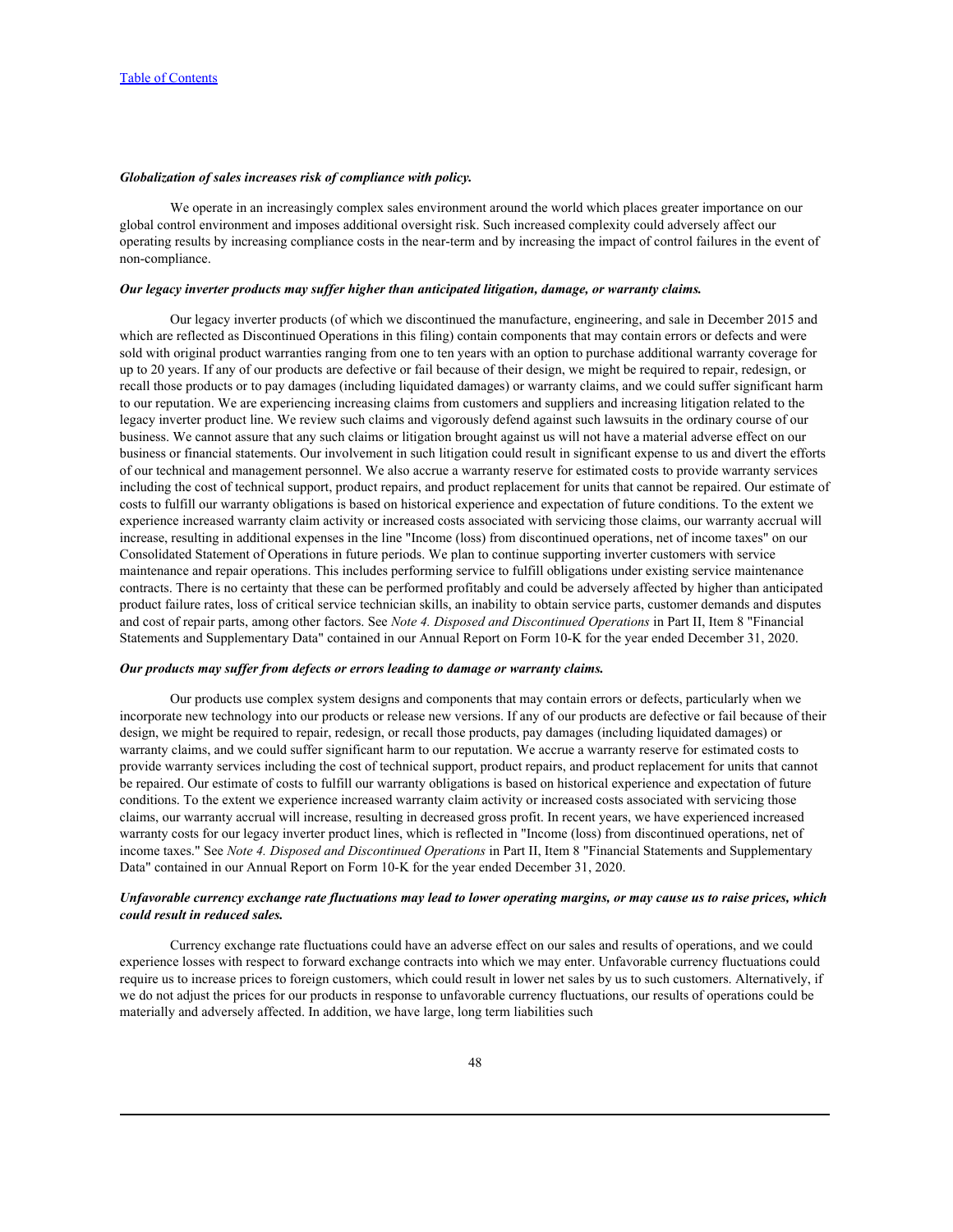*Globalization of sales increases risk of compliance with policy.*

We operate in an increasingly complex sales environment around the world which places greater importance on our global control environment and imposes additional oversight risk. Such increased complexity could adversely affect our operating results by increasing compliance costs in the near-term and by increasing the impact of control failures in the event of non-compliance.

***Our legacy inverter products may suffer higher than anticipated litigation, damage, or warranty claims.***

Our legacy inverter products (of which we discontinued the manufacture, engineering, and sale in December 2015 and which are reflected as Discontinued Operations in this filing) contain components that may contain errors or defects and were sold with original product warranties ranging from one to ten years with an option to purchase additional warranty coverage for up to 20 years. If any of our products are defective or fail because of their design, we might be required to repair, redesign, or recall those products or to pay damages (including liquidated damages) or warranty claims, and we could suffer significant harm to our reputation. We are experiencing increasing claims from customers and suppliers and increasing litigation related to the legacy inverter product line. We review such claims and vigorously defend against such lawsuits in the ordinary course of our business. We cannot assure that any such claims or litigation brought against us will not have a material adverse effect on our business or financial statements. Our involvement in such litigation could result in significant expense to us and divert the efforts of our technical and management personnel. We also accrue a warranty reserve for estimated costs to provide warranty services including the cost of technical support, product repairs, and product replacement for units that cannot be repaired. Our estimate of costs to fulfill our warranty obligations is based on historical experience and expectation of future conditions. To the extent we experience increased warranty claim activity or increased costs associated with servicing those claims, our warranty accrual will increase, resulting in additional expenses in the line "Income (loss) from discontinued operations, net of income taxes" on our Consolidated Statement of Operations in future periods. We plan to continue supporting inverter customers with service maintenance and repair operations. This includes performing service to fulfill obligations under existing service maintenance contracts. There is no certainty that these can be performed profitably and could be adversely affected by higher than anticipated product failure rates, loss of critical service technician skills, an inability to obtain service parts, customer demands and disputes and cost of repair parts, among other factors. See *Note 4. Disposed and Discontinued Operations* in Part II, Item 8 "Financial Statements and Supplementary Data" contained in our Annual Report on Form 10-K for the year ended December 31, 2020.

***Our products may suffer from defects or errors leading to damage or warranty claims.***

Our products use complex system designs and components that may contain errors or defects, particularly when we incorporate new technology into our products or release new versions. If any of our products are defective or fail because of their design, we might be required to repair, redesign, or recall those products, pay damages (including liquidated damages) or warranty claims, and we could suffer significant harm to our reputation. We accrue a warranty reserve for estimated costs to provide warranty services including the cost of technical support, product repairs, and product replacement for units that cannot be repaired. Our estimate of costs to fulfill our warranty obligations is based on historical experience and expectation of future conditions. To the extent we experience increased warranty claim activity or increased costs associated with servicing those claims, our warranty accrual will increase, resulting in decreased gross profit. In recent years, we have experienced increased warranty costs for our legacy inverter product lines, which is reflected in "Income (loss) from discontinued operations, net of income taxes." See *Note 4. Disposed and Discontinued Operations* in Part II, Item 8 "Financial Statements and Supplementary Data" contained in our Annual Report on Form 10-K for the year ended December 31, 2020.

***Unfavorable currency exchange rate fluctuations may lead to lower operating margins, or may cause us to raise prices, which could result in reduced sales.***

Currency exchange rate fluctuations could have an adverse effect on our sales and results of operations, and we could experience losses with respect to forward exchange contracts into which we may enter. Unfavorable currency fluctuations could require us to increase prices to foreign customers, which could result in lower net sales by us to such customers. Alternatively, if we do not adjust the prices for our products in response to unfavorable currency fluctuations, our results of operations could be materially and adversely affected. In addition, we have large, long term liabilities such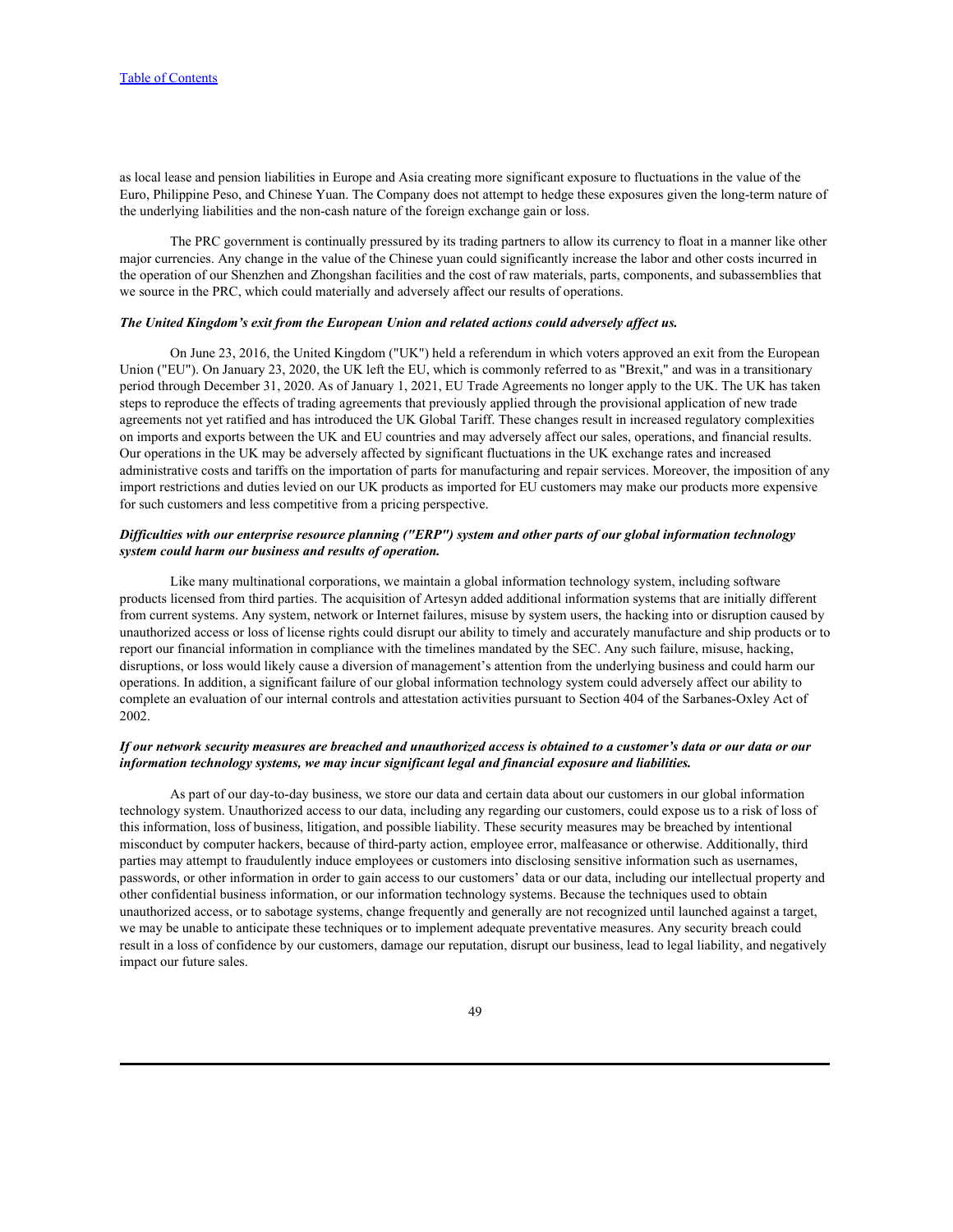as local lease and pension liabilities in Europe and Asia creating more significant exposure to fluctuations in the value of the Euro, Philippine Peso, and Chinese Yuan. The Company does not attempt to hedge these exposures given the long-term nature of the underlying liabilities and the non-cash nature of the foreign exchange gain or loss.

The PRC government is continually pressured by its trading partners to allow its currency to float in a manner like other major currencies. Any change in the value of the Chinese yuan could significantly increase the labor and other costs incurred in the operation of our Shenzhen and Zhongshan facilities and the cost of raw materials, parts, components, and subassemblies that we source in the PRC, which could materially and adversely affect our results of operations.

***The United Kingdom's exit from the European Union and related actions could adversely affect us.***

On June 23, 2016, the United Kingdom ("UK") held a referendum in which voters approved an exit from the European Union ("EU"). On January 23, 2020, the UK left the EU, which is commonly referred to as "Brexit," and was in a transitionary period through December 31, 2020. As of January 1, 2021, EU Trade Agreements no longer apply to the UK. The UK has taken steps to reproduce the effects of trading agreements that previously applied through the provisional application of new trade agreements not yet ratified and has introduced the UK Global Tariff. These changes result in increased regulatory complexities on imports and exports between the UK and EU countries and may adversely affect our sales, operations, and financial results. Our operations in the UK may be adversely affected by significant fluctuations in the UK exchange rates and increased administrative costs and tariffs on the importation of parts for manufacturing and repair services. Moreover, the imposition of any import restrictions and duties levied on our UK products as imported for EU customers may make our products more expensive for such customers and less competitive from a pricing perspective.

***Difficulties with our enterprise resource planning ("ERP") system and other parts of our global information technology system could harm our business and results of operation.***

Like many multinational corporations, we maintain a global information technology system, including software products licensed from third parties. The acquisition of Artesyn added additional information systems that are initially different from current systems. Any system, network or Internet failures, misuse by system users, the hacking into or disruption caused by unauthorized access or loss of license rights could disrupt our ability to timely and accurately manufacture and ship products or to report our financial information in compliance with the timelines mandated by the SEC. Any such failure, misuse, hacking, disruptions, or loss would likely cause a diversion of management's attention from the underlying business and could harm our operations. In addition, a significant failure of our global information technology system could adversely affect our ability to complete an evaluation of our internal controls and attestation activities pursuant to Section 404 of the Sarbanes-Oxley Act of 2002.

***If our network security measures are breached and unauthorized access is obtained to a customer's data or our data or our information technology systems, we may incur significant legal and financial exposure and liabilities.***

As part of our day-to-day business, we store our data and certain data about our customers in our global information technology system. Unauthorized access to our data, including any regarding our customers, could expose us to a risk of loss of this information, loss of business, litigation, and possible liability. These security measures may be breached by intentional misconduct by computer hackers, because of third-party action, employee error, malfeasance or otherwise. Additionally, third parties may attempt to fraudulently induce employees or customers into disclosing sensitive information such as usernames, passwords, or other information in order to gain access to our customers' data or our data, including our intellectual property and other confidential business information, or our information technology systems. Because the techniques used to obtain unauthorized access, or to sabotage systems, change frequently and generally are not recognized until launched against a target, we may be unable to anticipate these techniques or to implement adequate preventative measures. Any security breach could result in a loss of confidence by our customers, damage our reputation, disrupt our business, lead to legal liability, and negatively impact our future sales.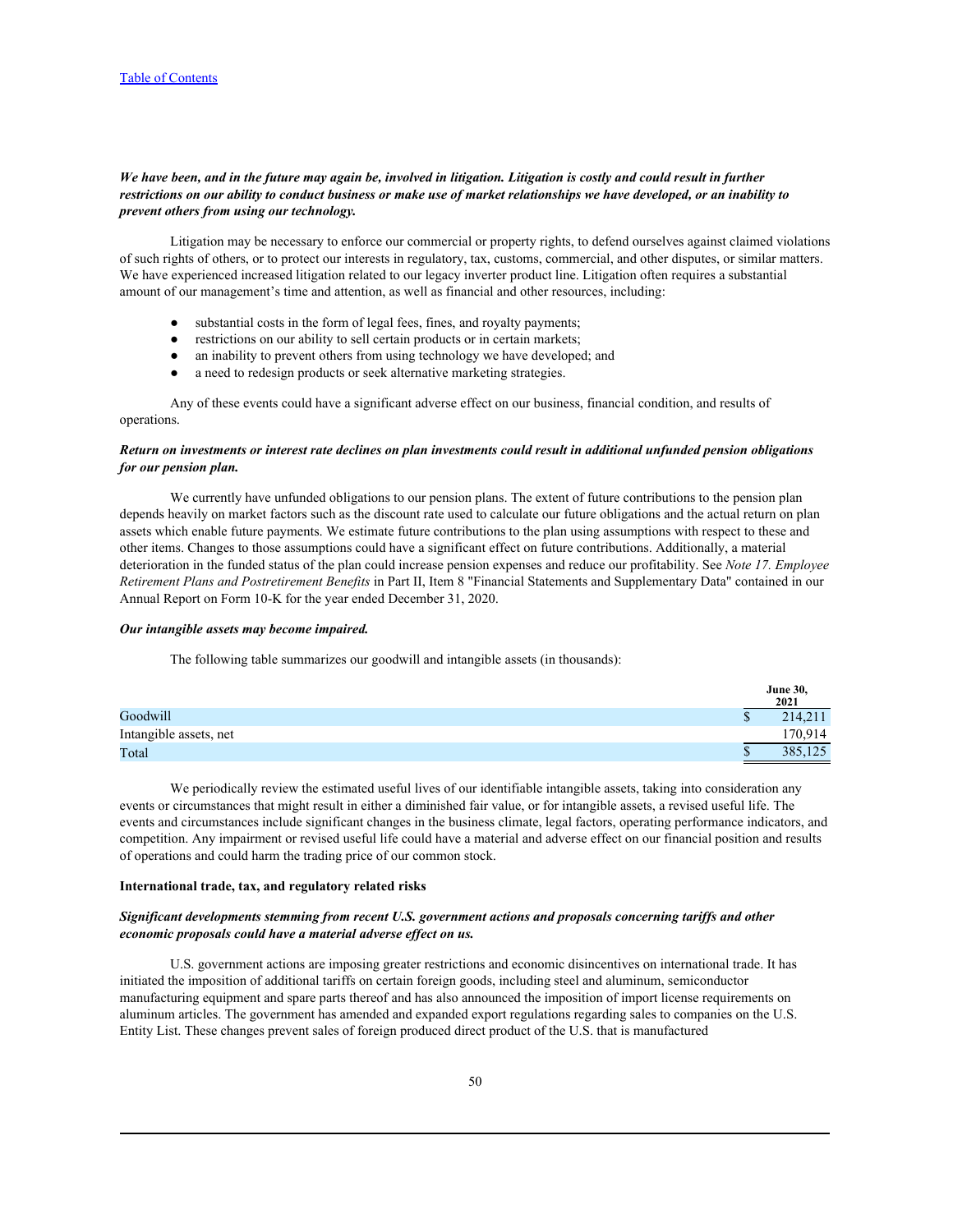***We have been, and in the future may again be, involved in litigation. Litigation is costly and could result in further restrictions on our ability to conduct business or make use of market relationships we have developed, or an inability to prevent others from using our technology.***

Litigation may be necessary to enforce our commercial or property rights, to defend ourselves against claimed violations of such rights of others, or to protect our interests in regulatory, tax, customs, commercial, and other disputes, or similar matters. We have experienced increased litigation related to our legacy inverter product line. Litigation often requires a substantial amount of our management's time and attention, as well as financial and other resources, including:

- substantial costs in the form of legal fees, fines, and royalty payments;
- restrictions on our ability to sell certain products or in certain markets;
- an inability to prevent others from using technology we have developed; and
- a need to redesign products or seek alternative marketing strategies.

Any of these events could have a significant adverse effect on our business, financial condition, and results of operations.

***Return on investments or interest rate declines on plan investments could result in additional unfunded pension obligations for our pension plan.***

We currently have unfunded obligations to our pension plans. The extent of future contributions to the pension plan depends heavily on market factors such as the discount rate used to calculate our future obligations and the actual return on plan assets which enable future payments. We estimate future contributions to the plan using assumptions with respect to these and other items. Changes to those assumptions could have a significant effect on future contributions. Additionally, a material deterioration in the funded status of the plan could increase pension expenses and reduce our profitability. See *Note 17. Employee Retirement Plans and Postretirement Benefits* in Part II, Item 8 "Financial Statements and Supplementary Data" contained in our Annual Report on Form 10-K for the year ended December 31, 2020.

***Our intangible assets may become impaired.***

The following table summarizes our goodwill and intangible assets (in thousands):

| | June 30, 2021 |
|---|---|
| Goodwill | $ 214,211 |
| Intangible assets, net | 170,914 |
| Total | $ 385,125 |

We periodically review the estimated useful lives of our identifiable intangible assets, taking into consideration any events or circumstances that might result in either a diminished fair value, or for intangible assets, a revised useful life. The events and circumstances include significant changes in the business climate, legal factors, operating performance indicators, and competition. Any impairment or revised useful life could have a material and adverse effect on our financial position and results of operations and could harm the trading price of our common stock.

**International trade, tax, and regulatory related risks**

***Significant developments stemming from recent U.S. government actions and proposals concerning tariffs and other economic proposals could have a material adverse effect on us.***

U.S. government actions are imposing greater restrictions and economic disincentives on international trade. It has initiated the imposition of additional tariffs on certain foreign goods, including steel and aluminum, semiconductor manufacturing equipment and spare parts thereof and has also announced the imposition of import license requirements on aluminum articles. The government has amended and expanded export regulations regarding sales to companies on the U.S. Entity List. These changes prevent sales of foreign produced direct product of the U.S. that is manufactured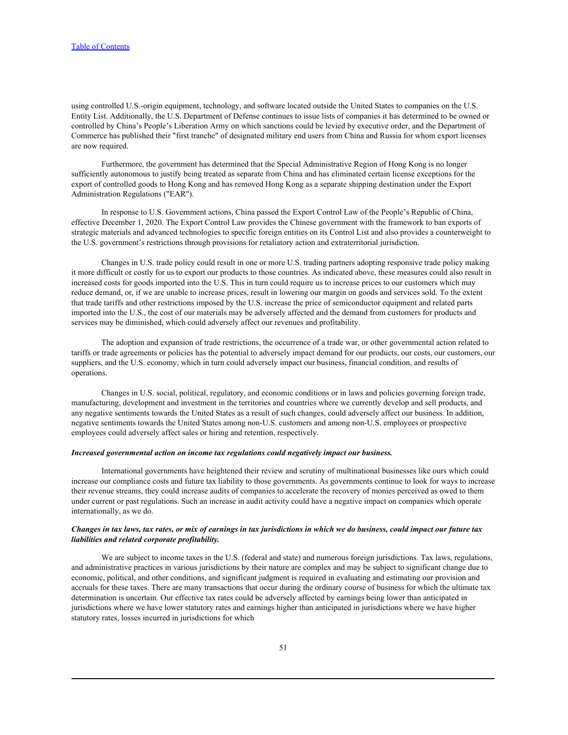using controlled U.S.-origin equipment, technology, and software located outside the United States to companies on the U.S. Entity List. Additionally, the U.S. Department of Defense continues to issue lists of companies it has determined to be owned or controlled by China's People's Liberation Army on which sanctions could be levied by executive order, and the Department of Commerce has published their "first tranche" of designated military end users from China and Russia for whom export licenses are now required.

Furthermore, the government has determined that the Special Administrative Region of Hong Kong is no longer sufficiently autonomous to justify being treated as separate from China and has eliminated certain license exceptions for the export of controlled goods to Hong Kong and has removed Hong Kong as a separate shipping destination under the Export Administration Regulations ("EAR").

In response to U.S. Government actions, China passed the Export Control Law of the People's Republic of China, effective December 1, 2020. The Export Control Law provides the Chinese government with the framework to ban exports of strategic materials and advanced technologies to specific foreign entities on its Control List and also provides a counterweight to the U.S. government's restrictions through provisions for retaliatory action and extraterritorial jurisdiction.

Changes in U.S. trade policy could result in one or more U.S. trading partners adopting responsive trade policy making it more difficult or costly for us to export our products to those countries. As indicated above, these measures could also result in increased costs for goods imported into the U.S. This in turn could require us to increase prices to our customers which may reduce demand, or, if we are unable to increase prices, result in lowering our margin on goods and services sold. To the extent that trade tariffs and other restrictions imposed by the U.S. increase the price of semiconductor equipment and related parts imported into the U.S., the cost of our materials may be adversely affected and the demand from customers for products and services may be diminished, which could adversely affect our revenues and profitability.

The adoption and expansion of trade restrictions, the occurrence of a trade war, or other governmental action related to tariffs or trade agreements or policies has the potential to adversely impact demand for our products, our costs, our customers, our suppliers, and the U.S. economy, which in turn could adversely impact our business, financial condition, and results of operations.

Changes in U.S. social, political, regulatory, and economic conditions or in laws and policies governing foreign trade, manufacturing, development and investment in the territories and countries where we currently develop and sell products, and any negative sentiments towards the United States as a result of such changes, could adversely affect our business. In addition, negative sentiments towards the United States among non-U.S. customers and among non-U.S. employees or prospective employees could adversely affect sales or hiring and retention, respectively.

***Increased governmental action on income tax regulations could negatively impact our business.***

International governments have heightened their review and scrutiny of multinational businesses like ours which could increase our compliance costs and future tax liability to those governments. As governments continue to look for ways to increase their revenue streams, they could increase audits of companies to accelerate the recovery of monies perceived as owed to them under current or past regulations. Such an increase in audit activity could have a negative impact on companies which operate internationally, as we do.

***Changes in tax laws, tax rates, or mix of earnings in tax jurisdictions in which we do business, could impact our future tax liabilities and related corporate profitability.***

We are subject to income taxes in the U.S. (federal and state) and numerous foreign jurisdictions. Tax laws, regulations, and administrative practices in various jurisdictions by their nature are complex and may be subject to significant change due to economic, political, and other conditions, and significant judgment is required in evaluating and estimating our provision and accruals for these taxes. There are many transactions that occur during the ordinary course of business for which the ultimate tax determination is uncertain. Our effective tax rates could be adversely affected by earnings being lower than anticipated in jurisdictions where we have lower statutory rates and earnings higher than anticipated in jurisdictions where we have higher statutory rates, losses incurred in jurisdictions for which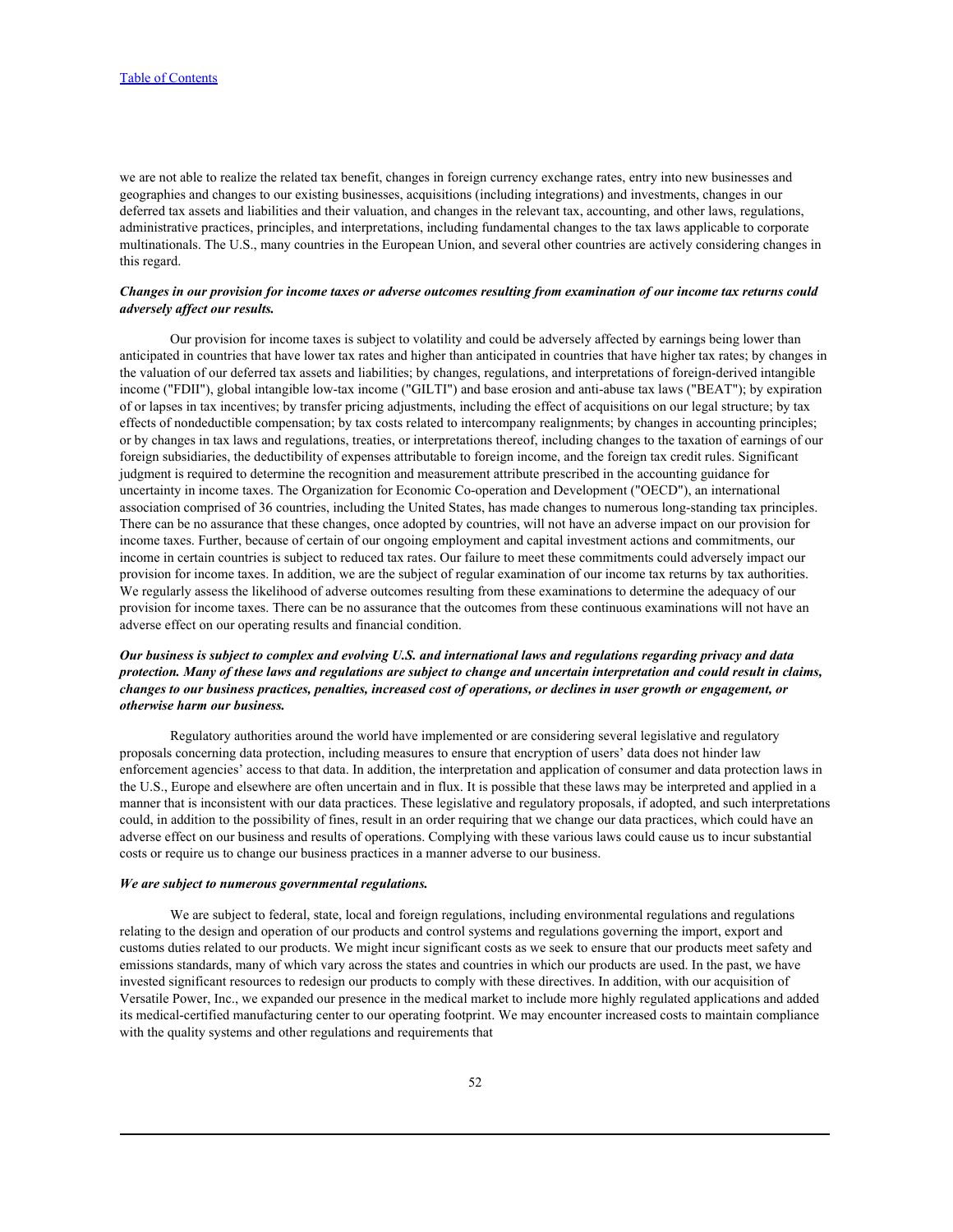we are not able to realize the related tax benefit, changes in foreign currency exchange rates, entry into new businesses and geographies and changes to our existing businesses, acquisitions (including integrations) and investments, changes in our deferred tax assets and liabilities and their valuation, and changes in the relevant tax, accounting, and other laws, regulations, administrative practices, principles, and interpretations, including fundamental changes to the tax laws applicable to corporate multinationals. The U.S., many countries in the European Union, and several other countries are actively considering changes in this regard.

***Changes in our provision for income taxes or adverse outcomes resulting from examination of our income tax returns could adversely affect our results.***

Our provision for income taxes is subject to volatility and could be adversely affected by earnings being lower than anticipated in countries that have lower tax rates and higher than anticipated in countries that have higher tax rates; by changes in the valuation of our deferred tax assets and liabilities; by changes, regulations, and interpretations of foreign-derived intangible income ("FDII"), global intangible low-tax income ("GILTI") and base erosion and anti-abuse tax laws ("BEAT"); by expiration of or lapses in tax incentives; by transfer pricing adjustments, including the effect of acquisitions on our legal structure; by tax effects of nondeductible compensation; by tax costs related to intercompany realignments; by changes in accounting principles; or by changes in tax laws and regulations, treaties, or interpretations thereof, including changes to the taxation of earnings of our foreign subsidiaries, the deductibility of expenses attributable to foreign income, and the foreign tax credit rules. Significant judgment is required to determine the recognition and measurement attribute prescribed in the accounting guidance for uncertainty in income taxes. The Organization for Economic Co-operation and Development ("OECD"), an international association comprised of 36 countries, including the United States, has made changes to numerous long-standing tax principles. There can be no assurance that these changes, once adopted by countries, will not have an adverse impact on our provision for income taxes. Further, because of certain of our ongoing employment and capital investment actions and commitments, our income in certain countries is subject to reduced tax rates. Our failure to meet these commitments could adversely impact our provision for income taxes. In addition, we are the subject of regular examination of our income tax returns by tax authorities. We regularly assess the likelihood of adverse outcomes resulting from these examinations to determine the adequacy of our provision for income taxes. There can be no assurance that the outcomes from these continuous examinations will not have an adverse effect on our operating results and financial condition.

***Our business is subject to complex and evolving U.S. and international laws and regulations regarding privacy and data protection. Many of these laws and regulations are subject to change and uncertain interpretation and could result in claims, changes to our business practices, penalties, increased cost of operations, or declines in user growth or engagement, or otherwise harm our business.***

Regulatory authorities around the world have implemented or are considering several legislative and regulatory proposals concerning data protection, including measures to ensure that encryption of users' data does not hinder law enforcement agencies' access to that data. In addition, the interpretation and application of consumer and data protection laws in the U.S., Europe and elsewhere are often uncertain and in flux. It is possible that these laws may be interpreted and applied in a manner that is inconsistent with our data practices. These legislative and regulatory proposals, if adopted, and such interpretations could, in addition to the possibility of fines, result in an order requiring that we change our data practices, which could have an adverse effect on our business and results of operations. Complying with these various laws could cause us to incur substantial costs or require us to change our business practices in a manner adverse to our business.

***We are subject to numerous governmental regulations.***

We are subject to federal, state, local and foreign regulations, including environmental regulations and regulations relating to the design and operation of our products and control systems and regulations governing the import, export and customs duties related to our products. We might incur significant costs as we seek to ensure that our products meet safety and emissions standards, many of which vary across the states and countries in which our products are used. In the past, we have invested significant resources to redesign our products to comply with these directives. In addition, with our acquisition of Versatile Power, Inc., we expanded our presence in the medical market to include more highly regulated applications and added its medical-certified manufacturing center to our operating footprint. We may encounter increased costs to maintain compliance with the quality systems and other regulations and requirements that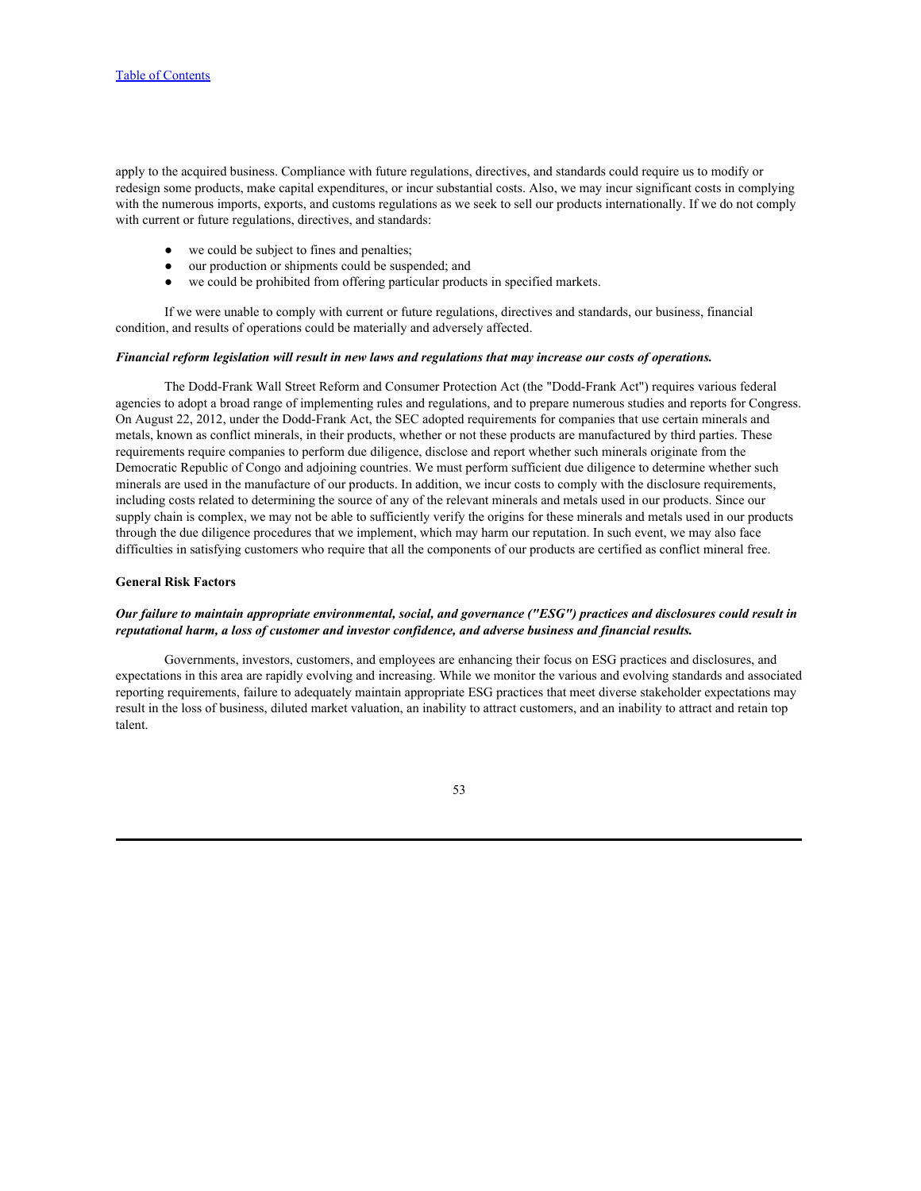apply to the acquired business. Compliance with future regulations, directives, and standards could require us to modify or redesign some products, make capital expenditures, or incur substantial costs. Also, we may incur significant costs in complying with the numerous imports, exports, and customs regulations as we seek to sell our products internationally. If we do not comply with current or future regulations, directives, and standards:

- we could be subject to fines and penalties;
- our production or shipments could be suspended; and
- we could be prohibited from offering particular products in specified markets.

If we were unable to comply with current or future regulations, directives and standards, our business, financial condition, and results of operations could be materially and adversely affected.

***Financial reform legislation will result in new laws and regulations that may increase our costs of operations.***

The Dodd-Frank Wall Street Reform and Consumer Protection Act (the "Dodd-Frank Act") requires various federal agencies to adopt a broad range of implementing rules and regulations, and to prepare numerous studies and reports for Congress. On August 22, 2012, under the Dodd-Frank Act, the SEC adopted requirements for companies that use certain minerals and metals, known as conflict minerals, in their products, whether or not these products are manufactured by third parties. These requirements require companies to perform due diligence, disclose and report whether such minerals originate from the Democratic Republic of Congo and adjoining countries. We must perform sufficient due diligence to determine whether such minerals are used in the manufacture of our products. In addition, we incur costs to comply with the disclosure requirements, including costs related to determining the source of any of the relevant minerals and metals used in our products. Since our supply chain is complex, we may not be able to sufficiently verify the origins for these minerals and metals used in our products through the due diligence procedures that we implement, which may harm our reputation. In such event, we may also face difficulties in satisfying customers who require that all the components of our products are certified as conflict mineral free.

**General Risk Factors**

***Our failure to maintain appropriate environmental, social, and governance ("ESG") practices and disclosures could result in reputational harm, a loss of customer and investor confidence, and adverse business and financial results.***

Governments, investors, customers, and employees are enhancing their focus on ESG practices and disclosures, and expectations in this area are rapidly evolving and increasing. While we monitor the various and evolving standards and associated reporting requirements, failure to adequately maintain appropriate ESG practices that meet diverse stakeholder expectations may result in the loss of business, diluted market valuation, an inability to attract customers, and an inability to attract and retain top talent.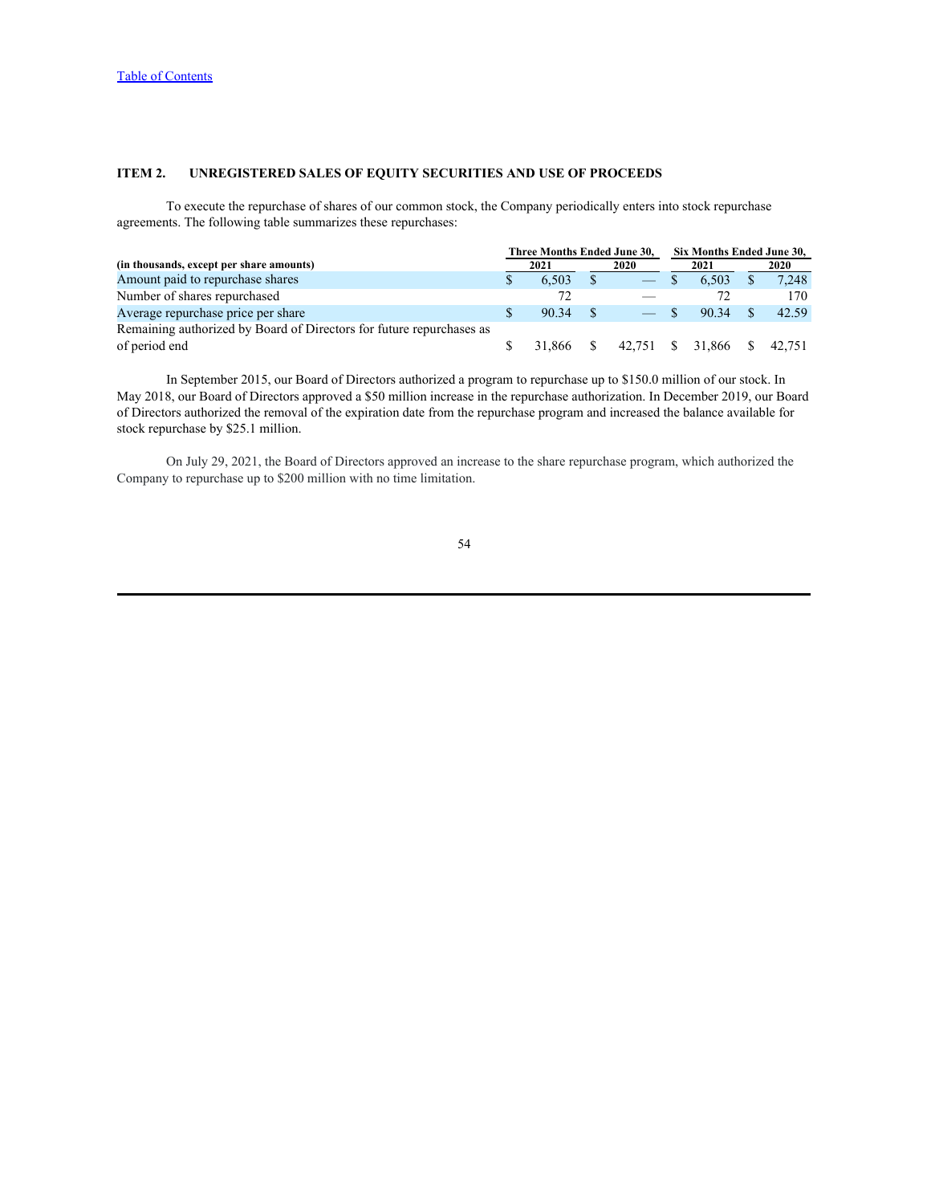## ITEM 2. UNREGISTERED SALES OF EQUITY SECURITIES AND USE OF PROCEEDS

To execute the repurchase of shares of our common stock, the Company periodically enters into stock repurchase agreements. The following table summarizes these repurchases:

| (in thousands, except per share amounts) | Three Months Ended June 30, | | Six Months Ended June 30, | |
|---|---|---|---|---|
| | 2021 | 2020 | 2021 | 2020 |
| Amount paid to repurchase shares | $ 6,503 | $ — | $ 6,503 | $ 7,248 |
| Number of shares repurchased | 72 | — | 72 | 170 |
| Average repurchase price per share | $ 90.34 | $ — | $ 90.34 | $ 42.59 |
| Remaining authorized by Board of Directors for future repurchases as of period end | $ 31,866 | $ 42,751 | $ 31,866 | $ 42,751 |

In September 2015, our Board of Directors authorized a program to repurchase up to $150.0 million of our stock. In May 2018, our Board of Directors approved a $50 million increase in the repurchase authorization. In December 2019, our Board of Directors authorized the removal of the expiration date from the repurchase program and increased the balance available for stock repurchase by $25.1 million.

On July 29, 2021, the Board of Directors approved an increase to the share repurchase program, which authorized the Company to repurchase up to $200 million with no time limitation.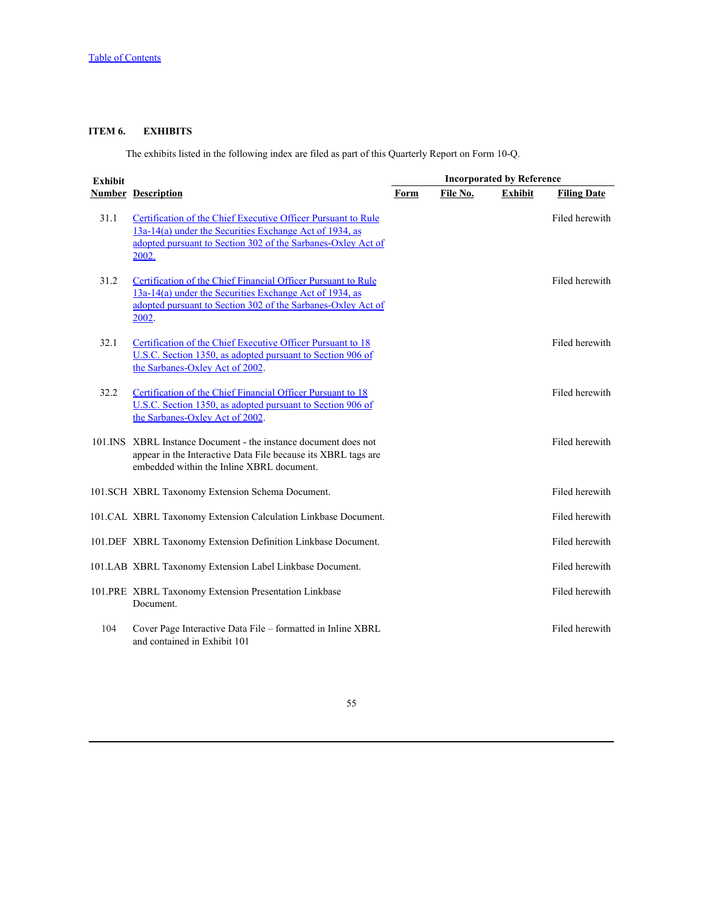[Table of Contents](#)

## ITEM 6. EXHIBITS

The exhibits listed in the following index are filed as part of this Quarterly Report on Form 10-Q.

| Exhibit Number | Description | Incorporated by Reference | | | |
|---|---|---|---|---|---|
| | | Form | File No. | Exhibit | Filing Date |
| 31.1 | Certification of the Chief Executive Officer Pursuant to Rule 13a-14(a) under the Securities Exchange Act of 1934, as adopted pursuant to Section 302 of the Sarbanes-Oxley Act of 2002. | | | | Filed herewith |
| 31.2 | Certification of the Chief Financial Officer Pursuant to Rule 13a-14(a) under the Securities Exchange Act of 1934, as adopted pursuant to Section 302 of the Sarbanes-Oxley Act of 2002. | | | | Filed herewith |
| 32.1 | Certification of the Chief Executive Officer Pursuant to 18 U.S.C. Section 1350, as adopted pursuant to Section 906 of the Sarbanes-Oxley Act of 2002. | | | | Filed herewith |
| 32.2 | Certification of the Chief Financial Officer Pursuant to 18 U.S.C. Section 1350, as adopted pursuant to Section 906 of the Sarbanes-Oxley Act of 2002. | | | | Filed herewith |
| 101.INS | XBRL Instance Document - the instance document does not appear in the Interactive Data File because its XBRL tags are embedded within the Inline XBRL document. | | | | Filed herewith |
| 101.SCH | XBRL Taxonomy Extension Schema Document. | | | | Filed herewith |
| 101.CAL | XBRL Taxonomy Extension Calculation Linkbase Document. | | | | Filed herewith |
| 101.DEF | XBRL Taxonomy Extension Definition Linkbase Document. | | | | Filed herewith |
| 101.LAB | XBRL Taxonomy Extension Label Linkbase Document. | | | | Filed herewith |
| 101.PRE | XBRL Taxonomy Extension Presentation Linkbase Document. | | | | Filed herewith |
| 104 | Cover Page Interactive Data File – formatted in Inline XBRL and contained in Exhibit 101 | | | | Filed herewith |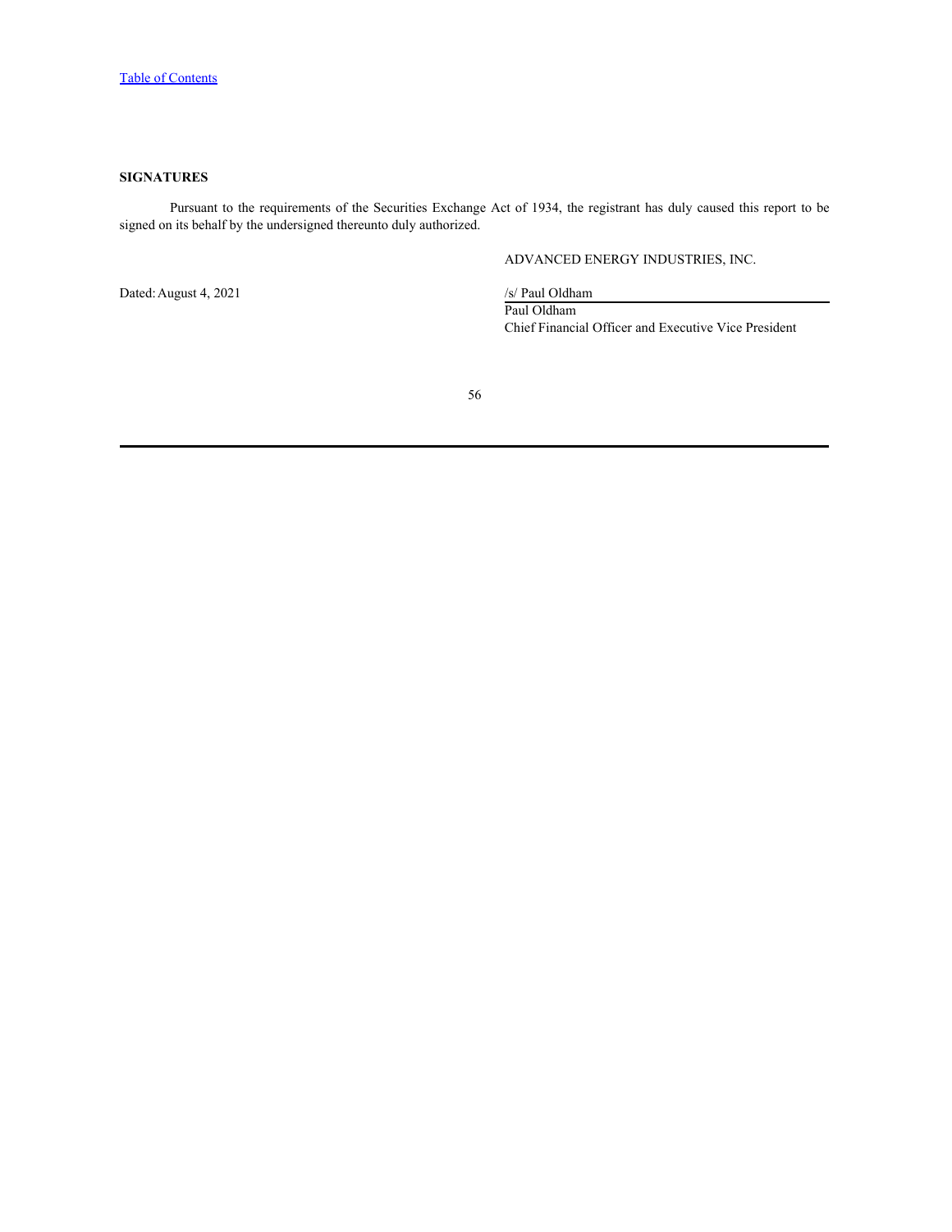**SIGNATURES**

Pursuant to the requirements of the Securities Exchange Act of 1934, the registrant has duly caused this report to be signed on its behalf by the undersigned thereunto duly authorized.

ADVANCED ENERGY INDUSTRIES, INC.

Dated: August 4, 2021

/s/ Paul Oldham
Paul Oldham
Chief Financial Officer and Executive Vice President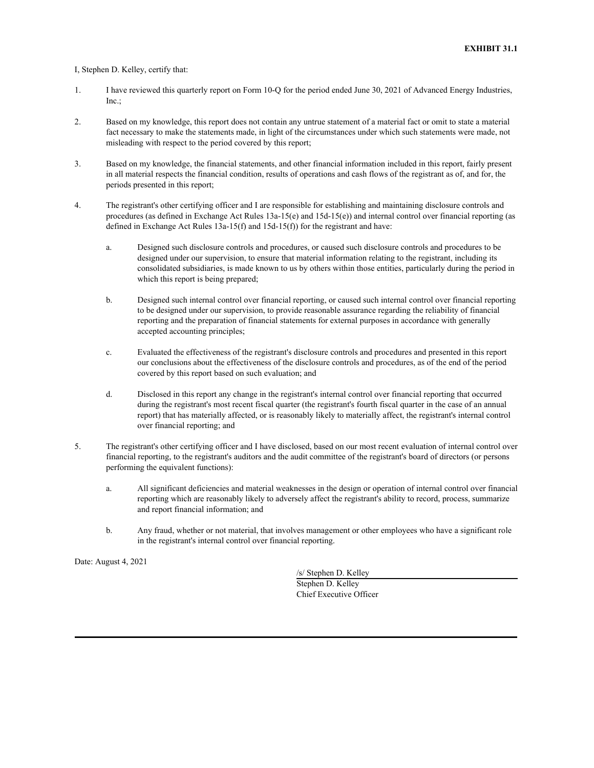**EXHIBIT 31.1**

I, Stephen D. Kelley, certify that:

1. I have reviewed this quarterly report on Form 10-Q for the period ended June 30, 2021 of Advanced Energy Industries, Inc.;

2. Based on my knowledge, this report does not contain any untrue statement of a material fact or omit to state a material fact necessary to make the statements made, in light of the circumstances under which such statements were made, not misleading with respect to the period covered by this report;

3. Based on my knowledge, the financial statements, and other financial information included in this report, fairly present in all material respects the financial condition, results of operations and cash flows of the registrant as of, and for, the periods presented in this report;

4. The registrant's other certifying officer and I are responsible for establishing and maintaining disclosure controls and procedures (as defined in Exchange Act Rules 13a-15(e) and 15d-15(e)) and internal control over financial reporting (as defined in Exchange Act Rules 13a-15(f) and 15d-15(f)) for the registrant and have:

    a. Designed such disclosure controls and procedures, or caused such disclosure controls and procedures to be designed under our supervision, to ensure that material information relating to the registrant, including its consolidated subsidiaries, is made known to us by others within those entities, particularly during the period in which this report is being prepared;

    b. Designed such internal control over financial reporting, or caused such internal control over financial reporting to be designed under our supervision, to provide reasonable assurance regarding the reliability of financial reporting and the preparation of financial statements for external purposes in accordance with generally accepted accounting principles;

    c. Evaluated the effectiveness of the registrant's disclosure controls and procedures and presented in this report our conclusions about the effectiveness of the disclosure controls and procedures, as of the end of the period covered by this report based on such evaluation; and

    d. Disclosed in this report any change in the registrant's internal control over financial reporting that occurred during the registrant's most recent fiscal quarter (the registrant's fourth fiscal quarter in the case of an annual report) that has materially affected, or is reasonably likely to materially affect, the registrant's internal control over financial reporting; and

5. The registrant's other certifying officer and I have disclosed, based on our most recent evaluation of internal control over financial reporting, to the registrant's auditors and the audit committee of the registrant's board of directors (or persons performing the equivalent functions):

    a. All significant deficiencies and material weaknesses in the design or operation of internal control over financial reporting which are reasonably likely to adversely affect the registrant's ability to record, process, summarize and report financial information; and

    b. Any fraud, whether or not material, that involves management or other employees who have a significant role in the registrant's internal control over financial reporting.

Date: August 4, 2021

/s/ Stephen D. Kelley
Stephen D. Kelley
Chief Executive Officer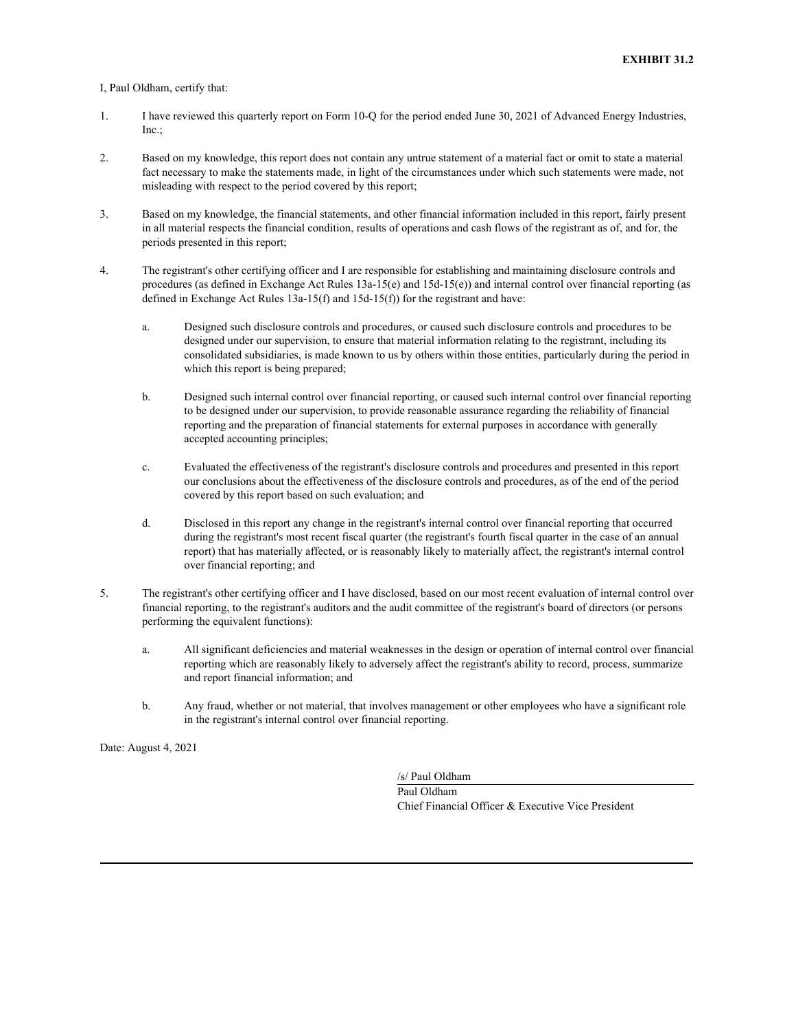**EXHIBIT 31.2**

I, Paul Oldham, certify that:

1. I have reviewed this quarterly report on Form 10-Q for the period ended June 30, 2021 of Advanced Energy Industries, Inc.;

2. Based on my knowledge, this report does not contain any untrue statement of a material fact or omit to state a material fact necessary to make the statements made, in light of the circumstances under which such statements were made, not misleading with respect to the period covered by this report;

3. Based on my knowledge, the financial statements, and other financial information included in this report, fairly present in all material respects the financial condition, results of operations and cash flows of the registrant as of, and for, the periods presented in this report;

4. The registrant's other certifying officer and I are responsible for establishing and maintaining disclosure controls and procedures (as defined in Exchange Act Rules 13a-15(e) and 15d-15(e)) and internal control over financial reporting (as defined in Exchange Act Rules 13a-15(f) and 15d-15(f)) for the registrant and have:

   a. Designed such disclosure controls and procedures, or caused such disclosure controls and procedures to be designed under our supervision, to ensure that material information relating to the registrant, including its consolidated subsidiaries, is made known to us by others within those entities, particularly during the period in which this report is being prepared;

   b. Designed such internal control over financial reporting, or caused such internal control over financial reporting to be designed under our supervision, to provide reasonable assurance regarding the reliability of financial reporting and the preparation of financial statements for external purposes in accordance with generally accepted accounting principles;

   c. Evaluated the effectiveness of the registrant's disclosure controls and procedures and presented in this report our conclusions about the effectiveness of the disclosure controls and procedures, as of the end of the period covered by this report based on such evaluation; and

   d. Disclosed in this report any change in the registrant's internal control over financial reporting that occurred during the registrant's most recent fiscal quarter (the registrant's fourth fiscal quarter in the case of an annual report) that has materially affected, or is reasonably likely to materially affect, the registrant's internal control over financial reporting; and

5. The registrant's other certifying officer and I have disclosed, based on our most recent evaluation of internal control over financial reporting, to the registrant's auditors and the audit committee of the registrant's board of directors (or persons performing the equivalent functions):

   a. All significant deficiencies and material weaknesses in the design or operation of internal control over financial reporting which are reasonably likely to adversely affect the registrant's ability to record, process, summarize and report financial information; and

   b. Any fraud, whether or not material, that involves management or other employees who have a significant role in the registrant's internal control over financial reporting.

Date: August 4, 2021

/s/ Paul Oldham
Paul Oldham
Chief Financial Officer & Executive Vice President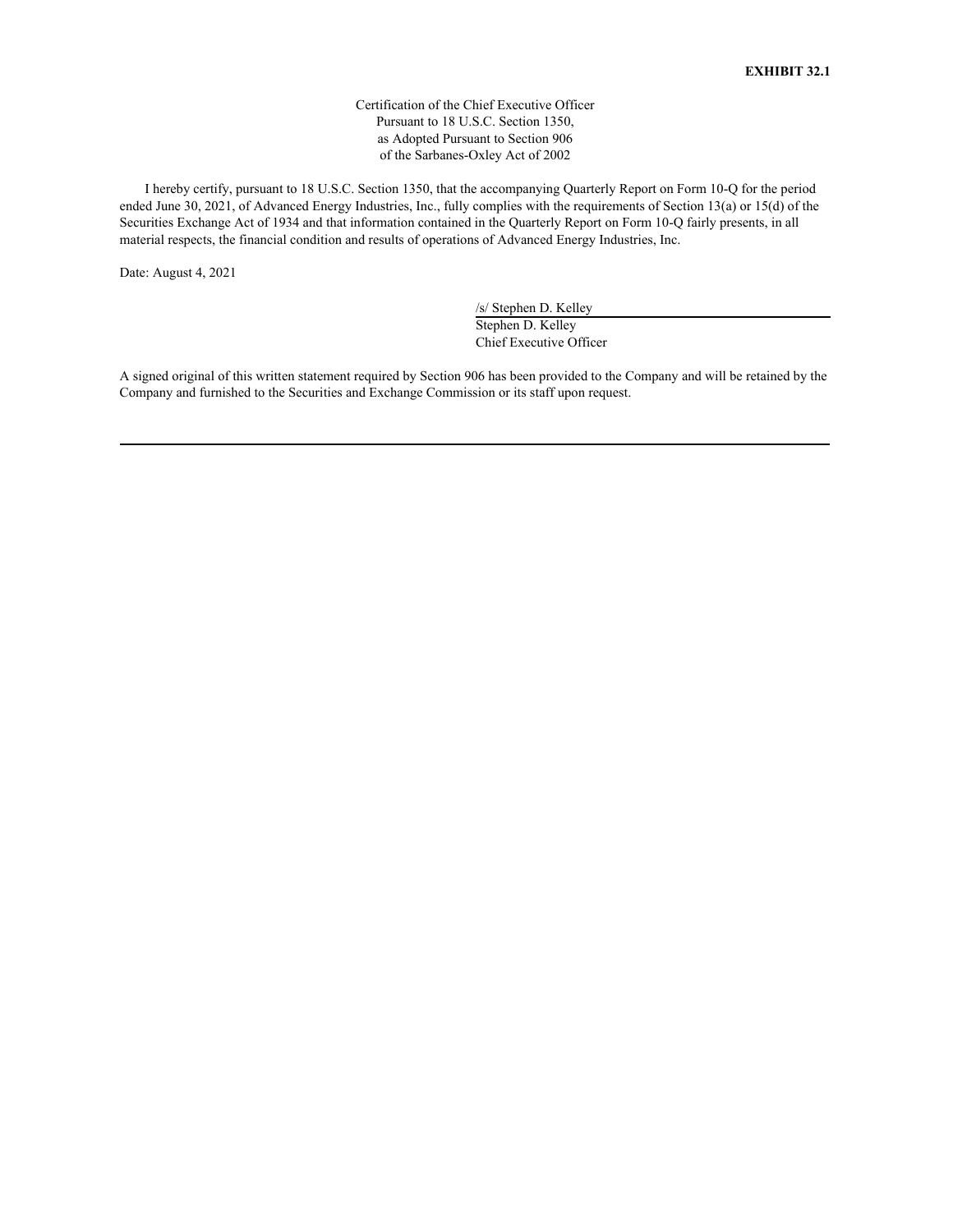**EXHIBIT 32.1**

Certification of the Chief Executive Officer
Pursuant to 18 U.S.C. Section 1350,
as Adopted Pursuant to Section 906
of the Sarbanes-Oxley Act of 2002

I hereby certify, pursuant to 18 U.S.C. Section 1350, that the accompanying Quarterly Report on Form 10-Q for the period ended June 30, 2021, of Advanced Energy Industries, Inc., fully complies with the requirements of Section 13(a) or 15(d) of the Securities Exchange Act of 1934 and that information contained in the Quarterly Report on Form 10-Q fairly presents, in all material respects, the financial condition and results of operations of Advanced Energy Industries, Inc.

Date: August 4, 2021

/s/ Stephen D. Kelley
Stephen D. Kelley
Chief Executive Officer

A signed original of this written statement required by Section 906 has been provided to the Company and will be retained by the Company and furnished to the Securities and Exchange Commission or its staff upon request.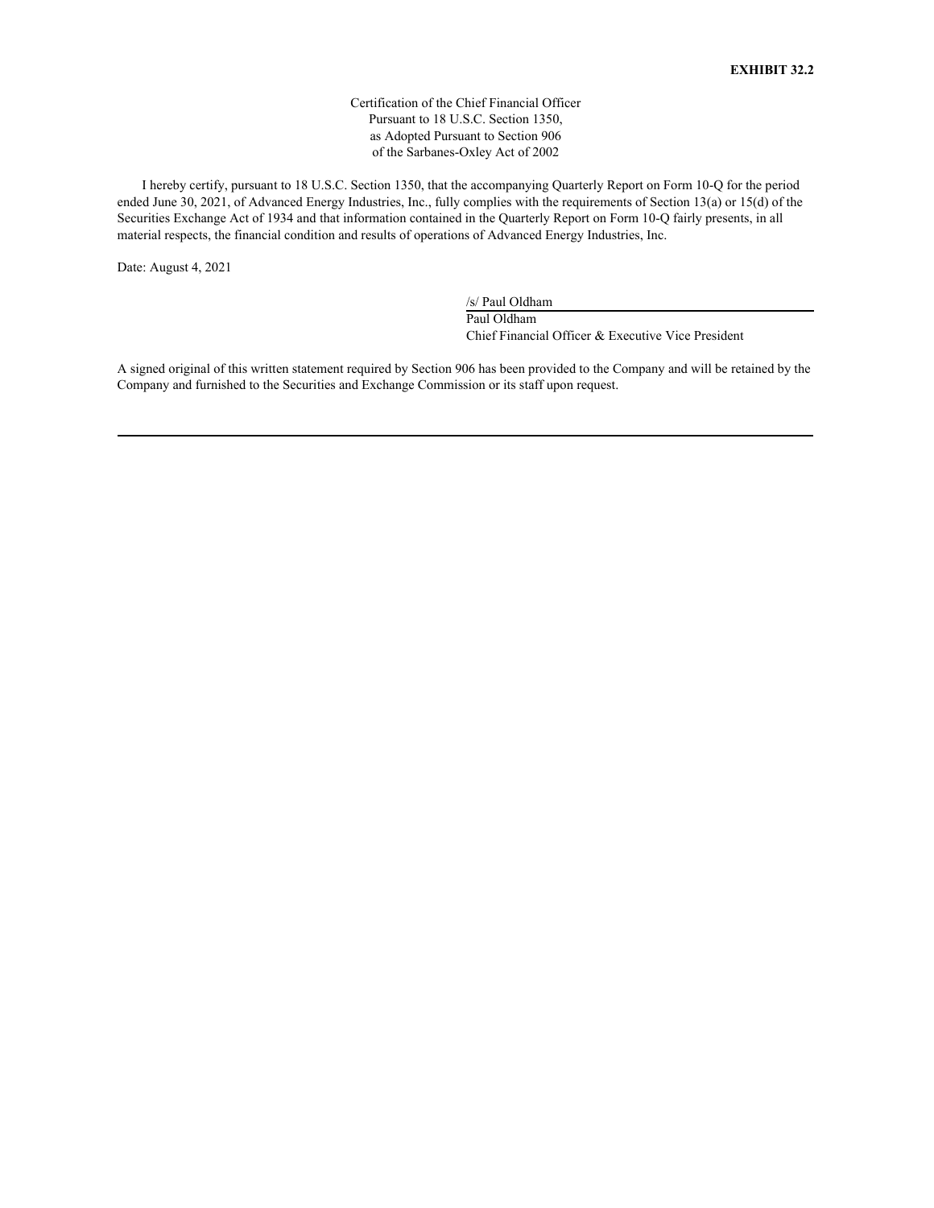**EXHIBIT 32.2**

Certification of the Chief Financial Officer
Pursuant to 18 U.S.C. Section 1350,
as Adopted Pursuant to Section 906
of the Sarbanes-Oxley Act of 2002

I hereby certify, pursuant to 18 U.S.C. Section 1350, that the accompanying Quarterly Report on Form 10-Q for the period ended June 30, 2021, of Advanced Energy Industries, Inc., fully complies with the requirements of Section 13(a) or 15(d) of the Securities Exchange Act of 1934 and that information contained in the Quarterly Report on Form 10-Q fairly presents, in all material respects, the financial condition and results of operations of Advanced Energy Industries, Inc.

Date: August 4, 2021

/s/ Paul Oldham
Paul Oldham
Chief Financial Officer & Executive Vice President

A signed original of this written statement required by Section 906 has been provided to the Company and will be retained by the Company and furnished to the Securities and Exchange Commission or its staff upon request.